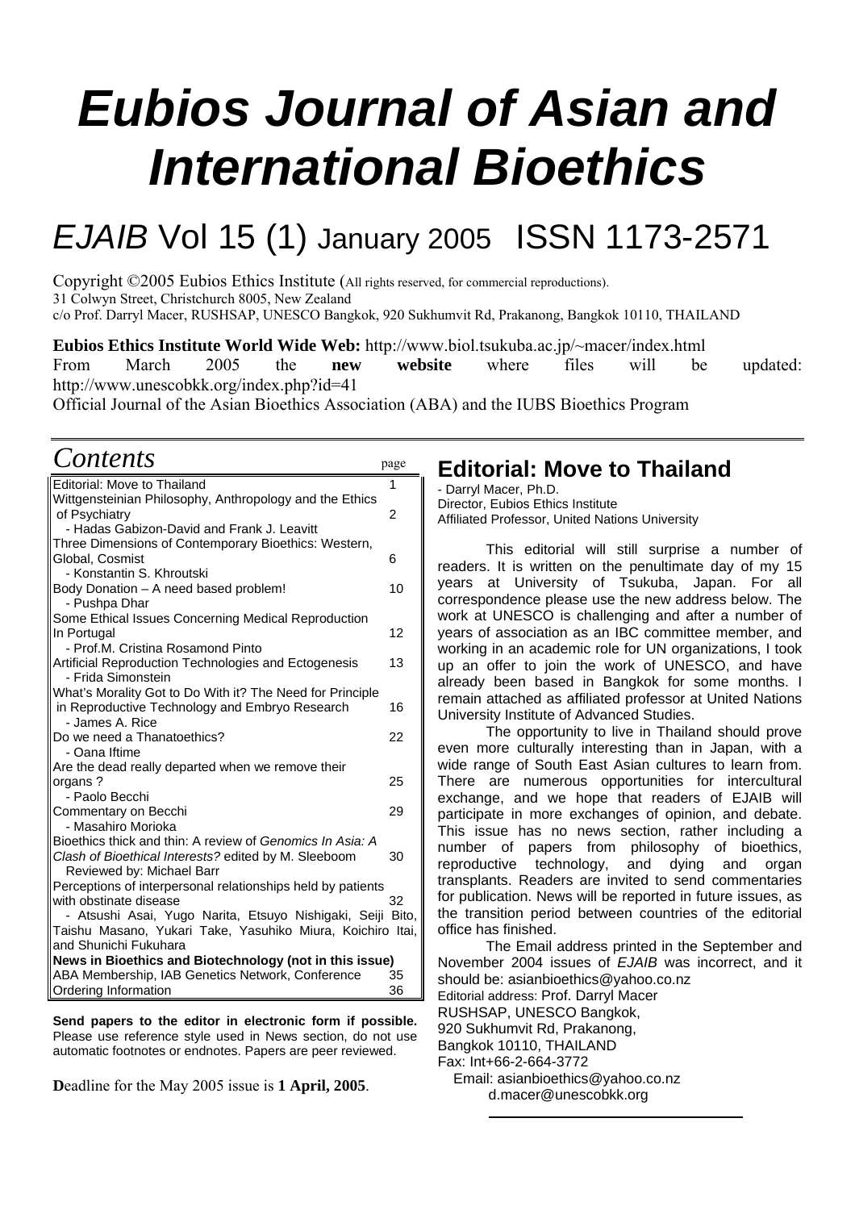# Eubios Journal of Asian and International Bioethics

*EJAIB* Vol 15 (1) January 2005 ISSN 1173-2571

Copyright ©2005 Eubios Ethics Institute (All rights reserved, for commercial reproductions).
31 Colwyn Street, Christchurch 8005, New Zealand
c/o Prof. Darryl Macer, RUSHSAP, UNESCO Bangkok, 920 Sukhumvit Rd, Prakanong, Bangkok 10110, THAILAND

**Eubios Ethics Institute World Wide Web:** http://www.biol.tsukuba.ac.jp/~macer/index.html
From March 2005 the **new website** where files will be updated: http://www.unescobkk.org/index.php?id=41
Official Journal of the Asian Bioethics Association (ABA) and the IUBS Bioethics Program

## *Contents*

| | page |
|---|---|
| Editorial: Move to Thailand | 1 |
| Wittgensteinian Philosophy, Anthropology and the Ethics of Psychiatry<br>- Hadas Gabizon-David and Frank J. Leavitt | 2 |
| Three Dimensions of Contemporary Bioethics: Western, Global, Cosmist<br>- Konstantin S. Khroutski | 6 |
| Body Donation – A need based problem!<br>- Pushpa Dhar | 10 |
| Some Ethical Issues Concerning Medical Reproduction In Portugal<br>- Prof.M. Cristina Rosamond Pinto | 12 |
| Artificial Reproduction Technologies and Ectogenesis<br>- Frida Simonstein | 13 |
| What's Morality Got to Do With it? The Need for Principle in Reproductive Technology and Embryo Research<br>- James A. Rice | 16 |
| Do we need a Thanatoethics?<br>- Oana Iftime | 22 |
| Are the dead really departed when we remove their organs ?<br>- Paolo Becchi | 25 |
| Commentary on Becchi<br>- Masahiro Morioka | 29 |
| Bioethics thick and thin: A review of *Genomics In Asia: A Clash of Bioethical Interests?* edited by M. Sleeboom<br>Reviewed by: Michael Barr | 30 |
| Perceptions of interpersonal relationships held by patients with obstinate disease<br>- Atsushi Asai, Yugo Narita, Etsuyo Nishigaki, Seiji Bito, Taishu Masano, Yukari Take, Yasuhiko Miura, Koichiro Itai, and Shunichi Fukuhara | 32 |
| **News in Bioethics and Biotechnology (not in this issue)** | |
| ABA Membership, IAB Genetics Network, Conference | 35 |
| Ordering Information | 36 |

**Send papers to the editor in electronic form if possible.** Please use reference style used in News section, do not use automatic footnotes or endnotes. Papers are peer reviewed.

**D**eadline for the May 2005 issue is **1 April, 2005**.

## Editorial: Move to Thailand

- Darryl Macer, Ph.D.
Director, Eubios Ethics Institute
Affiliated Professor, United Nations University

This editorial will still surprise a number of readers. It is written on the penultimate day of my 15 years at University of Tsukuba, Japan. For all correspondence please use the new address below. The work at UNESCO is challenging and after a number of years of association as an IBC committee member, and working in an academic role for UN organizations, I took up an offer to join the work of UNESCO, and have already been based in Bangkok for some months. I remain attached as affiliated professor at United Nations University Institute of Advanced Studies.

The opportunity to live in Thailand should prove even more culturally interesting than in Japan, with a wide range of South East Asian cultures to learn from. There are numerous opportunities for intercultural exchange, and we hope that readers of EJAIB will participate in more exchanges of opinion, and debate. This issue has no news section, rather including a number of papers from philosophy of bioethics, reproductive technology, and dying and organ transplants. Readers are invited to send commentaries for publication. News will be reported in future issues, as the transition period between countries of the editorial office has finished.

The Email address printed in the September and November 2004 issues of *EJAIB* was incorrect, and it should be: asianbioethics@yahoo.co.nz

Editorial address: Prof. Darryl Macer
RUSHSAP, UNESCO Bangkok,
920 Sukhumvit Rd, Prakanong,
Bangkok 10110, THAILAND
Fax: Int+66-2-664-3772
Email: asianbioethics@yahoo.co.nz
d.macer@unescobkk.org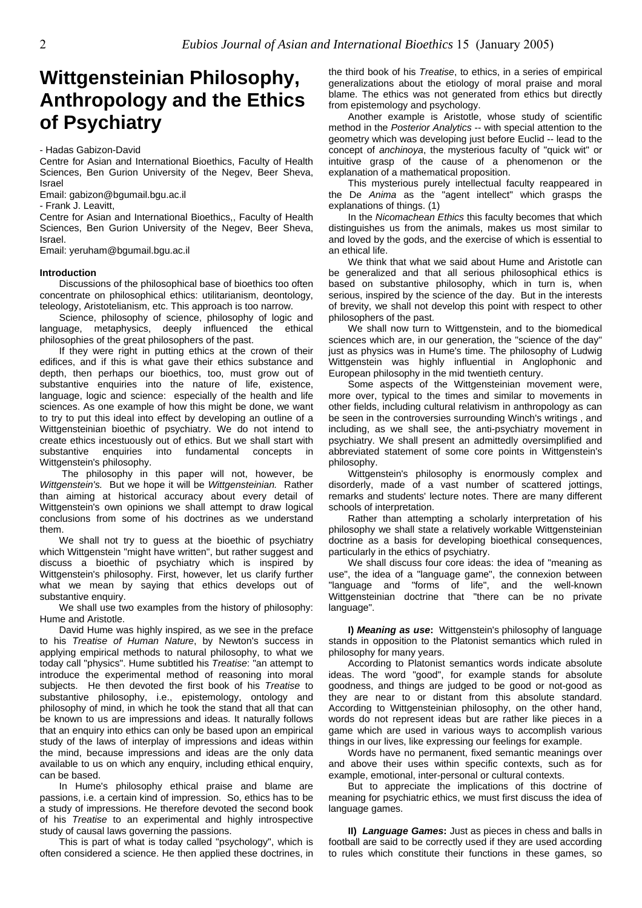# Wittgensteinian Philosophy, Anthropology and the Ethics of Psychiatry

- Hadas Gabizon-David

Centre for Asian and International Bioethics, Faculty of Health Sciences, Ben Gurion University of the Negev, Beer Sheva, Israel

Email: gabizon@bgumail.bgu.ac.il

- Frank J. Leavitt,

Centre for Asian and International Bioethics,, Faculty of Health Sciences, Ben Gurion University of the Negev, Beer Sheva, Israel.

Email: yeruham@bgumail.bgu.ac.il

**Introduction**

Discussions of the philosophical base of bioethics too often concentrate on philosophical ethics: utilitarianism, deontology, teleology, Aristotelianism, etc. This approach is too narrow.

Science, philosophy of science, philosophy of logic and language, metaphysics, deeply influenced the ethical philosophies of the great philosophers of the past.

If they were right in putting ethics at the crown of their edifices, and if this is what gave their ethics substance and depth, then perhaps our bioethics, too, must grow out of substantive enquiries into the nature of life, existence, language, logic and science: especially of the health and life sciences. As one example of how this might be done, we want to try to put this ideal into effect by developing an outline of a Wittgensteinian bioethic of psychiatry. We do not intend to create ethics incestuously out of ethics. But we shall start with substantive enquiries into fundamental concepts in Wittgenstein's philosophy.

The philosophy in this paper will not, however, be *Wittgenstein's.* But we hope it will be *Wittgensteinian.* Rather than aiming at historical accuracy about every detail of Wittgenstein's own opinions we shall attempt to draw logical conclusions from some of his doctrines as we understand them.

We shall not try to guess at the bioethic of psychiatry which Wittgenstein "might have written", but rather suggest and discuss a bioethic of psychiatry which is inspired by Wittgenstein's philosophy. First, however, let us clarify further what we mean by saying that ethics develops out of substantive enquiry.

We shall use two examples from the history of philosophy: Hume and Aristotle.

David Hume was highly inspired, as we see in the preface to his *Treatise of Human Nature*, by Newton's success in applying empirical methods to natural philosophy, to what we today call "physics". Hume subtitled his *Treatise*: "an attempt to introduce the experimental method of reasoning into moral subjects. He then devoted the first book of his *Treatise* to substantive philosophy, i.e., epistemology, ontology and philosophy of mind, in which he took the stand that all that can be known to us are impressions and ideas. It naturally follows that an enquiry into ethics can only be based upon an empirical study of the laws of interplay of impressions and ideas within the mind, because impressions and ideas are the only data available to us on which any enquiry, including ethical enquiry, can be based.

In Hume's philosophy ethical praise and blame are passions, i.e. a certain kind of impression. So, ethics has to be a study of impressions. He therefore devoted the second book of his *Treatise* to an experimental and highly introspective study of causal laws governing the passions.

This is part of what is today called "psychology", which is often considered a science. He then applied these doctrines, in the third book of his *Treatise*, to ethics, in a series of empirical generalizations about the etiology of moral praise and moral blame. The ethics was not generated from ethics but directly from epistemology and psychology.

Another example is Aristotle, whose study of scientific method in the *Posterior Analytics* -- with special attention to the geometry which was developing just before Euclid -- lead to the concept of *anchinoya*, the mysterious faculty of "quick wit" or intuitive grasp of the cause of a phenomenon or the explanation of a mathematical proposition.

This mysterious purely intellectual faculty reappeared in the De *Anima* as the "agent intellect" which grasps the explanations of things. (1)

In the *Nicomachean Ethics* this faculty becomes that which distinguishes us from the animals, makes us most similar to and loved by the gods, and the exercise of which is essential to an ethical life.

We think that what we said about Hume and Aristotle can be generalized and that all serious philosophical ethics is based on substantive philosophy, which in turn is, when serious, inspired by the science of the day. But in the interests of brevity, we shall not develop this point with respect to other philosophers of the past.

We shall now turn to Wittgenstein, and to the biomedical sciences which are, in our generation, the "science of the day" just as physics was in Hume's time. The philosophy of Ludwig Wittgenstein was highly influential in Anglophonic and European philosophy in the mid twentieth century.

Some aspects of the Wittgensteinian movement were, more over, typical to the times and similar to movements in other fields, including cultural relativism in anthropology as can be seen in the controversies surrounding Winch's writings , and including, as we shall see, the anti-psychiatry movement in psychiatry. We shall present an admittedly oversimplified and abbreviated statement of some core points in Wittgenstein's philosophy.

Wittgenstein's philosophy is enormously complex and disorderly, made of a vast number of scattered jottings, remarks and students' lecture notes. There are many different schools of interpretation.

Rather than attempting a scholarly interpretation of his philosophy we shall state a relatively workable Wittgensteinian doctrine as a basis for developing bioethical consequences, particularly in the ethics of psychiatry.

We shall discuss four core ideas: the idea of "meaning as use", the idea of a "language game", the connexion between "language and "forms of life", and the well-known Wittgensteinian doctrine that "there can be no private language".

**I) *Meaning as use*:** Wittgenstein's philosophy of language stands in opposition to the Platonist semantics which ruled in philosophy for many years.

According to Platonist semantics words indicate absolute ideas. The word "good", for example stands for absolute goodness, and things are judged to be good or not-good as they are near to or distant from this absolute standard. According to Wittgensteinian philosophy, on the other hand, words do not represent ideas but are rather like pieces in a game which are used in various ways to accomplish various things in our lives, like expressing our feelings for example.

Words have no permanent, fixed semantic meanings over and above their uses within specific contexts, such as for example, emotional, inter-personal or cultural contexts.

But to appreciate the implications of this doctrine of meaning for psychiatric ethics, we must first discuss the idea of language games.

**II) *Language Games*:** Just as pieces in chess and balls in football are said to be correctly used if they are used according to rules which constitute their functions in these games, so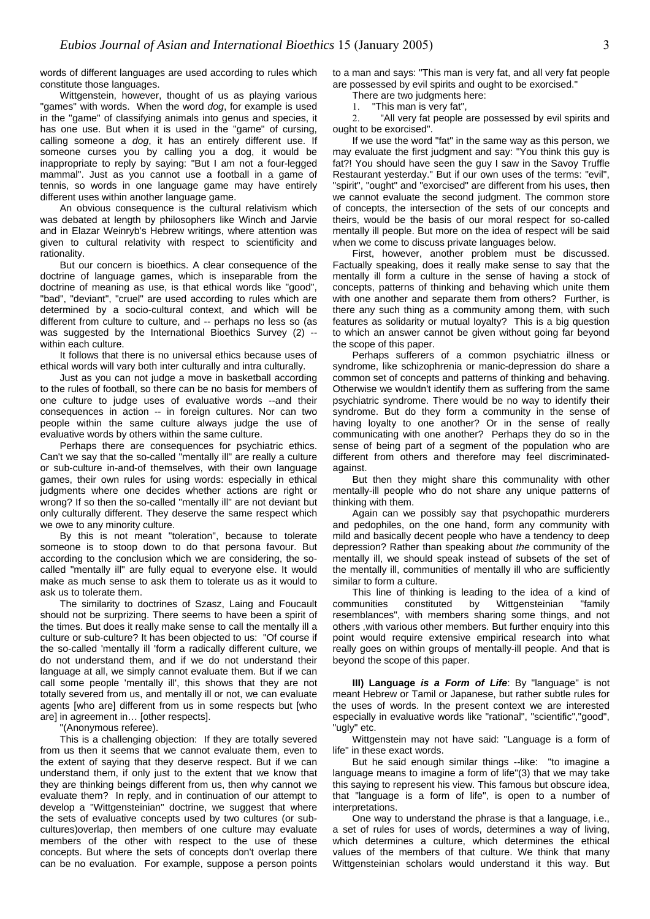words of different languages are used according to rules which constitute those languages.

Wittgenstein, however, thought of us as playing various "games" with words. When the word *dog*, for example is used in the "game" of classifying animals into genus and species, it has one use. But when it is used in the "game" of cursing, calling someone a *dog*, it has an entirely different use. If someone curses you by calling you a dog, it would be inappropriate to reply by saying: "But I am not a four-legged mammal". Just as you cannot use a football in a game of tennis, so words in one language game may have entirely different uses within another language game.

An obvious consequence is the cultural relativism which was debated at length by philosophers like Winch and Jarvie and in Elazar Weinryb's Hebrew writings, where attention was given to cultural relativity with respect to scientificity and rationality.

But our concern is bioethics. A clear consequence of the doctrine of language games, which is inseparable from the doctrine of meaning as use, is that ethical words like "good", "bad", "deviant", "cruel" are used according to rules which are determined by a socio-cultural context, and which will be different from culture to culture, and -- perhaps no less so (as was suggested by the International Bioethics Survey (2) -- within each culture.

It follows that there is no universal ethics because uses of ethical words will vary both inter culturally and intra culturally.

Just as you can not judge a move in basketball according to the rules of football, so there can be no basis for members of one culture to judge uses of evaluative words --and their consequences in action -- in foreign cultures. Nor can two people within the same culture always judge the use of evaluative words by others within the same culture.

Perhaps there are consequences for psychiatric ethics. Can't we say that the so-called "mentally ill" are really a culture or sub-culture in-and-of themselves, with their own language games, their own rules for using words: especially in ethical judgments where one decides whether actions are right or wrong? If so then the so-called "mentally ill" are not deviant but only culturally different. They deserve the same respect which we owe to any minority culture.

By this is not meant "toleration", because to tolerate someone is to stoop down to do that persona favour. But according to the conclusion which we are considering, the so-called "mentally ill" are fully equal to everyone else. It would make as much sense to ask them to tolerate us as it would to ask us to tolerate them.

The similarity to doctrines of Szasz, Laing and Foucault should not be surprizing. There seems to have been a spirit of the times. But does it really make sense to call the mentally ill a culture or sub-culture? It has been objected to us: "Of course if the so-called 'mentally ill 'form a radically different culture, we do not understand them, and if we do not understand their language at all, we simply cannot evaluate them. But if we can call some people 'mentally ill', this shows that they are not totally severed from us, and mentally ill or not, we can evaluate agents [who are] different from us in some respects but [who are] in agreement in… [other respects].

"(Anonymous referee).

This is a challenging objection: If they are totally severed from us then it seems that we cannot evaluate them, even to the extent of saying that they deserve respect. But if we can understand them, if only just to the extent that we know that they are thinking beings different from us, then why cannot we evaluate them? In reply, and in continuation of our attempt to develop a "Wittgensteinian" doctrine, we suggest that where the sets of evaluative concepts used by two cultures (or sub-cultures)overlap, then members of one culture may evaluate members of the other with respect to the use of these concepts. But where the sets of concepts don't overlap there can be no evaluation. For example, suppose a person points to a man and says: "This man is very fat, and all very fat people are possessed by evil spirits and ought to be exorcised."

There are two judgments here:

1. "This man is very fat",
2. "All very fat people are possessed by evil spirits and ought to be exorcised".

If we use the word "fat" in the same way as this person, we may evaluate the first judgment and say: "You think this guy is fat?! You should have seen the guy I saw in the Savoy Truffle Restaurant yesterday." But if our own uses of the terms: "evil", "spirit", "ought" and "exorcised" are different from his uses, then we cannot evaluate the second judgment. The common store of concepts, the intersection of the sets of our concepts and theirs, would be the basis of our moral respect for so-called mentally ill people. But more on the idea of respect will be said when we come to discuss private languages below.

First, however, another problem must be discussed. Factually speaking, does it really make sense to say that the mentally ill form a culture in the sense of having a stock of concepts, patterns of thinking and behaving which unite them with one another and separate them from others? Further, is there any such thing as a community among them, with such features as solidarity or mutual loyalty? This is a big question to which an answer cannot be given without going far beyond the scope of this paper.

Perhaps sufferers of a common psychiatric illness or syndrome, like schizophrenia or manic-depression do share a common set of concepts and patterns of thinking and behaving. Otherwise we wouldn't identify them as suffering from the same psychiatric syndrome. There would be no way to identify their syndrome. But do they form a community in the sense of having loyalty to one another? Or in the sense of really communicating with one another? Perhaps they do so in the sense of being part of a segment of the population who are different from others and therefore may feel discriminated-against.

But then they might share this communality with other mentally-ill people who do not share any unique patterns of thinking with them.

Again can we possibly say that psychopathic murderers and pedophiles, on the one hand, form any community with mild and basically decent people who have a tendency to deep depression? Rather than speaking about *the* community of the mentally ill, we should speak instead of subsets of the set of the mentally ill, communities of mentally ill who are sufficiently similar to form a culture.

This line of thinking is leading to the idea of a kind of communities constituted by Wittgensteinian "family resemblances", with members sharing some things, and not others ,with various other members. But further enquiry into this point would require extensive empirical research into what really goes on within groups of mentally-ill people. And that is beyond the scope of this paper.

**III) Language *is a Form of Life***: By "language" is not meant Hebrew or Tamil or Japanese, but rather subtle rules for the uses of words. In the present context we are interested especially in evaluative words like "rational", "scientific","good", "ugly" etc.

Wittgenstein may not have said: "Language is a form of life" in these exact words.

But he said enough similar things --like: "to imagine a language means to imagine a form of life"(3) that we may take this saying to represent his view. This famous but obscure idea, that "language is a form of life", is open to a number of interpretations.

One way to understand the phrase is that a language, i.e., a set of rules for uses of words, determines a way of living, which determines a culture, which determines the ethical values of the members of that culture. We think that many Wittgensteinian scholars would understand it this way. But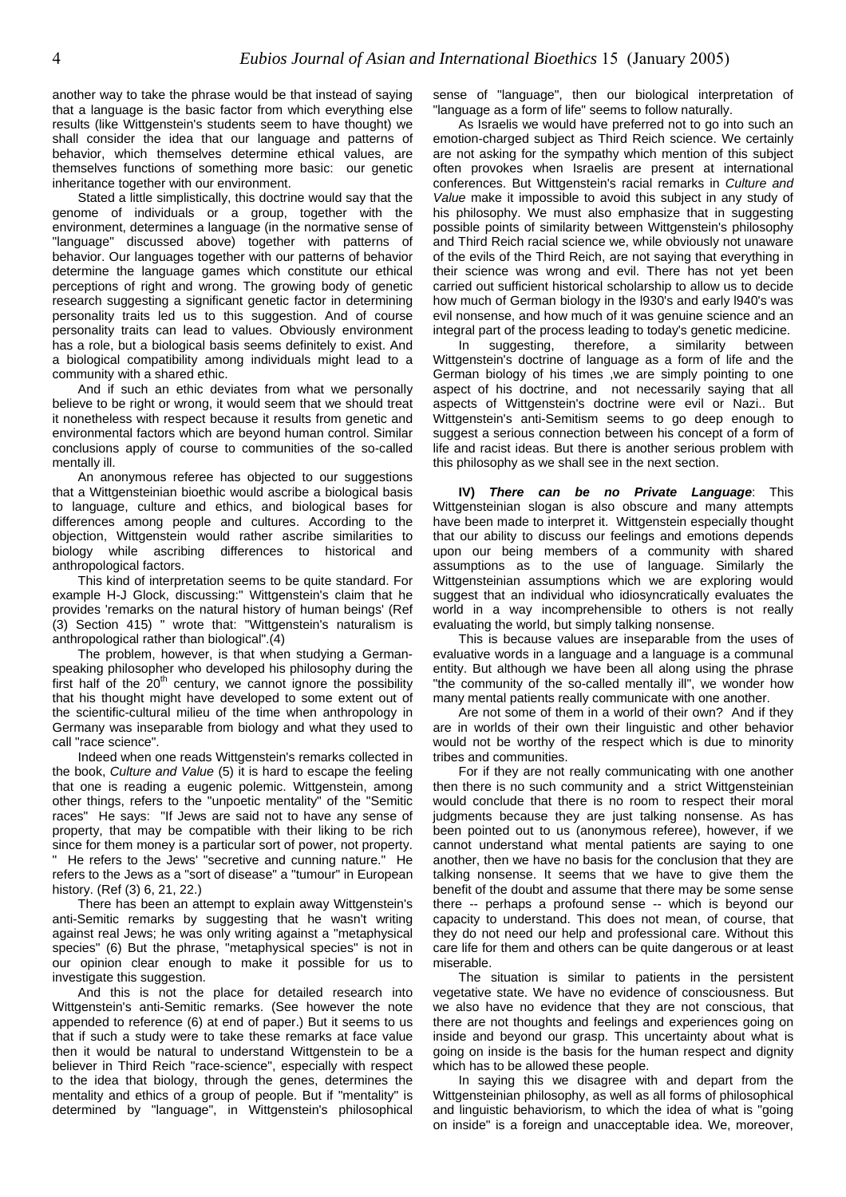another way to take the phrase would be that instead of saying that a language is the basic factor from which everything else results (like Wittgenstein's students seem to have thought) we shall consider the idea that our language and patterns of behavior, which themselves determine ethical values, are themselves functions of something more basic: our genetic inheritance together with our environment.

Stated a little simplistically, this doctrine would say that the genome of individuals or a group, together with the environment, determines a language (in the normative sense of "language" discussed above) together with patterns of behavior. Our languages together with our patterns of behavior determine the language games which constitute our ethical perceptions of right and wrong. The growing body of genetic research suggesting a significant genetic factor in determining personality traits led us to this suggestion. And of course personality traits can lead to values. Obviously environment has a role, but a biological basis seems definitely to exist. And a biological compatibility among individuals might lead to a community with a shared ethic.

And if such an ethic deviates from what we personally believe to be right or wrong, it would seem that we should treat it nonetheless with respect because it results from genetic and environmental factors which are beyond human control. Similar conclusions apply of course to communities of the so-called mentally ill.

An anonymous referee has objected to our suggestions that a Wittgensteinian bioethic would ascribe a biological basis to language, culture and ethics, and biological bases for differences among people and cultures. According to the objection, Wittgenstein would rather ascribe similarities to biology while ascribing differences to historical and anthropological factors.

This kind of interpretation seems to be quite standard. For example H-J Glock, discussing:" Wittgenstein's claim that he provides 'remarks on the natural history of human beings' (Ref (3) Section 415) " wrote that: "Wittgenstein's naturalism is anthropological rather than biological".(4)

The problem, however, is that when studying a German-speaking philosopher who developed his philosophy during the first half of the 20th century, we cannot ignore the possibility that his thought might have developed to some extent out of the scientific-cultural milieu of the time when anthropology in Germany was inseparable from biology and what they used to call "race science".

Indeed when one reads Wittgenstein's remarks collected in the book, *Culture and Value* (5) it is hard to escape the feeling that one is reading a eugenic polemic. Wittgenstein, among other things, refers to the "unpoetic mentality" of the "Semitic races" He says: "If Jews are said not to have any sense of property, that may be compatible with their liking to be rich since for them money is a particular sort of power, not property. " He refers to the Jews' "secretive and cunning nature." He refers to the Jews as a "sort of disease" a "tumour" in European history. (Ref (3) 6, 21, 22.)

There has been an attempt to explain away Wittgenstein's anti-Semitic remarks by suggesting that he wasn't writing against real Jews; he was only writing against a "metaphysical species" (6) But the phrase, "metaphysical species" is not in our opinion clear enough to make it possible for us to investigate this suggestion.

And this is not the place for detailed research into Wittgenstein's anti-Semitic remarks. (See however the note appended to reference (6) at end of paper.) But it seems to us that if such a study were to take these remarks at face value then it would be natural to understand Wittgenstein to be a believer in Third Reich "race-science", especially with respect to the idea that biology, through the genes, determines the mentality and ethics of a group of people. But if "mentality" is determined by "language", in Wittgenstein's philosophical sense of "language", then our biological interpretation of "language as a form of life" seems to follow naturally.

As Israelis we would have preferred not to go into such an emotion-charged subject as Third Reich science. We certainly are not asking for the sympathy which mention of this subject often provokes when Israelis are present at international conferences. But Wittgenstein's racial remarks in *Culture and Value* make it impossible to avoid this subject in any study of his philosophy. We must also emphasize that in suggesting possible points of similarity between Wittgenstein's philosophy and Third Reich racial science we, while obviously not unaware of the evils of the Third Reich, are not saying that everything in their science was wrong and evil. There has not yet been carried out sufficient historical scholarship to allow us to decide how much of German biology in the l930's and early l940's was evil nonsense, and how much of it was genuine science and an integral part of the process leading to today's genetic medicine.

In suggesting, therefore, a similarity between Wittgenstein's doctrine of language as a form of life and the German biology of his times ,we are simply pointing to one aspect of his doctrine, and not necessarily saying that all aspects of Wittgenstein's doctrine were evil or Nazi.. But Wittgenstein's anti-Semitism seems to go deep enough to suggest a serious connection between his concept of a form of life and racist ideas. But there is another serious problem with this philosophy as we shall see in the next section.

**IV)** ***There can be no Private Language***: This Wittgensteinian slogan is also obscure and many attempts have been made to interpret it. Wittgenstein especially thought that our ability to discuss our feelings and emotions depends upon our being members of a community with shared assumptions as to the use of language. Similarly the Wittgensteinian assumptions which we are exploring would suggest that an individual who idiosyncratically evaluates the world in a way incomprehensible to others is not really evaluating the world, but simply talking nonsense.

This is because values are inseparable from the uses of evaluative words in a language and a language is a communal entity. But although we have been all along using the phrase "the community of the so-called mentally ill", we wonder how many mental patients really communicate with one another.

Are not some of them in a world of their own? And if they are in worlds of their own their linguistic and other behavior would not be worthy of the respect which is due to minority tribes and communities.

For if they are not really communicating with one another then there is no such community and a strict Wittgensteinian would conclude that there is no room to respect their moral judgments because they are just talking nonsense. As has been pointed out to us (anonymous referee), however, if we cannot understand what mental patients are saying to one another, then we have no basis for the conclusion that they are talking nonsense. It seems that we have to give them the benefit of the doubt and assume that there may be some sense there -- perhaps a profound sense -- which is beyond our capacity to understand. This does not mean, of course, that they do not need our help and professional care. Without this care life for them and others can be quite dangerous or at least miserable.

The situation is similar to patients in the persistent vegetative state. We have no evidence of consciousness. But we also have no evidence that they are not conscious, that there are not thoughts and feelings and experiences going on inside and beyond our grasp. This uncertainty about what is going on inside is the basis for the human respect and dignity which has to be allowed these people.

In saying this we disagree with and depart from the Wittgensteinian philosophy, as well as all forms of philosophical and linguistic behaviorism, to which the idea of what is "going on inside" is a foreign and unacceptable idea. We, moreover,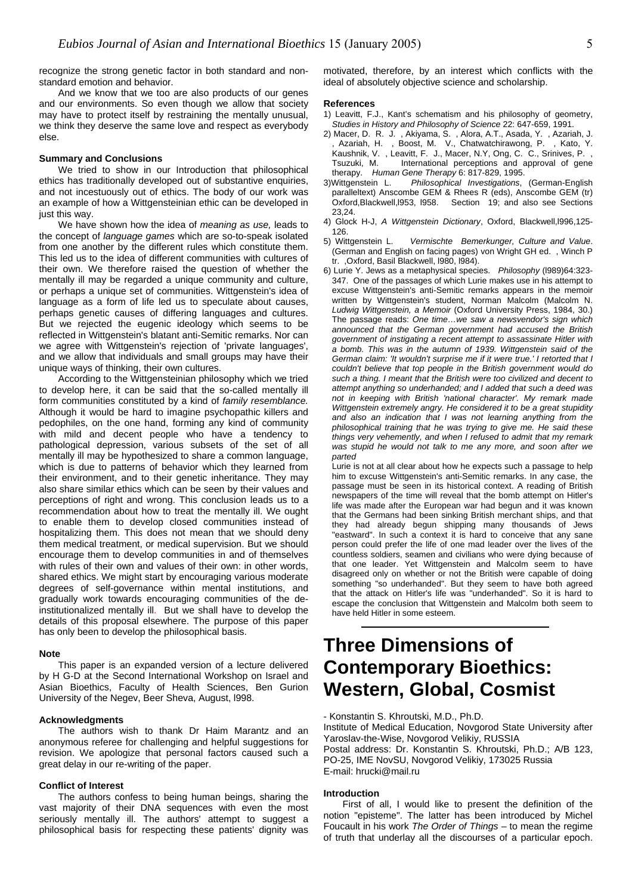recognize the strong genetic factor in both standard and non-standard emotion and behavior.

And we know that we too are also products of our genes and our environments. So even though we allow that society may have to protect itself by restraining the mentally unusual, we think they deserve the same love and respect as everybody else.

#### Summary and Conclusions

We tried to show in our Introduction that philosophical ethics has traditionally developed out of substantive enquiries, and not incestuously out of ethics. The body of our work was an example of how a Wittgensteinian ethic can be developed in just this way.

We have shown how the idea of *meaning as use,* leads to the concept of *language games* which are so-to-speak isolated from one another by the different rules which constitute them. This led us to the idea of different communities with cultures of their own. We therefore raised the question of whether the mentally ill may be regarded a unique community and culture, or perhaps a unique set of communities. Wittgenstein's idea of language as a form of life led us to speculate about causes, perhaps genetic causes of differing languages and cultures. But we rejected the eugenic ideology which seems to be reflected in Wittgenstein's blatant anti-Semitic remarks. Nor can we agree with Wittgenstein's rejection of 'private languages', and we allow that individuals and small groups may have their unique ways of thinking, their own cultures.

According to the Wittgensteinian philosophy which we tried to develop here, it can be said that the so-called mentally ill form communities constituted by a kind of *family resemblance.* Although it would be hard to imagine psychopathic killers and pedophiles, on the one hand, forming any kind of community with mild and decent people who have a tendency to pathological depression, various subsets of the set of all mentally ill may be hypothesized to share a common language, which is due to patterns of behavior which they learned from their environment, and to their genetic inheritance. They may also share similar ethics which can be seen by their values and perceptions of right and wrong. This conclusion leads us to a recommendation about how to treat the mentally ill. We ought to enable them to develop closed communities instead of hospitalizing them. This does not mean that we should deny them medical treatment, or medical supervision. But we should encourage them to develop communities in and of themselves with rules of their own and values of their own: in other words, shared ethics. We might start by encouraging various moderate degrees of self-governance within mental institutions, and gradually work towards encouraging communities of the de-institutionalized mentally ill. But we shall have to develop the details of this proposal elsewhere. The purpose of this paper has only been to develop the philosophical basis.

#### Note

This paper is an expanded version of a lecture delivered by H G-D at the Second International Workshop on Israel and Asian Bioethics, Faculty of Health Sciences, Ben Gurion University of the Negev, Beer Sheva, August, l998.

#### Acknowledgments

The authors wish to thank Dr Haim Marantz and an anonymous referee for challenging and helpful suggestions for revision. We apologize that personal factors caused such a great delay in our re-writing of the paper.

#### Conflict of Interest

The authors confess to being human beings, sharing the vast majority of their DNA sequences with even the most seriously mentally ill. The authors' attempt to suggest a philosophical basis for respecting these patients' dignity was motivated, therefore, by an interest which conflicts with the ideal of absolutely objective science and scholarship.

#### References

1) Leavitt, F.J., Kant's schematism and his philosophy of geometry, *Studies in History and Philosophy of Science* 22: 647-659, 1991.
2) Macer, D. R. J. , Akiyama, S. , Alora, A.T., Asada, Y. , Azariah, J. , Azariah, H. , Boost, M. V., Chatwatchirawong, P. , Kato, Y. Kaushnik, V. , Leavitt, F. J., Macer, N.Y, Ong, C. C., Srinives, P. , Tsuzuki, M. International perceptions and approval of gene therapy. *Human Gene Therapy* 6: 817-829, 1995.
3)Wittgenstein L. *Philosophical Investigations*, (German-English paralleltext) Anscombe GEM & Rhees R (eds), Anscombe GEM (tr) Oxford,Blackwell,l953, l958. Section 19; and also see Sections 23,24.
4) Glock H-J, *A Wittgenstein Dictionary*, Oxford, Blackwell,l996,125-126.
5) Wittgenstein L. *Vermischte Bemerkunger, Culture and Value*. (German and English on facing pages) von Wright GH ed. , Winch P tr. ,Oxford, Basil Blackwell, l980, l984).
6) Lurie Y. Jews as a metaphysical species. *Philosophy* (l989)64:323-347. One of the passages of which Lurie makes use in his attempt to excuse Wittgenstein's anti-Semitic remarks appears in the memoir written by Wittgenstein's student, Norman Malcolm (Malcolm N. *Ludwig Wittgenstein, a Memoir* (Oxford University Press, 1984, 30.) The passage reads: *One time…we saw a newsvendor's sign which announced that the German government had accused the British government of instigating a recent attempt to assassinate Hitler with a bomb. This was in the autumn of 1939. Wittgenstein said of the German claim: 'It wouldn't surprise me if it were true.' I retorted that I couldn't believe that top people in the British government would do such a thing. I meant that the British were too civilized and decent to attempt anything so underhanded; and I added that such a deed was not in keeping with British 'national character'. My remark made Wittgenstein extremely angry. He considered it to be a great stupidity and also an indication that I was not learning anything from the philosophical training that he was trying to give me. He said these things very vehemently, and when I refused to admit that my remark was stupid he would not talk to me any more, and soon after we parted*

   Lurie is not at all clear about how he expects such a passage to help him to excuse Wittgenstein's anti-Semitic remarks. In any case, the passage must be seen in its historical context. A reading of British newspapers of the time will reveal that the bomb attempt on Hitler's life was made after the European war had begun and it was known that the Germans had been sinking British merchant ships, and that they had already begun shipping many thousands of Jews "eastward". In such a context it is hard to conceive that any sane person could prefer the life of one mad leader over the lives of the countless soldiers, seamen and civilians who were dying because of that one leader. Yet Wittgenstein and Malcolm seem to have disagreed only on whether or not the British were capable of doing something "so underhanded". But they seem to have both agreed that the attack on Hitler's life was "underhanded". So it is hard to escape the conclusion that Wittgenstein and Malcolm both seem to have held Hitler in some esteem.

# Three Dimensions of Contemporary Bioethics: Western, Global, Cosmist

- Konstantin S. Khroutski, M.D., Ph.D.
Institute of Medical Education, Novgorod State University after Yaroslav-the-Wise, Novgorod Velikiy, RUSSIA
Postal address: Dr. Konstantin S. Khroutski, Ph.D.; A/B 123, PO-25, IME NovSU, Novgorod Velikiy, 173025 Russia
E-mail: hrucki@mail.ru

#### Introduction

First of all, I would like to present the definition of the notion "episteme". The latter has been introduced by Michel Foucault in his work *The Order of Things* – to mean the regime of truth that underlay all the discourses of a particular epoch.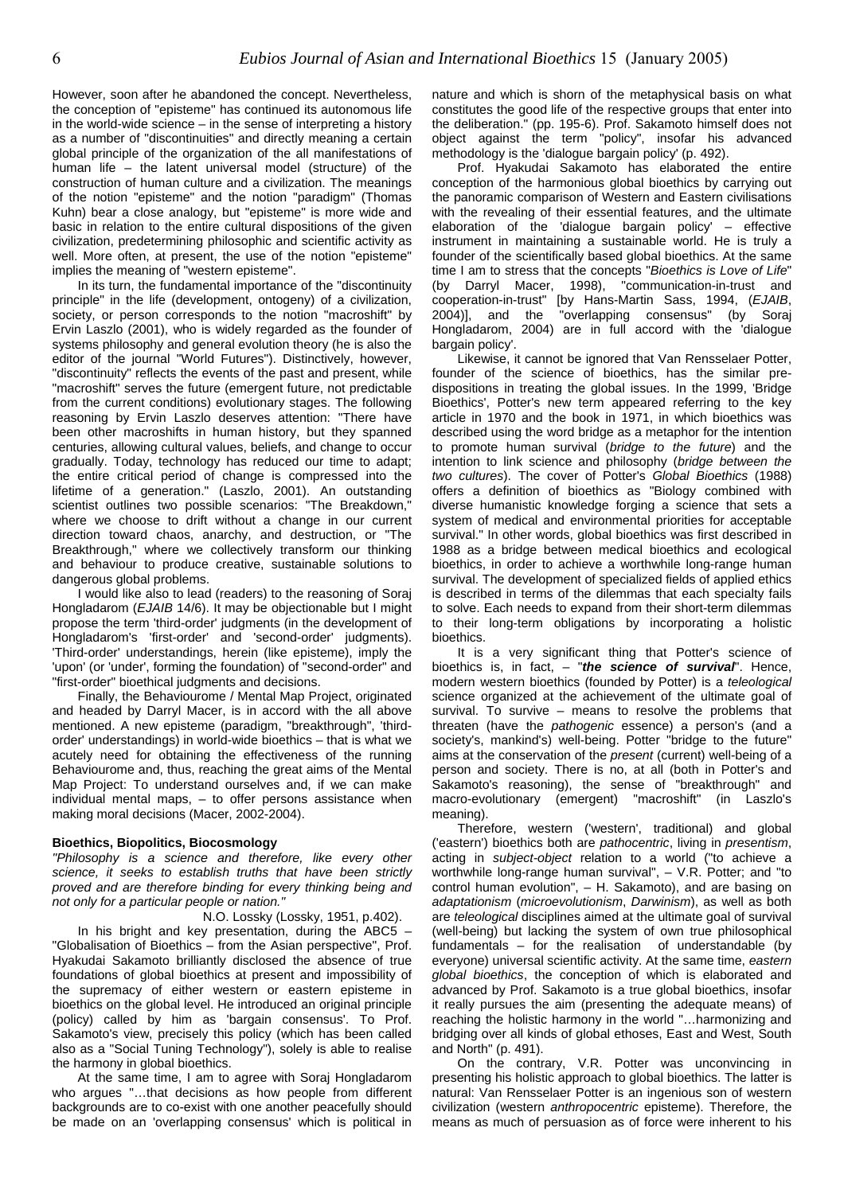However, soon after he abandoned the concept. Nevertheless, the conception of "episteme" has continued its autonomous life in the world-wide science – in the sense of interpreting a history as a number of "discontinuities" and directly meaning a certain global principle of the organization of the all manifestations of human life – the latent universal model (structure) of the construction of human culture and a civilization. The meanings of the notion "episteme" and the notion "paradigm" (Thomas Kuhn) bear a close analogy, but "episteme" is more wide and basic in relation to the entire cultural dispositions of the given civilization, predetermining philosophic and scientific activity as well. More often, at present, the use of the notion "episteme" implies the meaning of "western episteme".

In its turn, the fundamental importance of the "discontinuity principle" in the life (development, ontogeny) of a civilization, society, or person corresponds to the notion "macroshift" by Ervin Laszlo (2001), who is widely regarded as the founder of systems philosophy and general evolution theory (he is also the editor of the journal "World Futures"). Distinctively, however, "discontinuity" reflects the events of the past and present, while "macroshift" serves the future (emergent future, not predictable from the current conditions) evolutionary stages. The following reasoning by Ervin Laszlo deserves attention: "There have been other macroshifts in human history, but they spanned centuries, allowing cultural values, beliefs, and change to occur gradually. Today, technology has reduced our time to adapt; the entire critical period of change is compressed into the lifetime of a generation." (Laszlo, 2001). An outstanding scientist outlines two possible scenarios: "The Breakdown," where we choose to drift without a change in our current direction toward chaos, anarchy, and destruction, or "The Breakthrough," where we collectively transform our thinking and behaviour to produce creative, sustainable solutions to dangerous global problems.

I would like also to lead (readers) to the reasoning of Soraj Hongladarom (*EJAIB* 14/6). It may be objectionable but I might propose the term 'third-order' judgments (in the development of Hongladarom's 'first-order' and 'second-order' judgments). 'Third-order' understandings, herein (like episteme), imply the 'upon' (or 'under', forming the foundation) of "second-order" and "first-order" bioethical judgments and decisions.

Finally, the Behaviourome / Mental Map Project, originated and headed by Darryl Macer, is in accord with the all above mentioned. A new episteme (paradigm, "breakthrough", 'third-order' understandings) in world-wide bioethics – that is what we acutely need for obtaining the effectiveness of the running Behaviourome and, thus, reaching the great aims of the Mental Map Project: To understand ourselves and, if we can make individual mental maps, – to offer persons assistance when making moral decisions (Macer, 2002-2004).

### Bioethics, Biopolitics, Biocosmology

*"Philosophy is a science and therefore, like every other science, it seeks to establish truths that have been strictly proved and are therefore binding for every thinking being and not only for a particular people or nation."*

N.O. Lossky (Lossky, 1951, p.402).

In his bright and key presentation, during the ABC5 – "Globalisation of Bioethics – from the Asian perspective", Prof. Hyakudai Sakamoto brilliantly disclosed the absence of true foundations of global bioethics at present and impossibility of the supremacy of either western or eastern episteme in bioethics on the global level. He introduced an original principle (policy) called by him as 'bargain consensus'. To Prof. Sakamoto's view, precisely this policy (which has been called also as a "Social Tuning Technology"), solely is able to realise the harmony in global bioethics.

At the same time, I am to agree with Soraj Hongladarom who argues "…that decisions as how people from different backgrounds are to co-exist with one another peacefully should be made on an 'overlapping consensus' which is political in nature and which is shorn of the metaphysical basis on what constitutes the good life of the respective groups that enter into the deliberation." (pp. 195-6). Prof. Sakamoto himself does not object against the term "policy", insofar his advanced methodology is the 'dialogue bargain policy' (p. 492).

Prof. Hyakudai Sakamoto has elaborated the entire conception of the harmonious global bioethics by carrying out the panoramic comparison of Western and Eastern civilisations with the revealing of their essential features, and the ultimate elaboration of the 'dialogue bargain policy' – effective instrument in maintaining a sustainable world. He is truly a founder of the scientifically based global bioethics. At the same time I am to stress that the concepts "*Bioethics is Love of Life*" (by Darryl Macer, 1998), "communication-in-trust and cooperation-in-trust" [by Hans-Martin Sass, 1994, (*EJAIB*, 2004)], and the "overlapping consensus" (by Soraj Hongladarom, 2004) are in full accord with the 'dialogue bargain policy'.

Likewise, it cannot be ignored that Van Rensselaer Potter, founder of the science of bioethics, has the similar pre-dispositions in treating the global issues. In the 1999, 'Bridge Bioethics', Potter's new term appeared referring to the key article in 1970 and the book in 1971, in which bioethics was described using the word bridge as a metaphor for the intention to promote human survival (*bridge to the future*) and the intention to link science and philosophy (*bridge between the two cultures*). The cover of Potter's *Global Bioethics* (1988) offers a definition of bioethics as "Biology combined with diverse humanistic knowledge forging a science that sets a system of medical and environmental priorities for acceptable survival." In other words, global bioethics was first described in 1988 as a bridge between medical bioethics and ecological bioethics, in order to achieve a worthwhile long-range human survival. The development of specialized fields of applied ethics is described in terms of the dilemmas that each specialty fails to solve. Each needs to expand from their short-term dilemmas to their long-term obligations by incorporating a holistic bioethics.

It is a very significant thing that Potter's science of bioethics is, in fact, – "***the science of survival***". Hence, modern western bioethics (founded by Potter) is a *teleological* science organized at the achievement of the ultimate goal of survival. To survive – means to resolve the problems that threaten (have the *pathogenic* essence) a person's (and a society's, mankind's) well-being. Potter "bridge to the future" aims at the conservation of the *present* (current) well-being of a person and society. There is no, at all (both in Potter's and Sakamoto's reasoning), the sense of "breakthrough" and macro-evolutionary (emergent) "macroshift" (in Laszlo's meaning).

Therefore, western ('western', traditional) and global ('eastern') bioethics both are *pathocentric*, living in *presentism*, acting in *subject-object* relation to a world ("to achieve a worthwhile long-range human survival", – V.R. Potter; and "to control human evolution", – H. Sakamoto), and are basing on *adaptationism* (*microevolutionism*, *Darwinism*), as well as both are *teleological* disciplines aimed at the ultimate goal of survival (well-being) but lacking the system of own true philosophical fundamentals – for the realisation of understandable (by everyone) universal scientific activity. At the same time, *eastern global bioethics*, the conception of which is elaborated and advanced by Prof. Sakamoto is a true global bioethics, insofar it really pursues the aim (presenting the adequate means) of reaching the holistic harmony in the world "…harmonizing and bridging over all kinds of global ethoses, East and West, South and North" (p. 491).

On the contrary, V.R. Potter was unconvincing in presenting his holistic approach to global bioethics. The latter is natural: Van Rensselaer Potter is an ingenious son of western civilization (western *anthropocentric* episteme). Therefore, the means as much of persuasion as of force were inherent to his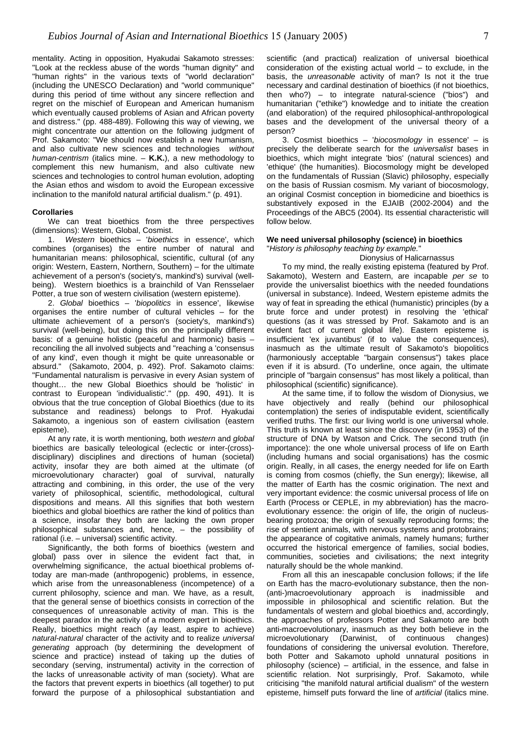mentality. Acting in opposition, Hyakudai Sakamoto stresses: "Look at the reckless abuse of the words "human dignity" and "human rights" in the various texts of "world declaration" (including the UNESCO Declaration) and "world communique" during this period of time without any sincere reflection and regret on the mischief of European and American humanism which eventually caused problems of Asian and African poverty and distress." (pp. 488-489). Following this way of viewing, we might concentrate our attention on the following judgment of Prof. Sakamoto: "We should now establish a new humanism, and also cultivate new sciences and technologies *without human-centrism* (italics mine. – **K.K.**), a new methodology to complement this new humanism, and also cultivate new sciences and technologies to control human evolution, adopting the Asian ethos and wisdom to avoid the European excessive inclination to the manifold natural artificial dualism." (p. 491).

**Corollaries**

We can treat bioethics from the three perspectives (dimensions): Western, Global, Cosmist.

1. *Western* bioethics – '*bioethics* in essence', which combines (organises) the entire number of natural and humanitarian means: philosophical, scientific, cultural (of any origin: Western, Eastern, Northern, Southern) – for the ultimate achievement of a person's (society's, mankind's) survival (well-being). Western bioethics is a brainchild of Van Rensselaer Potter, a true son of western civilisation (western episteme).

2. *Global* bioethics – '*biopolitics* in essence', likewise organises the entire number of cultural vehicles – for the ultimate achievement of a person's (society's, mankind's) survival (well-being), but doing this on the principally different basis: of a genuine holistic (peaceful and harmonic) basis – reconciling the all involved subjects and "reaching a 'consensus of any kind', even though it might be quite unreasonable or absurd." (Sakamoto, 2004, p. 492). Prof. Sakamoto claims: "Fundamental naturalism is pervasive in every Asian system of thought… the new Global Bioethics should be 'holistic' in contrast to European 'individualistic'." (pp. 490, 491). It is obvious that the true conception of Global Bioethics (due to its substance and readiness) belongs to Prof. Hyakudai Sakamoto, a ingenious son of eastern civilisation (eastern episteme).

At any rate, it is worth mentioning, both *western* and *global* bioethics are basically teleological (eclectic or inter-(cross)-disciplinary) disciplines and directions of human (societal) activity, insofar they are both aimed at the ultimate (of microevolutionary character) goal of survival, naturally attracting and combining, in this order, the use of the very variety of philosophical, scientific, methodological, cultural dispositions and means. All this signifies that both western bioethics and global bioethics are rather the kind of politics than a science, insofar they both are lacking the own proper philosophical substances and, hence, – the possibility of rational (i.e. – universal) scientific activity.

Significantly, the both forms of bioethics (western and global) pass over in silence the evident fact that, in overwhelming significance, the actual bioethical problems of-today are man-made (anthropogenic) problems, in essence, which arise from the unreasonableness (incompetence) of a current philosophy, science and man. We have, as a result, that the general sense of bioethics consists in correction of the consequences of unreasonable activity of man. This is the deepest paradox in the activity of a modern expert in bioethics. Really, bioethics might reach (ay least, aspire to achieve) *natural-natural* character of the activity and to realize *universal generating* approach (by determining the development of science and practice) instead of taking up the duties of secondary (serving, instrumental) activity in the correction of the lacks of unreasonable activity of man (society). What are the factors that prevent experts in bioethics (all together) to put forward the purpose of a philosophical substantiation and scientific (and practical) realization of universal bioethical consideration of the existing actual world – to exclude, in the basis, the *unreasonable* activity of man? Is not it the true necessary and cardinal destination of bioethics (if not bioethics, then who?) – to integrate natural-science ("bios") and humanitarian ("ethike") knowledge and to initiate the creation (and elaboration) of the required philosophical-anthropological bases and the development of the universal theory of a person?

3. Cosmist bioethics – '*biocosmology* in essence' – is precisely the deliberate search for the *universalist* bases in bioethics, which might integrate 'bios' (natural sciences) and 'ethique' (the humanities). Biocosmology might be developed on the fundamentals of Russian (Slavic) philosophy, especially on the basis of Russian cosmism. My variant of biocosmology, an original Cosmist conception in biomedicine and bioethics is substantively exposed in the EJAIB (2002-2004) and the Proceedings of the ABC5 (2004). Its essential characteristic will follow below.

**We need universal philosophy (science) in bioethics**

"*History is philosophy teaching by example.*"

Dionysius of Halicarnassus

To my mind, the really existing epistema (featured by Prof. Sakamoto), Western and Eastern, are incapable *per se* to provide the universalist bioethics with the needed foundations (universal in substance). Indeed, Western episteme admits the way of feat in spreading the ethical (humanistic) principles (by a brute force and under protest) in resolving the 'ethical' questions (as it was stressed by Prof. Sakamoto and is an evident fact of current global life). Eastern episteme is insufficient 'ex juvantibus' (if to value the consequences), inasmuch as the ultimate result of Sakamoto's biopolitics (harmoniously acceptable "bargain consensus") takes place even if it is absurd. (To underline, once again, the ultimate principle of "bargain consensus" has most likely a political, than philosophical (scientific) significance).

At the same time, if to follow the wisdom of Dionysius, we have objectively and really (behind our philosophical contemplation) the series of indisputable evident, scientifically verified truths. The first: our living world is one universal whole. This truth is known at least since the discovery (in 1953) of the structure of DNA by Watson and Crick. The second truth (in importance): the one whole universal process of life on Earth (including humans and social organisations) has the cosmic origin. Really, in all cases, the energy needed for life on Earth is coming from cosmos (chiefly, the Sun energy); likewise, all the matter of Earth has the cosmic origination. The next and very important evidence: the cosmic universal process of life on Earth (Process or CEPLE, in my abbreviation) has the macro-evolutionary essence: the origin of life, the origin of nucleus-bearing protozoa; the origin of sexually reproducing forms; the rise of sentient animals, with nervous systems and protobrains; the appearance of cogitative animals, namely humans; further occurred the historical emergence of families, social bodies, communities, societies and civilisations; the next integrity naturally should be the whole mankind.

From all this an inescapable conclusion follows; if the life on Earth has the macro-evolutionary substance, then the non-(anti-)macroevolutionary approach is inadmissible and impossible in philosophical and scientific relation. But the fundamentals of western and global bioethics and, accordingly, the approaches of professors Potter and Sakamoto are both anti-macroevolutionary, inasmuch as they both believe in the microevolutionary (Darwinist, of continuous changes) foundations of considering the universal evolution. Therefore, both Potter and Sakamoto uphold unnatural positions in philosophy (science) – artificial, in the essence, and false in scientific relation. Not surprisingly, Prof. Sakamoto, while criticising "the manifold natural artificial dualism" of the western episteme, himself puts forward the line of *artificial* (italics mine.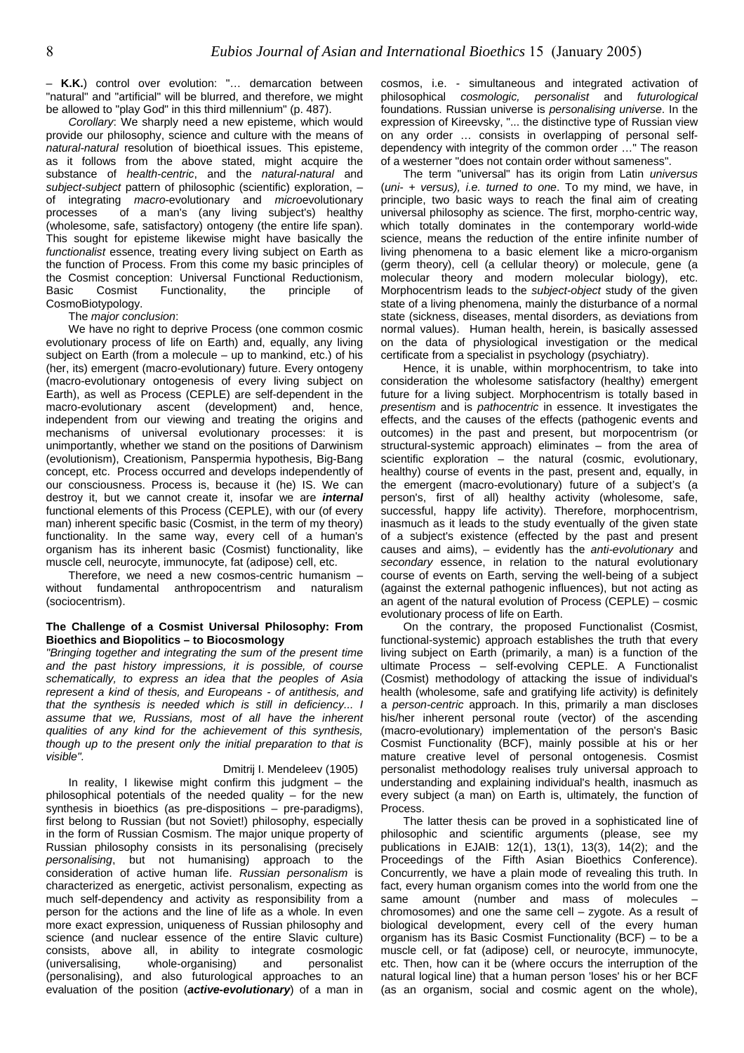– **K.K.**) control over evolution: "… demarcation between "natural" and "artificial" will be blurred, and therefore, we might be allowed to "play God" in this third millennium" (p. 487).

*Corollary*: We sharply need a new episteme, which would provide our philosophy, science and culture with the means of *natural-natural* resolution of bioethical issues. This episteme, as it follows from the above stated, might acquire the substance of *health-centric*, and the *natural-natural* and *subject-subject* pattern of philosophic (scientific) exploration, – of integrating *macro*-evolutionary and *micro*evolutionary processes of a man's (any living subject's) healthy (wholesome, safe, satisfactory) ontogeny (the entire life span). This sought for episteme likewise might have basically the *functionalist* essence, treating every living subject on Earth as the function of Process. From this come my basic principles of the Cosmist conception: Universal Functional Reductionism, Basic Cosmist Functionality, the principle of CosmoBiotypology.

The *major conclusion*:

We have no right to deprive Process (one common cosmic evolutionary process of life on Earth) and, equally, any living subject on Earth (from a molecule – up to mankind, etc.) of his (her, its) emergent (macro-evolutionary) future. Every ontogeny (macro-evolutionary ontogenesis of every living subject on Earth), as well as Process (CEPLE) are self-dependent in the macro-evolutionary ascent (development) and, hence, independent from our viewing and treating the origins and mechanisms of universal evolutionary processes: it is unimportantly, whether we stand on the positions of Darwinism (evolutionism), Creationism, Panspermia hypothesis, Big-Bang concept, etc. Process occurred and develops independently of our consciousness. Process is, because it (he) IS. We can destroy it, but we cannot create it, insofar we are ***internal*** functional elements of this Process (CEPLE), with our (of every man) inherent specific basic (Cosmist, in the term of my theory) functionality. In the same way, every cell of a human's organism has its inherent basic (Cosmist) functionality, like muscle cell, neurocyte, immunocyte, fat (adipose) cell, etc.

Therefore, we need a new cosmos-centric humanism – without fundamental anthropocentrism and naturalism (sociocentrism).

### The Challenge of a Cosmist Universal Philosophy: From Bioethics and Biopolitics – to Biocosmology

*"Bringing together and integrating the sum of the present time and the past history impressions, it is possible, of course schematically, to express an idea that the peoples of Asia represent a kind of thesis, and Europeans - of antithesis, and that the synthesis is needed which is still in deficiency... I assume that we, Russians, most of all have the inherent qualities of any kind for the achievement of this synthesis, though up to the present only the initial preparation to that is visible".*

Dmitrij I. Mendeleev (1905)

In reality, I likewise might confirm this judgment – the philosophical potentials of the needed quality – for the new synthesis in bioethics (as pre-dispositions – pre-paradigms), first belong to Russian (but not Soviet!) philosophy, especially in the form of Russian Cosmism. The major unique property of Russian philosophy consists in its personalising (precisely *personalising*, but not humanising) approach to the consideration of active human life. *Russian personalism* is characterized as energetic, activist personalism, expecting as much self-dependency and activity as responsibility from a person for the actions and the line of life as a whole. In even more exact expression, uniqueness of Russian philosophy and science (and nuclear essence of the entire Slavic culture) consists, above all, in ability to integrate cosmologic (universalising, whole-organising) and personalist (personalising), and also futurological approaches to an evaluation of the position (***active-evolutionary***) of a man in cosmos, i.e. - simultaneous and integrated activation of philosophical *cosmologic, personalist* and *futurological* foundations. Russian universe is *personalising universe*. In the expression of Kireevsky, "... the distinctive type of Russian view on any order … consists in overlapping of personal self-dependency with integrity of the common order …" The reason of a westerner "does not contain order without sameness".

The term "universal" has its origin from Latin *universus* (*uni- + versus), i.e. turned to one*. To my mind, we have, in principle, two basic ways to reach the final aim of creating universal philosophy as science. The first, morpho-centric way, which totally dominates in the contemporary world-wide science, means the reduction of the entire infinite number of living phenomena to a basic element like a micro-organism (germ theory), cell (a cellular theory) or molecule, gene (a molecular theory and modern molecular biology), etc. Morphocentrism leads to the *subject-object* study of the given state of a living phenomena, mainly the disturbance of a normal state (sickness, diseases, mental disorders, as deviations from normal values). Human health, herein, is basically assessed on the data of physiological investigation or the medical certificate from a specialist in psychology (psychiatry).

Hence, it is unable, within morphocentrism, to take into consideration the wholesome satisfactory (healthy) emergent future for a living subject. Morphocentrism is totally based in *presentism* and is *pathocentric* in essence. It investigates the effects, and the causes of the effects (pathogenic events and outcomes) in the past and present, but morpocentrism (or structural-systemic approach) eliminates – from the area of scientific exploration – the natural (cosmic, evolutionary, healthy) course of events in the past, present and, equally, in the emergent (macro-evolutionary) future of a subject's (a person's, first of all) healthy activity (wholesome, safe, successful, happy life activity). Therefore, morphocentrism, inasmuch as it leads to the study eventually of the given state of a subject's existence (effected by the past and present causes and aims), – evidently has the *anti-evolutionary* and *secondary* essence, in relation to the natural evolutionary course of events on Earth, serving the well-being of a subject (against the external pathogenic influences), but not acting as an agent of the natural evolution of Process (CEPLE) – cosmic evolutionary process of life on Earth.

On the contrary, the proposed Functionalist (Cosmist, functional-systemic) approach establishes the truth that every living subject on Earth (primarily, a man) is a function of the ultimate Process – self-evolving CEPLE. A Functionalist (Cosmist) methodology of attacking the issue of individual's health (wholesome, safe and gratifying life activity) is definitely a *person-centric* approach. In this, primarily a man discloses his/her inherent personal route (vector) of the ascending (macro-evolutionary) implementation of the person's Basic Cosmist Functionality (BCF), mainly possible at his or her mature creative level of personal ontogenesis. Cosmist personalist methodology realises truly universal approach to understanding and explaining individual's health, inasmuch as every subject (a man) on Earth is, ultimately, the function of Process.

The latter thesis can be proved in a sophisticated line of philosophic and scientific arguments (please, see my publications in EJAIB: 12(1), 13(1), 13(3), 14(2); and the Proceedings of the Fifth Asian Bioethics Conference). Concurrently, we have a plain mode of revealing this truth. In fact, every human organism comes into the world from one the same amount (number and mass of molecules – chromosomes) and one the same cell – zygote. As a result of biological development, every cell of the every human organism has its Basic Cosmist Functionality (BCF) – to be a muscle cell, or fat (adipose) cell, or neurocyte, immunocyte, etc. Then, how can it be (where occurs the interruption of the natural logical line) that a human person 'loses' his or her BCF (as an organism, social and cosmic agent on the whole),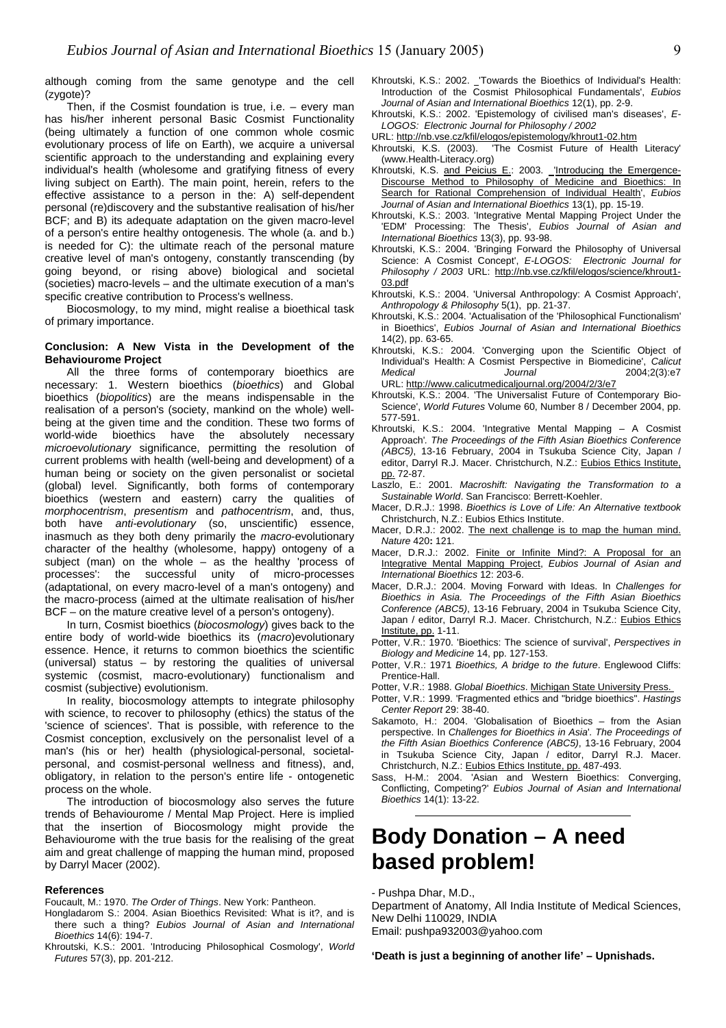although coming from the same genotype and the cell (zygote)?

Then, if the Cosmist foundation is true, i.e. – every man has his/her inherent personal Basic Cosmist Functionality (being ultimately a function of one common whole cosmic evolutionary process of life on Earth), we acquire a universal scientific approach to the understanding and explaining every individual's health (wholesome and gratifying fitness of every living subject on Earth). The main point, herein, refers to the effective assistance to a person in the: A) self-dependent personal (re)discovery and the substantive realisation of his/her BCF; and B) its adequate adaptation on the given macro-level of a person's entire healthy ontogenesis. The whole (a. and b.) is needed for C): the ultimate reach of the personal mature creative level of man's ontogeny, constantly transcending (by going beyond, or rising above) biological and societal (societies) macro-levels – and the ultimate execution of a man's specific creative contribution to Process's wellness.

Biocosmology, to my mind, might realise a bioethical task of primary importance.

**Conclusion: A New Vista in the Development of the Behaviourome Project**

All the three forms of contemporary bioethics are necessary: 1. Western bioethics (*bioethics*) and Global bioethics (*biopolitics*) are the means indispensable in the realisation of a person's (society, mankind on the whole) well-being at the given time and the condition. These two forms of world-wide bioethics have the absolutely necessary *microevolutionary* significance, permitting the resolution of current problems with health (well-being and development) of a human being or society on the given personalist or societal (global) level. Significantly, both forms of contemporary bioethics (western and eastern) carry the qualities of *morphocentrism*, *presentism* and *pathocentrism*, and, thus, both have *anti-evolutionary* (so, unscientific) essence, inasmuch as they both deny primarily the *macro*-evolutionary character of the healthy (wholesome, happy) ontogeny of a subject (man) on the whole – as the healthy 'process of processes': the successful unity of micro-processes (adaptational, on every macro-level of a man's ontogeny) and the macro-process (aimed at the ultimate realisation of his/her BCF – on the mature creative level of a person's ontogeny).

In turn, Cosmist bioethics (*biocosmology*) gives back to the entire body of world-wide bioethics its (*macro*)evolutionary essence. Hence, it returns to common bioethics the scientific (universal) status – by restoring the qualities of universal systemic (cosmist, macro-evolutionary) functionalism and cosmist (subjective) evolutionism.

In reality, biocosmology attempts to integrate philosophy with science, to recover to philosophy (ethics) the status of the 'science of sciences'. That is possible, with reference to the Cosmist conception, exclusively on the personalist level of a man's (his or her) health (physiological-personal, societal-personal, and cosmist-personal wellness and fitness), and, obligatory, in relation to the person's entire life - ontogenetic process on the whole.

The introduction of biocosmology also serves the future trends of Behaviourome / Mental Map Project. Here is implied that the insertion of Biocosmology might provide the Behaviourome with the true basis for the realising of the great aim and great challenge of mapping the human mind, proposed by Darryl Macer (2002).

**References**

Foucault, M.: 1970. *The Order of Things*. New York: Pantheon.

Hongladarom S.: 2004. Asian Bioethics Revisited: What is it?, and is there such a thing? *Eubios Journal of Asian and International Bioethics* 14(6): 194-7.

Khroutski, K.S.: 2001. 'Introducing Philosophical Cosmology', *World Futures* 57(3), pp. 201-212.

Khroutski, K.S.: 2002. 'Towards the Bioethics of Individual's Health: Introduction of the Cosmist Philosophical Fundamentals', *Eubios Journal of Asian and International Bioethics* 12(1), pp. 2-9.

Khroutski, K.S.: 2002. 'Epistemology of civilised man's diseases', *E-LOGOS: Electronic Journal for Philosophy / 2002* URL: http://nb.vse.cz/kfil/elogos/epistemology/khrout1-02.htm

Khroutski, K.S. (2003). 'The Cosmist Future of Health Literacy' (www.Health-Literacy.org)

Khroutski, K.S. and Peicius E.: 2003. 'Introducing the Emergence-Discourse Method to Philosophy of Medicine and Bioethics: In Search for Rational Comprehension of Individual Health', *Eubios Journal of Asian and International Bioethics* 13(1), pp. 15-19.

Khroutski, K.S.: 2003. 'Integrative Mental Mapping Project Under the 'EDM' Processing: The Thesis', *Eubios Journal of Asian and International Bioethics* 13(3), pp. 93-98.

Khroutski, K.S.: 2004. 'Bringing Forward the Philosophy of Universal Science: A Cosmist Concept', *E-LOGOS: Electronic Journal for Philosophy / 2003* URL: http://nb.vse.cz/kfil/elogos/science/khrout1-03.pdf

Khroutski, K.S.: 2004. 'Universal Anthropology: A Cosmist Approach', *Anthropology & Philosophy* 5(1), pp. 21-37.

Khroutski, K.S.: 2004. 'Actualisation of the 'Philosophical Functionalism' in Bioethics', *Eubios Journal of Asian and International Bioethics* 14(2), pp. 63-65.

Khroutski, K.S.: 2004. 'Converging upon the Scientific Object of Individual's Health: A Cosmist Perspective in Biomedicine', *Calicut Medical Journal* 2004;2(3):e7 URL: http://www.calicutmedicaljournal.org/2004/2/3/e7

Khroutski, K.S.: 2004. 'The Universalist Future of Contemporary Bio-Science', *World Futures* Volume 60, Number 8 / December 2004, pp. 577-591.

Khroutski, K.S.: 2004. 'Integrative Mental Mapping – A Cosmist Approach'. *The Proceedings of the Fifth Asian Bioethics Conference (ABC5)*, 13-16 February, 2004 in Tsukuba Science City, Japan / editor, Darryl R.J. Macer. Christchurch, N.Z.: Eubios Ethics Institute, pp. 72-87.

Laszlo, E.: 2001. *Macroshift: Navigating the Transformation to a Sustainable World*. San Francisco: Berrett-Koehler.

Macer, D.R.J.: 1998. *Bioethics is Love of Life: An Alternative textbook* Christchurch, N.Z.: Eubios Ethics Institute.

Macer, D.R.J.: 2002. The next challenge is to map the human mind. *Nature* 420: 121.

Macer, D.R.J.: 2002. Finite or Infinite Mind?: A Proposal for an Integrative Mental Mapping Project, *Eubios Journal of Asian and International Bioethics* 12: 203-6.

Macer, D.R.J.: 2004. Moving Forward with Ideas. In *Challenges for Bioethics in Asia. The Proceedings of the Fifth Asian Bioethics Conference (ABC5)*, 13-16 February, 2004 in Tsukuba Science City, Japan / editor, Darryl R.J. Macer. Christchurch, N.Z.: Eubios Ethics Institute, pp. 1-11.

Potter, V.R.: 1970. 'Bioethics: The science of survival', *Perspectives in Biology and Medicine* 14, pp. 127-153.

Potter, V.R.: 1971 *Bioethics, A bridge to the future*. Englewood Cliffs: Prentice-Hall.

Potter, V.R.: 1988. *Global Bioethics*. Michigan State University Press.

Potter, V.R.: 1999. 'Fragmented ethics and "bridge bioethics". *Hastings Center Report* 29: 38-40.

Sakamoto, H.: 2004. 'Globalisation of Bioethics – from the Asian perspective. In *Challenges for Bioethics in Asia'. The Proceedings of the Fifth Asian Bioethics Conference (ABC5)*, 13-16 February, 2004 in Tsukuba Science City, Japan / editor, Darryl R.J. Macer. Christchurch, N.Z.: Eubios Ethics Institute, pp. 487-493.

Sass, H-M.: 2004. 'Asian and Western Bioethics: Converging, Conflicting, Competing?' *Eubios Journal of Asian and International Bioethics* 14(1): 13-22.

---

# Body Donation – A need based problem!

- Pushpa Dhar, M.D.,
Department of Anatomy, All India Institute of Medical Sciences, New Delhi 110029, INDIA
Email: pushpa932003@yahoo.com

**'Death is just a beginning of another life' – Upnishads.**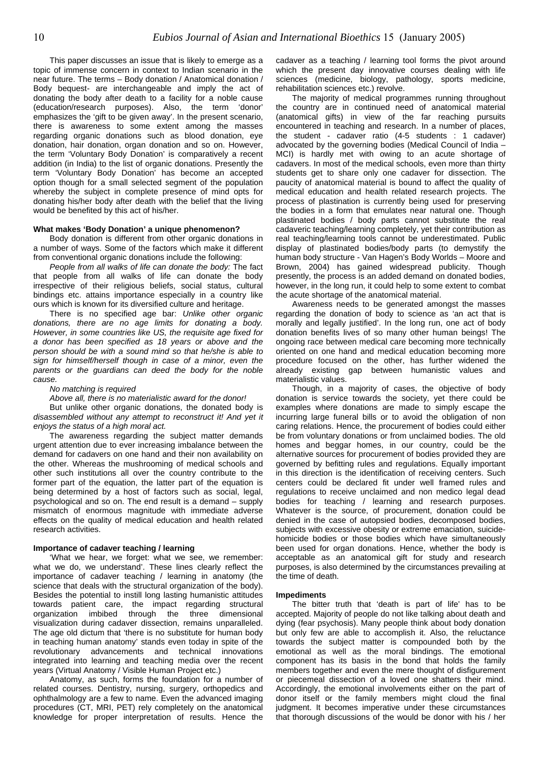This paper discusses an issue that is likely to emerge as a topic of immense concern in context to Indian scenario in the near future. The terms – Body donation / Anatomical donation / Body bequest- are interchangeable and imply the act of donating the body after death to a facility for a noble cause (education/research purposes). Also, the term 'donor' emphasizes the 'gift to be given away'. In the present scenario, there is awareness to some extent among the masses regarding organic donations such as blood donation, eye donation, hair donation, organ donation and so on. However, the term 'Voluntary Body Donation' is comparatively a recent addition (in India) to the list of organic donations. Presently the term 'Voluntary Body Donation' has become an accepted option though for a small selected segment of the population whereby the subject in complete presence of mind opts for donating his/her body after death with the belief that the living would be benefited by this act of his/her.

**What makes 'Body Donation' a unique phenomenon?**

Body donation is different from other organic donations in a number of ways. Some of the factors which make it different from conventional organic donations include the following:

*People from all walks of life can donate the body:* The fact that people from all walks of life can donate the body irrespective of their religious beliefs, social status, cultural bindings etc. attains importance especially in a country like ours which is known for its diversified culture and heritage.

There is no specified age bar: *Unlike other organic donations, there are no age limits for donating a body. However, in some countries like US, the requisite age fixed for a donor has been specified as 18 years or above and the person should be with a sound mind so that he/she is able to sign for himself/herself though in case of a minor, even the parents or the guardians can deed the body for the noble cause.*

*No matching is required*

*Above all, there is no materialistic award for the donor!*

But unlike other organic donations, the donated body is *disassembled without any attempt to reconstruct it! And yet it enjoys the status of a high moral act.*

The awareness regarding the subject matter demands urgent attention due to ever increasing imbalance between the demand for cadavers on one hand and their non availability on the other. Whereas the mushrooming of medical schools and other such institutions all over the country contribute to the former part of the equation, the latter part of the equation is being determined by a host of factors such as social, legal, psychological and so on. The end result is a demand – supply mismatch of enormous magnitude with immediate adverse effects on the quality of medical education and health related research activities.

**Importance of cadaver teaching / learning**

'What we hear, we forget: what we see, we remember: what we do, we understand'. These lines clearly reflect the importance of cadaver teaching / learning in anatomy (the science that deals with the structural organization of the body). Besides the potential to instill long lasting humanistic attitudes towards patient care, the impact regarding structural organization imbibed through the three dimensional visualization during cadaver dissection, remains unparalleled. The age old dictum that 'there is no substitute for human body in teaching human anatomy' stands even today in spite of the revolutionary advancements and technical innovations integrated into learning and teaching media over the recent years (Virtual Anatomy / Visible Human Project etc.)

Anatomy, as such, forms the foundation for a number of related courses. Dentistry, nursing, surgery, orthopedics and ophthalmology are a few to name. Even the advanced imaging procedures (CT, MRI, PET) rely completely on the anatomical knowledge for proper interpretation of results. Hence the cadaver as a teaching / learning tool forms the pivot around which the present day innovative courses dealing with life sciences (medicine, biology, pathology, sports medicine, rehabilitation sciences etc.) revolve.

The majority of medical programmes running throughout the country are in continued need of anatomical material (anatomical gifts) in view of the far reaching pursuits encountered in teaching and research. In a number of places, the student - cadaver ratio (4-5 students : 1 cadaver) advocated by the governing bodies (Medical Council of India – MCI) is hardly met with owing to an acute shortage of cadavers. In most of the medical schools, even more than thirty students get to share only one cadaver for dissection. The paucity of anatomical material is bound to affect the quality of medical education and health related research projects. The process of plastination is currently being used for preserving the bodies in a form that emulates near natural one. Though plastinated bodies / body parts cannot substitute the real cadaveric teaching/learning completely, yet their contribution as real teaching/learning tools cannot be underestimated. Public display of plastinated bodies/body parts (to demystify the human body structure - Van Hagen's Body Worlds – Moore and Brown, 2004) has gained widespread publicity. Though presently, the process is an added demand on donated bodies, however, in the long run, it could help to some extent to combat the acute shortage of the anatomical material.

Awareness needs to be generated amongst the masses regarding the donation of body to science as 'an act that is morally and legally justified'. In the long run, one act of body donation benefits lives of so many other human beings! The ongoing race between medical care becoming more technically oriented on one hand and medical education becoming more procedure focused on the other, has further widened the already existing gap between humanistic values and materialistic values.

Though, in a majority of cases, the objective of body donation is service towards the society, yet there could be examples where donations are made to simply escape the incurring large funeral bills or to avoid the obligation of non caring relations. Hence, the procurement of bodies could either be from voluntary donations or from unclaimed bodies. The old homes and beggar homes, in our country, could be the alternative sources for procurement of bodies provided they are governed by befitting rules and regulations. Equally important in this direction is the identification of receiving centers. Such centers could be declared fit under well framed rules and regulations to receive unclaimed and non medico legal dead bodies for teaching / learning and research purposes. Whatever is the source, of procurement, donation could be denied in the case of autopsied bodies, decomposed bodies, subjects with excessive obesity or extreme emaciation, suicide-homicide bodies or those bodies which have simultaneously been used for organ donations. Hence, whether the body is acceptable as an anatomical gift for study and research purposes, is also determined by the circumstances prevailing at the time of death.

**Impediments**

The bitter truth that 'death is part of life' has to be accepted. Majority of people do not like talking about death and dying (fear psychosis). Many people think about body donation but only few are able to accomplish it. Also, the reluctance towards the subject matter is compounded both by the emotional as well as the moral bindings. The emotional component has its basis in the bond that holds the family members together and even the mere thought of disfigurement or piecemeal dissection of a loved one shatters their mind. Accordingly, the emotional involvements either on the part of donor itself or the family members might cloud the final judgment. It becomes imperative under these circumstances that thorough discussions of the would be donor with his / her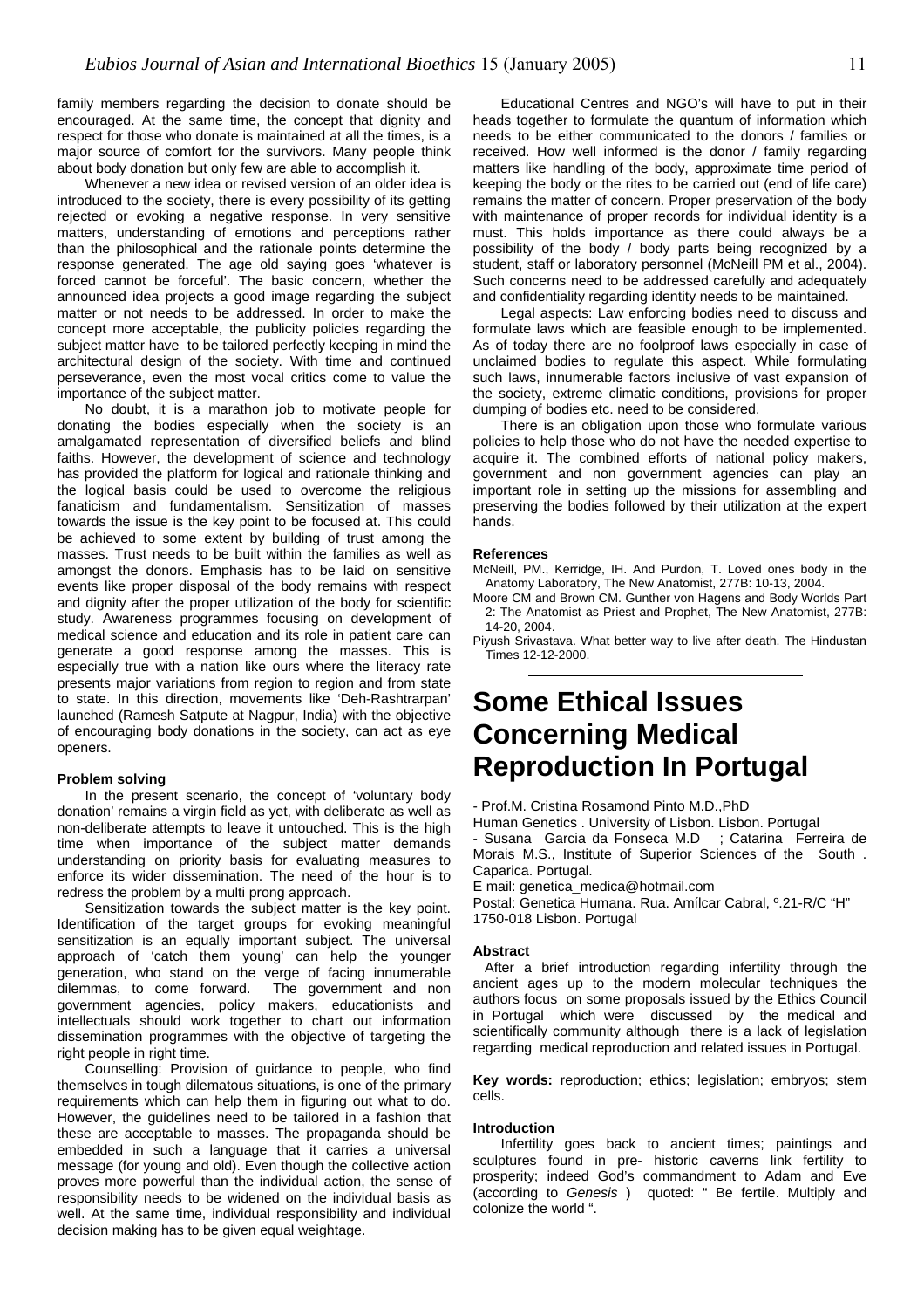family members regarding the decision to donate should be encouraged. At the same time, the concept that dignity and respect for those who donate is maintained at all the times, is a major source of comfort for the survivors. Many people think about body donation but only few are able to accomplish it.

Whenever a new idea or revised version of an older idea is introduced to the society, there is every possibility of its getting rejected or evoking a negative response. In very sensitive matters, understanding of emotions and perceptions rather than the philosophical and the rationale points determine the response generated. The age old saying goes 'whatever is forced cannot be forceful'. The basic concern, whether the announced idea projects a good image regarding the subject matter or not needs to be addressed. In order to make the concept more acceptable, the publicity policies regarding the subject matter have to be tailored perfectly keeping in mind the architectural design of the society. With time and continued perseverance, even the most vocal critics come to value the importance of the subject matter.

No doubt, it is a marathon job to motivate people for donating the bodies especially when the society is an amalgamated representation of diversified beliefs and blind faiths. However, the development of science and technology has provided the platform for logical and rationale thinking and the logical basis could be used to overcome the religious fanaticism and fundamentalism. Sensitization of masses towards the issue is the key point to be focused at. This could be achieved to some extent by building of trust among the masses. Trust needs to be built within the families as well as amongst the donors. Emphasis has to be laid on sensitive events like proper disposal of the body remains with respect and dignity after the proper utilization of the body for scientific study. Awareness programmes focusing on development of medical science and education and its role in patient care can generate a good response among the masses. This is especially true with a nation like ours where the literacy rate presents major variations from region to region and from state to state. In this direction, movements like 'Deh-Rashtrarpan' launched (Ramesh Satpute at Nagpur, India) with the objective of encouraging body donations in the society, can act as eye openers.

#### Problem solving

In the present scenario, the concept of 'voluntary body donation' remains a virgin field as yet, with deliberate as well as non-deliberate attempts to leave it untouched. This is the high time when importance of the subject matter demands understanding on priority basis for evaluating measures to enforce its wider dissemination. The need of the hour is to redress the problem by a multi prong approach.

Sensitization towards the subject matter is the key point. Identification of the target groups for evoking meaningful sensitization is an equally important subject. The universal approach of 'catch them young' can help the younger generation, who stand on the verge of facing innumerable dilemmas, to come forward. The government and non government agencies, policy makers, educationists and intellectuals should work together to chart out information dissemination programmes with the objective of targeting the right people in right time.

Counselling: Provision of guidance to people, who find themselves in tough dilematous situations, is one of the primary requirements which can help them in figuring out what to do. However, the guidelines need to be tailored in a fashion that these are acceptable to masses. The propaganda should be embedded in such a language that it carries a universal message (for young and old). Even though the collective action proves more powerful than the individual action, the sense of responsibility needs to be widened on the individual basis as well. At the same time, individual responsibility and individual decision making has to be given equal weightage.

Educational Centres and NGO's will have to put in their heads together to formulate the quantum of information which needs to be either communicated to the donors / families or received. How well informed is the donor / family regarding matters like handling of the body, approximate time period of keeping the body or the rites to be carried out (end of life care) remains the matter of concern. Proper preservation of the body with maintenance of proper records for individual identity is a must. This holds importance as there could always be a possibility of the body / body parts being recognized by a student, staff or laboratory personnel (McNeill PM et al., 2004). Such concerns need to be addressed carefully and adequately and confidentiality regarding identity needs to be maintained.

Legal aspects: Law enforcing bodies need to discuss and formulate laws which are feasible enough to be implemented. As of today there are no foolproof laws especially in case of unclaimed bodies to regulate this aspect. While formulating such laws, innumerable factors inclusive of vast expansion of the society, extreme climatic conditions, provisions for proper dumping of bodies etc. need to be considered.

There is an obligation upon those who formulate various policies to help those who do not have the needed expertise to acquire it. The combined efforts of national policy makers, government and non government agencies can play an important role in setting up the missions for assembling and preserving the bodies followed by their utilization at the expert hands.

#### References

McNeill, PM., Kerridge, IH. And Purdon, T. Loved ones body in the Anatomy Laboratory, The New Anatomist, 277B: 10-13, 2004.

Moore CM and Brown CM. Gunther von Hagens and Body Worlds Part 2: The Anatomist as Priest and Prophet, The New Anatomist, 277B: 14-20, 2004.

Piyush Srivastava. What better way to live after death. The Hindustan Times 12-12-2000.

---

# Some Ethical Issues Concerning Medical Reproduction In Portugal

- Prof.M. Cristina Rosamond Pinto M.D.,PhD
Human Genetics . University of Lisbon. Lisbon. Portugal
- Susana Garcia da Fonseca M.D ; Catarina Ferreira de Morais M.S., Institute of Superior Sciences of the South . Caparica. Portugal.
E mail: genetica_medica@hotmail.com
Postal: Genetica Humana. Rua. Amílcar Cabral, º.21-R/C "H" 1750-018 Lisbon. Portugal

#### Abstract

After a brief introduction regarding infertility through the ancient ages up to the modern molecular techniques the authors focus on some proposals issued by the Ethics Council in Portugal which were discussed by the medical and scientifically community although there is a lack of legislation regarding medical reproduction and related issues in Portugal.

**Key words:** reproduction; ethics; legislation; embryos; stem cells.

#### Introduction

Infertility goes back to ancient times; paintings and sculptures found in pre- historic caverns link fertility to prosperity; indeed God's commandment to Adam and Eve (according to *Genesis* ) quoted: " Be fertile. Multiply and colonize the world ".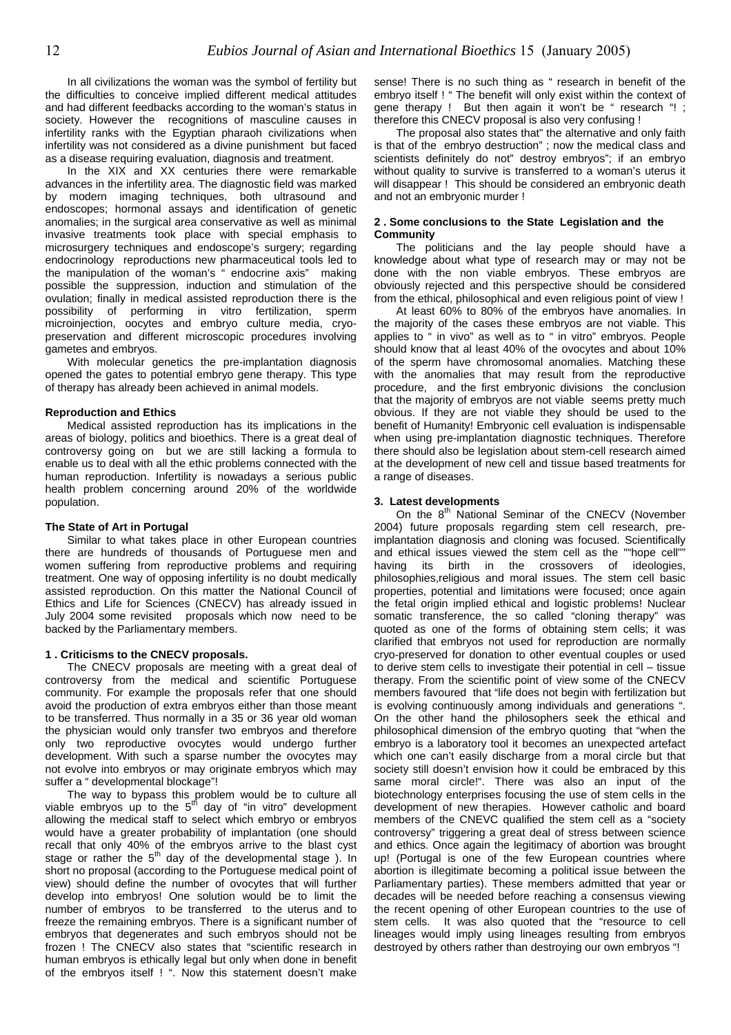In all civilizations the woman was the symbol of fertility but the difficulties to conceive implied different medical attitudes and had different feedbacks according to the woman's status in society. However the recognitions of masculine causes in infertility ranks with the Egyptian pharaoh civilizations when infertility was not considered as a divine punishment but faced as a disease requiring evaluation, diagnosis and treatment.

In the XIX and XX centuries there were remarkable advances in the infertility area. The diagnostic field was marked by modern imaging techniques, both ultrasound and endoscopes; hormonal assays and identification of genetic anomalies; in the surgical area conservative as well as minimal invasive treatments took place with special emphasis to microsurgery techniques and endoscope's surgery; regarding endocrinology reproductions new pharmaceutical tools led to the manipulation of the woman's " endocrine axis" making possible the suppression, induction and stimulation of the ovulation; finally in medical assisted reproduction there is the possibility of performing in vitro fertilization, sperm microinjection, oocytes and embryo culture media, cryo-preservation and different microscopic procedures involving gametes and embryos.

With molecular genetics the pre-implantation diagnosis opened the gates to potential embryo gene therapy. This type of therapy has already been achieved in animal models.

### Reproduction and Ethics

Medical assisted reproduction has its implications in the areas of biology, politics and bioethics. There is a great deal of controversy going on but we are still lacking a formula to enable us to deal with all the ethic problems connected with the human reproduction. Infertility is nowadays a serious public health problem concerning around 20% of the worldwide population.

### The State of Art in Portugal

Similar to what takes place in other European countries there are hundreds of thousands of Portuguese men and women suffering from reproductive problems and requiring treatment. One way of opposing infertility is no doubt medically assisted reproduction. On this matter the National Council of Ethics and Life for Sciences (CNECV) has already issued in July 2004 some revisited proposals which now need to be backed by the Parliamentary members.

### 1 . Criticisms to the CNECV proposals.

The CNECV proposals are meeting with a great deal of controversy from the medical and scientific Portuguese community. For example the proposals refer that one should avoid the production of extra embryos either than those meant to be transferred. Thus normally in a 35 or 36 year old woman the physician would only transfer two embryos and therefore only two reproductive ovocytes would undergo further development. With such a sparse number the ovocytes may not evolve into embryos or may originate embryos which may suffer a " developmental blockage"!

The way to bypass this problem would be to culture all viable embryos up to the 5th day of "in vitro" development allowing the medical staff to select which embryo or embryos would have a greater probability of implantation (one should recall that only 40% of the embryos arrive to the blast cyst stage or rather the 5th day of the developmental stage ). In short no proposal (according to the Portuguese medical point of view) should define the number of ovocytes that will further develop into embryos! One solution would be to limit the number of embryos to be transferred to the uterus and to freeze the remaining embryos. There is a significant number of embryos that degenerates and such embryos should not be frozen ! The CNECV also states that "scientific research in human embryos is ethically legal but only when done in benefit of the embryos itself ! ". Now this statement doesn't make sense! There is no such thing as " research in benefit of the embryo itself ! " The benefit will only exist within the context of gene therapy ! But then again it won't be " research "! ; therefore this CNECV proposal is also very confusing !

The proposal also states that" the alternative and only faith is that of the embryo destruction" ; now the medical class and scientists definitely do not" destroy embryos"; if an embryo without quality to survive is transferred to a woman's uterus it will disappear ! This should be considered an embryonic death and not an embryonic murder !

### 2 . Some conclusions to the State Legislation and the Community

The politicians and the lay people should have a knowledge about what type of research may or may not be done with the non viable embryos. These embryos are obviously rejected and this perspective should be considered from the ethical, philosophical and even religious point of view !

At least 60% to 80% of the embryos have anomalies. In the majority of the cases these embryos are not viable. This applies to " in vivo" as well as to " in vitro" embryos. People should know that al least 40% of the ovocytes and about 10% of the sperm have chromosomal anomalies. Matching these with the anomalies that may result from the reproductive procedure, and the first embryonic divisions the conclusion that the majority of embryos are not viable seems pretty much obvious. If they are not viable they should be used to the benefit of Humanity! Embryonic cell evaluation is indispensable when using pre-implantation diagnostic techniques. Therefore there should also be legislation about stem-cell research aimed at the development of new cell and tissue based treatments for a range of diseases.

### 3. Latest developments

On the 8th National Seminar of the CNECV (November 2004) future proposals regarding stem cell research, pre-implantation diagnosis and cloning was focused. Scientifically and ethical issues viewed the stem cell as the ""hope cell"" having its birth in the crossovers of ideologies, philosophies,religious and moral issues. The stem cell basic properties, potential and limitations were focused; once again the fetal origin implied ethical and logistic problems! Nuclear somatic transference, the so called "cloning therapy" was quoted as one of the forms of obtaining stem cells; it was clarified that embryos not used for reproduction are normally cryo-preserved for donation to other eventual couples or used to derive stem cells to investigate their potential in cell – tissue therapy. From the scientific point of view some of the CNECV members favoured that "life does not begin with fertilization but is evolving continuously among individuals and generations ". On the other hand the philosophers seek the ethical and philosophical dimension of the embryo quoting that "when the embryo is a laboratory tool it becomes an unexpected artefact which one can't easily discharge from a moral circle but that society still doesn't envision how it could be embraced by this same moral circle!". There was also an input of the biotechnology enterprises focusing the use of stem cells in the development of new therapies. However catholic and board members of the CNEVC qualified the stem cell as a "society controversy" triggering a great deal of stress between science and ethics. Once again the legitimacy of abortion was brought up! (Portugal is one of the few European countries where abortion is illegitimate becoming a political issue between the Parliamentary parties). These members admitted that year or decades will be needed before reaching a consensus viewing the recent opening of other European countries to the use of stem cells. It was also quoted that the "resource to cell lineages would imply using lineages resulting from embryos destroyed by others rather than destroying our own embryos "!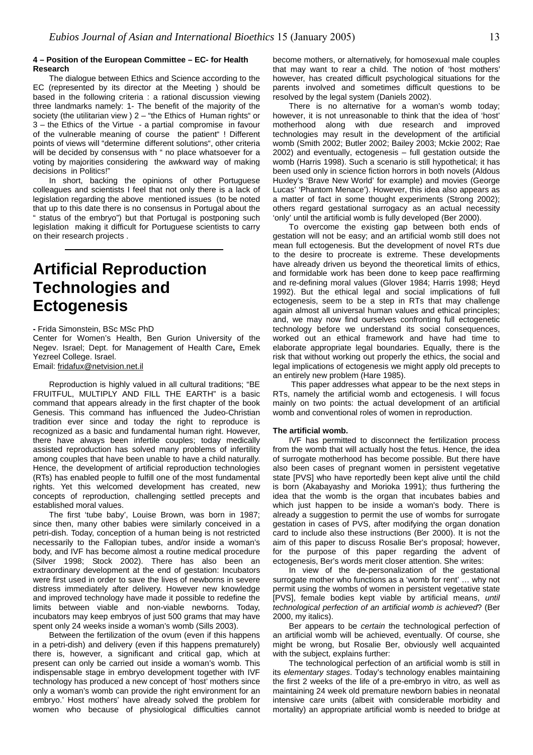**4 – Position of the European Committee – EC- for Health Research**

The dialogue between Ethics and Science according to the EC (represented by its director at the Meeting ) should be based in the following criteria : a rational discussion viewing three landmarks namely: 1- The benefit of the majority of the society (the utilitarian view ) 2 – "the Ethics of Human rights" or 3 – the Ethics of the Virtue - a partial compromise in favour of the vulnerable meaning of course the patient" ! Different points of views will "determine different solutions", other criteria will be decided by consensus with " no place whatsoever for a voting by majorities considering the awkward way of making decisions in Politics!"

In short, backing the opinions of other Portuguese colleagues and scientists I feel that not only there is a lack of legislation regarding the above mentioned issues (to be noted that up to this date there is no consensus in Portugal about the " status of the embryo") but that Portugal is postponing such legislation making it difficult for Portuguese scientists to carry on their research projects .

# Artificial Reproduction Technologies and Ectogenesis

- Frida Simonstein, BSc MSc PhD
Center for Women's Health, Ben Gurion University of the Negev. Israel; Dept. for Management of Health Care**,** Emek Yezreel College. Israel.
Email: fridafux@netvision.net.il

Reproduction is highly valued in all cultural traditions; "BE FRUITFUL, MULTIPLY AND FILL THE EARTH" is a basic command that appears already in the first chapter of the book Genesis. This command has influenced the Judeo-Christian tradition ever since and today the right to reproduce is recognized as a basic and fundamental human right. However, there have always been infertile couples; today medically assisted reproduction has solved many problems of infertility among couples that have been unable to have a child naturally. Hence, the development of artificial reproduction technologies (RTs) has enabled people to fulfill one of the most fundamental rights. Yet this welcomed development has created, new concepts of reproduction, challenging settled precepts and established moral values.

The first 'tube baby', Louise Brown, was born in 1987; since then, many other babies were similarly conceived in a petri-dish. Today, conception of a human being is not restricted necessarily to the Fallopian tubes, and/or inside a woman's body, and IVF has become almost a routine medical procedure (Silver 1998; Stock 2002). There has also been an extraordinary development at the end of gestation: Incubators were first used in order to save the lives of newborns in severe distress immediately after delivery. However new knowledge and improved technology have made it possible to redefine the limits between viable and non-viable newborns. Today, incubators may keep embryos of just 500 grams that may have spent only 24 weeks inside a woman's womb (Sills 2003).

Between the fertilization of the ovum (even if this happens in a petri-dish) and delivery (even if this happens prematurely) there is, however, a significant and critical gap, which at present can only be carried out inside a woman's womb. This indispensable stage in embryo development together with IVF technology has produced a new concept of 'host' mothers since only a woman's womb can provide the right environment for an embryo.' Host mothers' have already solved the problem for women who because of physiological difficulties cannot become mothers, or alternatively, for homosexual male couples that may want to rear a child. The notion of 'host mothers' however, has created difficult psychological situations for the parents involved and sometimes difficult questions to be resolved by the legal system (Daniels 2002).

There is no alternative for a woman's womb today; however, it is not unreasonable to think that the idea of 'host' motherhood along with due research and improved technologies may result in the development of the artificial womb (Smith 2002; Butler 2002; Bailey 2003; Mckie 2002; Rae 2002) and eventually, ectogenesis – full gestation outside the womb (Harris 1998). Such a scenario is still hypothetical; it has been used only in science fiction horrors in both novels (Aldous Huxley's 'Brave New World' for example) and movies (George Lucas' 'Phantom Menace'). However, this idea also appears as a matter of fact in some thought experiments (Strong 2002); others regard gestational surrogacy as an actual necessity 'only' until the artificial womb is fully developed (Ber 2000).

To overcome the existing gap between both ends of gestation will not be easy; and an artificial womb still does not mean full ectogenesis. But the development of novel RTs due to the desire to procreate is extreme. These developments have already driven us beyond the theoretical limits of ethics, and formidable work has been done to keep pace reaffirming and re-defining moral values (Glover 1984; Harris 1998; Heyd 1992). But the ethical legal and social implications of full ectogenesis, seem to be a step in RTs that may challenge again almost all universal human values and ethical principles; and, we may now find ourselves confronting full ectogenetic technology before we understand its social consequences, worked out an ethical framework and have had time to elaborate appropriate legal boundaries. Equally, there is the risk that without working out properly the ethics, the social and legal implications of ectogenesis we might apply old precepts to an entirely new problem (Hare 1985).

This paper addresses what appear to be the next steps in RTs, namely the artificial womb and ectogenesis. I will focus mainly on two points: the actual development of an artificial womb and conventional roles of women in reproduction.

**The artificial womb.**

IVF has permitted to disconnect the fertilization process from the womb that will actually host the fetus. Hence, the idea of surrogate motherhood has become possible. But there have also been cases of pregnant women in persistent vegetative state [PVS] who have reportedly been kept alive until the child is born (Akabayashy and Morioka 1991); thus furthering the idea that the womb is the organ that incubates babies and which just happen to be inside a woman's body. There is already a suggestion to permit the use of wombs for surrogate gestation in cases of PVS, after modifying the organ donation card to include also these instructions (Ber 2000). It is not the aim of this paper to discuss Rosalie Ber's proposal; however, for the purpose of this paper regarding the advent of ectogenesis, Ber's words merit closer attention. She writes:

In view of the de-personalization of the gestational surrogate mother who functions as a 'womb for rent' … why not permit using the wombs of women in persistent vegetative state [PVS], female bodies kept viable by artificial means, *until technological perfection of an artificial womb is achieved*? (Ber 2000, my italics).

Ber appears to be *certain* the technological perfection of an artificial womb will be achieved, eventually. Of course, she might be wrong, but Rosalie Ber, obviously well acquainted with the subject, explains further:

The technological perfection of an artificial womb is still in its *elementary stages*. Today's technology enables maintaining the first 2 weeks of the life of a pre-embryo in vitro, as well as maintaining 24 week old premature newborn babies in neonatal intensive care units (albeit with considerable morbidity and mortality) an appropriate artificial womb is needed to bridge at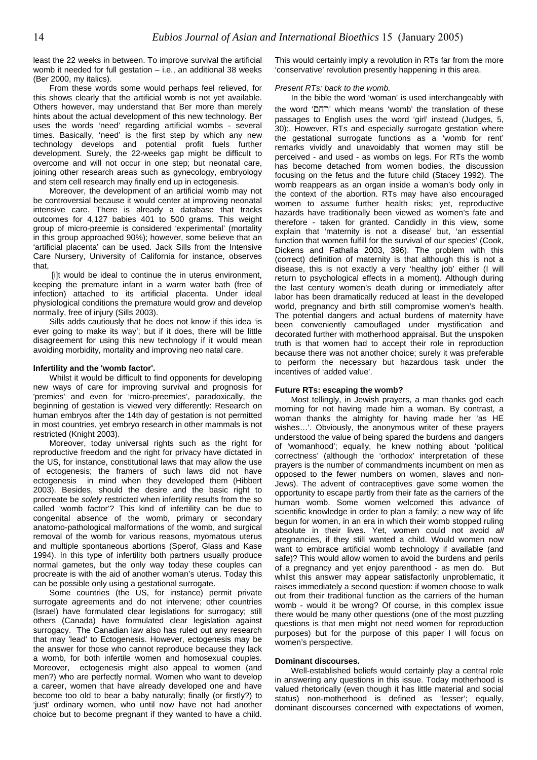least the 22 weeks in between. To improve survival the artificial womb it needed for full gestation – i.e., an additional 38 weeks (Ber 2000, my italics).

From these words some would perhaps feel relieved, for this shows clearly that the artificial womb is not yet available. Others however, may understand that Ber more than merely hints about the actual development of this new technology. Ber uses the words 'need' regarding artificial wombs - several times. Basically, 'need' is the first step by which any new technology develops and potential profit fuels further development. Surely, the 22-weeks gap might be difficult to overcome and will not occur in one step; but neonatal care, joining other research areas such as gynecology, embryology and stem cell research may finally end up in ectogenesis.

Moreover, the development of an artificial womb may not be controversial because it would center at improving neonatal intensive care. There is already a database that tracks outcomes for 4,127 babies 401 to 500 grams. This weight group of micro-preemie is considered 'experimental' (mortality in this group approached 90%); however, some believe that an 'artificial placenta' can be used. Jack Sills from the Intensive Care Nursery, University of California for instance, observes that,

> [i]t would be ideal to continue the in uterus environment, keeping the premature infant in a warm water bath (free of infection) attached to its artificial placenta. Under ideal physiological conditions the premature would grow and develop normally, free of injury (Sills 2003).

Sills adds cautiously that he does not know if this idea 'is ever going to make its way'; but if it does, there will be little disagreement for using this new technology if it would mean avoiding morbidity, mortality and improving neo natal care.

**Infertility and the 'womb factor'.**

Whilst it would be difficult to find opponents for developing new ways of care for improving survival and prognosis for 'premies' and even for 'micro-preemies', paradoxically, the beginning of gestation is viewed very differently: Research on human embryos after the 14th day of gestation is not permitted in most countries, yet embryo research in other mammals is not restricted (Knight 2003).

Moreover, today universal rights such as the right for reproductive freedom and the right for privacy have dictated in the US, for instance, constitutional laws that may allow the use of ectogenesis; the framers of such laws did not have ectogenesis in mind when they developed them (Hibbert 2003). Besides, should the desire and the basic right to procreate be *solely* restricted when infertility results from the so called 'womb factor'? This kind of infertility can be due to congenital absence of the womb, primary or secondary anatomo-pathological malformations of the womb, and surgical removal of the womb for various reasons, myomatous uterus and multiple spontaneous abortions (Sperof, Glass and Kase 1994). In this type of infertility both partners usually produce normal gametes, but the only way today these couples can procreate is with the aid of another woman's uterus. Today this can be possible only using a gestational surrogate.

Some countries (the US, for instance) permit private surrogate agreements and do not intervene; other countries (Israel) have formulated clear legislations for surrogacy; still others (Canada) have formulated clear legislation against surrogacy. The Canadian law also has ruled out any research that may 'lead' to Ectogenesis. However, ectogenesis may be the answer for those who cannot reproduce because they lack a womb, for both infertile women and homosexual couples. Moreover, ectogenesis might also appeal to women (and men?) who are perfectly normal. Women who want to develop a career, women that have already developed one and have become too old to bear a baby naturally; finally (or firstly?) to 'just' ordinary women, who until now have not had another choice but to become pregnant if they wanted to have a child. This would certainly imply a revolution in RTs far from the more 'conservative' revolution presently happening in this area.

*Present RTs: back to the womb.*

In the bible the word 'woman' is used interchangeably with the word 'רחם' which means 'womb' the translation of these passages to English uses the word 'girl' instead (Judges, 5, 30);. However, RTs and especially surrogate gestation where the gestational surrogate functions as a 'womb for rent' remarks vividly and unavoidably that women may still be perceived - and used - as wombs on legs. For RTs the womb has become detached from women bodies, the discussion focusing on the fetus and the future child (Stacey 1992). The womb reappears as an organ inside a woman's body only in the context of the abortion. RTs may have also encouraged women to assume further health risks; yet, reproductive hazards have traditionally been viewed as women's fate and therefore - taken for granted. Candidly in this view, some explain that 'maternity is not a disease' but, 'an essential function that women fulfill for the survival of our species' (Cook, Dickens and Fathalla 2003, 396). The problem with this (correct) definition of maternity is that although this is not a disease, this is not exactly a very 'healthy job' either (I will return to psychological effects in a moment). Although during the last century women's death during or immediately after labor has been dramatically reduced at least in the developed world, pregnancy and birth still compromise women's health. The potential dangers and actual burdens of maternity have been conveniently camouflaged under mystification and decorated further with motherhood appraisal. But the unspoken truth is that women had to accept their role in reproduction because there was not another choice; surely it was preferable to perform the necessary but hazardous task under the incentives of 'added value'.

**Future RTs: escaping the womb?**

Most tellingly, in Jewish prayers, a man thanks god each morning for not having made him a woman. By contrast, a woman thanks the almighty for having made her 'as HE wishes…'. Obviously, the anonymous writer of these prayers understood the value of being spared the burdens and dangers of 'womanhood'; equally, he knew nothing about 'political correctness' (although the 'orthodox' interpretation of these prayers is the number of commandments incumbent on men as opposed to the fewer numbers on women, slaves and non-Jews). The advent of contraceptives gave some women the opportunity to escape partly from their fate as the carriers of the human womb. Some women welcomed this advance of scientific knowledge in order to plan a family; a new way of life begun for women, in an era in which their womb stopped ruling absolute in their lives. Yet, women could not avoid *all* pregnancies, if they still wanted a child. Would women now want to embrace artificial womb technology if available (and safe)? This would allow women to avoid the burdens and perils of a pregnancy and yet enjoy parenthood - as men do. But whilst this answer may appear satisfactorily unproblematic, it raises immediately a second question: if women choose to walk out from their traditional function as the carriers of the human womb - would it be wrong? Of course, in this complex issue there would be many other questions (one of the most puzzling questions is that men might not need women for reproduction purposes) but for the purpose of this paper I will focus on women's perspective.

**Dominant discourses.**

Well-established beliefs would certainly play a central role in answering any questions in this issue. Today motherhood is valued rhetorically (even though it has little material and social status) non-motherhood is defined as 'lesser'; equally, dominant discourses concerned with expectations of women,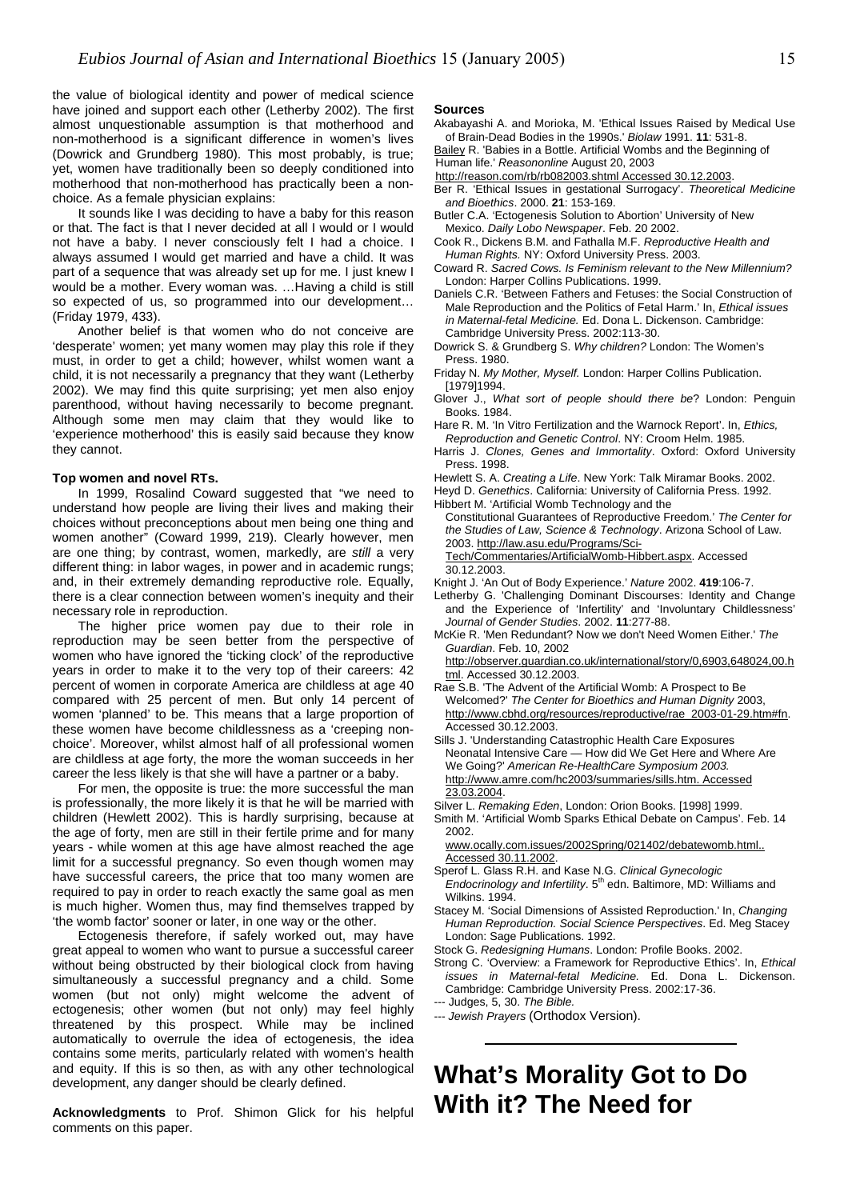the value of biological identity and power of medical science have joined and support each other (Letherby 2002). The first almost unquestionable assumption is that motherhood and non-motherhood is a significant difference in women's lives (Dowrick and Grundberg 1980). This most probably, is true; yet, women have traditionally been so deeply conditioned into motherhood that non-motherhood has practically been a non-choice. As a female physician explains:

It sounds like I was deciding to have a baby for this reason or that. The fact is that I never decided at all I would or I would not have a baby. I never consciously felt I had a choice. I always assumed I would get married and have a child. It was part of a sequence that was already set up for me. I just knew I would be a mother. Every woman was. …Having a child is still so expected of us, so programmed into our development… (Friday 1979, 433).

Another belief is that women who do not conceive are 'desperate' women; yet many women may play this role if they must, in order to get a child; however, whilst women want a child, it is not necessarily a pregnancy that they want (Letherby 2002). We may find this quite surprising; yet men also enjoy parenthood, without having necessarily to become pregnant. Although some men may claim that they would like to 'experience motherhood' this is easily said because they know they cannot.

#### Top women and novel RTs.

In 1999, Rosalind Coward suggested that "we need to understand how people are living their lives and making their choices without preconceptions about men being one thing and women another" (Coward 1999, 219). Clearly however, men are one thing; by contrast, women, markedly, are *still* a very different thing: in labor wages, in power and in academic rungs; and, in their extremely demanding reproductive role. Equally, there is a clear connection between women's inequity and their necessary role in reproduction.

The higher price women pay due to their role in reproduction may be seen better from the perspective of women who have ignored the 'ticking clock' of the reproductive years in order to make it to the very top of their careers: 42 percent of women in corporate America are childless at age 40 compared with 25 percent of men. But only 14 percent of women 'planned' to be. This means that a large proportion of these women have become childlessness as a 'creeping non-choice'. Moreover, whilst almost half of all professional women are childless at age forty, the more the woman succeeds in her career the less likely is that she will have a partner or a baby.

For men, the opposite is true: the more successful the man is professionally, the more likely it is that he will be married with children (Hewlett 2002). This is hardly surprising, because at the age of forty, men are still in their fertile prime and for many years - while women at this age have almost reached the age limit for a successful pregnancy. So even though women may have successful careers, the price that too many women are required to pay in order to reach exactly the same goal as men is much higher. Women thus, may find themselves trapped by 'the womb factor' sooner or later, in one way or the other.

Ectogenesis therefore, if safely worked out, may have great appeal to women who want to pursue a successful career without being obstructed by their biological clock from having simultaneously a successful pregnancy and a child. Some women (but not only) might welcome the advent of ectogenesis; other women (but not only) may feel highly threatened by this prospect. While may be inclined automatically to overrule the idea of ectogenesis, the idea contains some merits, particularly related with women's health and equity. If this is so then, as with any other technological development, any danger should be clearly defined.

**Acknowledgments** to Prof. Shimon Glick for his helpful comments on this paper.

#### Sources

Akabayashi A. and Morioka, M. 'Ethical Issues Raised by Medical Use of Brain-Dead Bodies in the 1990s.' *Biolaw* 1991. **11**: 531-8.

Bailey R. 'Babies in a Bottle. Artificial Wombs and the Beginning of Human life.' *Reasononline* August 20, 2003 http://reason.com/rb/rb082003.shtml Accessed 30.12.2003.

Ber R. 'Ethical Issues in gestational Surrogacy'. *Theoretical Medicine and Bioethics*. 2000. **21**: 153-169.

Butler C.A. 'Ectogenesis Solution to Abortion' University of New Mexico. *Daily Lobo Newspaper*. Feb. 20 2002.

Cook R., Dickens B.M. and Fathalla M.F. *Reproductive Health and Human Rights.* NY: Oxford University Press. 2003.

Coward R. *Sacred Cows. Is Feminism relevant to the New Millennium?* London: Harper Collins Publications. 1999.

Daniels C.R. 'Between Fathers and Fetuses: the Social Construction of Male Reproduction and the Politics of Fetal Harm.' In, *Ethical issues in Maternal-fetal Medicine.* Ed. Dona L. Dickenson. Cambridge: Cambridge University Press. 2002:113-30.

Dowrick S. & Grundberg S. *Why children?* London: The Women's Press. 1980.

Friday N. *My Mother, Myself.* London: Harper Collins Publication. [1979]1994.

Glover J., *What sort of people should there be*? London: Penguin Books. 1984.

Hare R. M. 'In Vitro Fertilization and the Warnock Report'. In, *Ethics, Reproduction and Genetic Control*. NY: Croom Helm. 1985.

Harris J. *Clones, Genes and Immortality*. Oxford: Oxford University Press. 1998.

Hewlett S. A. *Creating a Life*. New York: Talk Miramar Books. 2002.

Heyd D. *Genethics*. California: University of California Press. 1992.

Hibbert M. 'Artificial Womb Technology and the Constitutional Guarantees of Reproductive Freedom.' *The Center for the Studies of Law, Science & Technology*. Arizona School of Law. 2003. http://law.asu.edu/Programs/Sci-Tech/Commentaries/ArtificialWomb-Hibbert.aspx. Accessed 30.12.2003.

Knight J. 'An Out of Body Experience.' *Nature* 2002. **419**:106-7.

Letherby G. 'Challenging Dominant Discourses: Identity and Change and the Experience of 'Infertility' and 'Involuntary Childlessness' *Journal of Gender Studies*. 2002. **11**:277-88.

McKie R. 'Men Redundant? Now we don't Need Women Either.' *The Guardian*. Feb. 10, 2002 http://observer.guardian.co.uk/international/story/0,6903,648024,00.html. Accessed 30.12.2003.

Rae S.B. 'The Advent of the Artificial Womb: A Prospect to Be Welcomed?' *The Center for Bioethics and Human Dignity* 2003, http://www.cbhd.org/resources/reproductive/rae_2003-01-29.htm#fn. Accessed 30.12.2003.

Sills J. 'Understanding Catastrophic Health Care Exposures Neonatal Intensive Care — How did We Get Here and Where Are We Going?' *American Re-HealthCare Symposium 2003.* http://www.amre.com/hc2003/summaries/sills.htm. Accessed 23.03.2004.

Silver L. *Remaking Eden*, London: Orion Books. [1998] 1999.

Smith M. 'Artificial Womb Sparks Ethical Debate on Campus'. Feb. 14 2002. www.ocally.com.issues/2002Spring/021402/debatewomb.html.. Accessed 30.11.2002.

Sperof L. Glass R.H. and Kase N.G. *Clinical Gynecologic Endocrinology and Infertility*. 5th edn. Baltimore, MD: Williams and Wilkins. 1994.

Stacey M. 'Social Dimensions of Assisted Reproduction.' In, *Changing Human Reproduction. Social Science Perspectives*. Ed. Meg Stacey London: Sage Publications. 1992.

Stock G. *Redesigning Humans*. London: Profile Books. 2002.

Strong C. 'Overview: a Framework for Reproductive Ethics'. In, *Ethical issues in Maternal-fetal Medicine.* Ed. Dona L. Dickenson. Cambridge: Cambridge University Press. 2002:17-36.

--- Judges, 5, 30. *The Bible.*

--- *Jewish Prayers* (Orthodox Version).

---

# What's Morality Got to Do With it? The Need for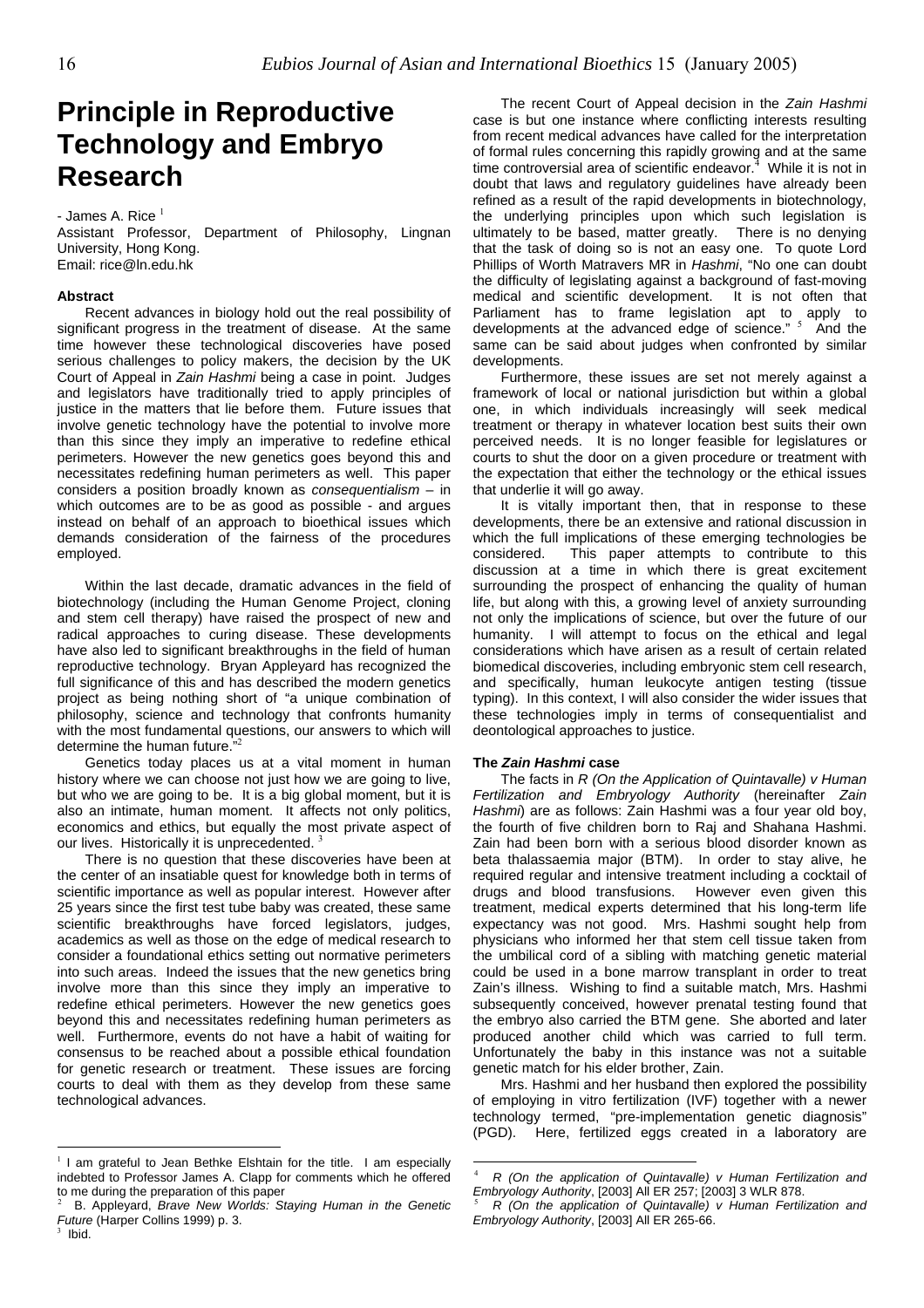# Principle in Reproductive Technology and Embryo Research

- James A. Rice [1]

Assistant Professor, Department of Philosophy, Lingnan University, Hong Kong.
Email: rice@ln.edu.hk

**Abstract**

Recent advances in biology hold out the real possibility of significant progress in the treatment of disease. At the same time however these technological discoveries have posed serious challenges to policy makers, the decision by the UK Court of Appeal in *Zain Hashmi* being a case in point. Judges and legislators have traditionally tried to apply principles of justice in the matters that lie before them. Future issues that involve genetic technology have the potential to involve more than this since they imply an imperative to redefine ethical perimeters. However the new genetics goes beyond this and necessitates redefining human perimeters as well. This paper considers a position broadly known as *consequentialism* – in which outcomes are to be as good as possible - and argues instead on behalf of an approach to bioethical issues which demands consideration of the fairness of the procedures employed.

Within the last decade, dramatic advances in the field of biotechnology (including the Human Genome Project, cloning and stem cell therapy) have raised the prospect of new and radical approaches to curing disease. These developments have also led to significant breakthroughs in the field of human reproductive technology. Bryan Appleyard has recognized the full significance of this and has described the modern genetics project as being nothing short of "a unique combination of philosophy, science and technology that confronts humanity with the most fundamental questions, our answers to which will determine the human future."[2]

Genetics today places us at a vital moment in human history where we can choose not just how we are going to live, but who we are going to be. It is a big global moment, but it is also an intimate, human moment. It affects not only politics, economics and ethics, but equally the most private aspect of our lives. Historically it is unprecedented. [3]

There is no question that these discoveries have been at the center of an insatiable quest for knowledge both in terms of scientific importance as well as popular interest. However after 25 years since the first test tube baby was created, these same scientific breakthroughs have forced legislators, judges, academics as well as those on the edge of medical research to consider a foundational ethics setting out normative perimeters into such areas. Indeed the issues that the new genetics bring involve more than this since they imply an imperative to redefine ethical perimeters. However the new genetics goes beyond this and necessitates redefining human perimeters as well. Furthermore, events do not have a habit of waiting for consensus to be reached about a possible ethical foundation for genetic research or treatment. These issues are forcing courts to deal with them as they develop from these same technological advances.

The recent Court of Appeal decision in the *Zain Hashmi* case is but one instance where conflicting interests resulting from recent medical advances have called for the interpretation of formal rules concerning this rapidly growing and at the same time controversial area of scientific endeavor.[4] While it is not in doubt that laws and regulatory guidelines have already been refined as a result of the rapid developments in biotechnology, the underlying principles upon which such legislation is ultimately to be based, matter greatly. There is no denying that the task of doing so is not an easy one. To quote Lord Phillips of Worth Matravers MR in *Hashmi*, "No one can doubt the difficulty of legislating against a background of fast-moving medical and scientific development. It is not often that Parliament has to frame legislation apt to apply to developments at the advanced edge of science." [5] And the same can be said about judges when confronted by similar developments.

Furthermore, these issues are set not merely against a framework of local or national jurisdiction but within a global one, in which individuals increasingly will seek medical treatment or therapy in whatever location best suits their own perceived needs. It is no longer feasible for legislatures or courts to shut the door on a given procedure or treatment with the expectation that either the technology or the ethical issues that underlie it will go away.

It is vitally important then, that in response to these developments, there be an extensive and rational discussion in which the full implications of these emerging technologies be considered. This paper attempts to contribute to this discussion at a time in which there is great excitement surrounding the prospect of enhancing the quality of human life, but along with this, a growing level of anxiety surrounding not only the implications of science, but over the future of our humanity. I will attempt to focus on the ethical and legal considerations which have arisen as a result of certain related biomedical discoveries, including embryonic stem cell research, and specifically, human leukocyte antigen testing (tissue typing). In this context, I will also consider the wider issues that these technologies imply in terms of consequentialist and deontological approaches to justice.

**The *Zain Hashmi* case**

The facts in *R (On the Application of Quintavalle) v Human Fertilization and Embryology Authority* (hereinafter *Zain Hashmi*) are as follows: Zain Hashmi was a four year old boy, the fourth of five children born to Raj and Shahana Hashmi. Zain had been born with a serious blood disorder known as beta thalassaemia major (BTM). In order to stay alive, he required regular and intensive treatment including a cocktail of drugs and blood transfusions. However even given this treatment, medical experts determined that his long-term life expectancy was not good. Mrs. Hashmi sought help from physicians who informed her that stem cell tissue taken from the umbilical cord of a sibling with matching genetic material could be used in a bone marrow transplant in order to treat Zain's illness. Wishing to find a suitable match, Mrs. Hashmi subsequently conceived, however prenatal testing found that the embryo also carried the BTM gene. She aborted and later produced another child which was carried to full term. Unfortunately the baby in this instance was not a suitable genetic match for his elder brother, Zain.

Mrs. Hashmi and her husband then explored the possibility of employing in vitro fertilization (IVF) together with a newer technology termed, "pre-implementation genetic diagnosis" (PGD). Here, fertilized eggs created in a laboratory are

---

[1] I am grateful to Jean Bethke Elshtain for the title. I am especially indebted to Professor James A. Clapp for comments which he offered to me during the preparation of this paper

[2] B. Appleyard, *Brave New Worlds: Staying Human in the Genetic Future* (Harper Collins 1999) p. 3.

[3] Ibid.

[4] *R (On the application of Quintavalle) v Human Fertilization and Embryology Authority*, [2003] All ER 257; [2003] 3 WLR 878.

[5] *R (On the application of Quintavalle) v Human Fertilization and Embryology Authority*, [2003] All ER 265-66.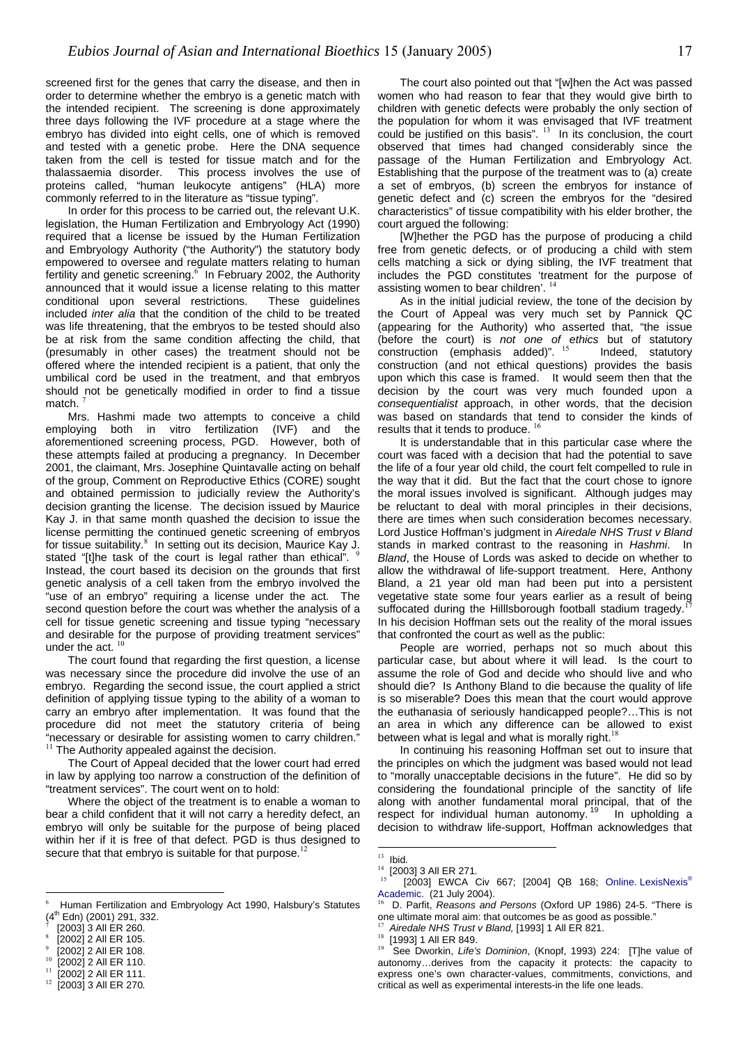screened first for the genes that carry the disease, and then in order to determine whether the embryo is a genetic match with the intended recipient. The screening is done approximately three days following the IVF procedure at a stage where the embryo has divided into eight cells, one of which is removed and tested with a genetic probe. Here the DNA sequence taken from the cell is tested for tissue match and for the thalassaemia disorder. This process involves the use of proteins called, "human leukocyte antigens" (HLA) more commonly referred to in the literature as "tissue typing".

In order for this process to be carried out, the relevant U.K. legislation, the Human Fertilization and Embryology Act (1990) required that a license be issued by the Human Fertilization and Embryology Authority ("the Authority") the statutory body empowered to oversee and regulate matters relating to human fertility and genetic screening.[6] In February 2002, the Authority announced that it would issue a license relating to this matter conditional upon several restrictions. These guidelines included *inter alia* that the condition of the child to be treated was life threatening, that the embryos to be tested should also be at risk from the same condition affecting the child, that (presumably in other cases) the treatment should not be offered where the intended recipient is a patient, that only the umbilical cord be used in the treatment, and that embryos should not be genetically modified in order to find a tissue match.[7]

Mrs. Hashmi made two attempts to conceive a child employing both in vitro fertilization (IVF) and the aforementioned screening process, PGD. However, both of these attempts failed at producing a pregnancy. In December 2001, the claimant, Mrs. Josephine Quintavalle acting on behalf of the group, Comment on Reproductive Ethics (CORE) sought and obtained permission to judicially review the Authority's decision granting the license. The decision issued by Maurice Kay J. in that same month quashed the decision to issue the license permitting the continued genetic screening of embryos for tissue suitability.[8] In setting out its decision, Maurice Kay J. stated "[t]he task of the court is legal rather than ethical".[9] Instead, the court based its decision on the grounds that first genetic analysis of a cell taken from the embryo involved the "use of an embryo" requiring a license under the act. The second question before the court was whether the analysis of a cell for tissue genetic screening and tissue typing "necessary and desirable for the purpose of providing treatment services" under the act.[10]

The court found that regarding the first question, a license was necessary since the procedure did involve the use of an embryo. Regarding the second issue, the court applied a strict definition of applying tissue typing to the ability of a woman to carry an embryo after implementation. It was found that the procedure did not meet the statutory criteria of being "necessary or desirable for assisting women to carry children."[11] The Authority appealed against the decision.

The Court of Appeal decided that the lower court had erred in law by applying too narrow a construction of the definition of "treatment services". The court went on to hold:

Where the object of the treatment is to enable a woman to bear a child confident that it will not carry a heredity defect, an embryo will only be suitable for the purpose of being placed within her if it is free of that defect. PGD is thus designed to secure that that embryo is suitable for that purpose.[12]

The court also pointed out that "[w]hen the Act was passed women who had reason to fear that they would give birth to children with genetic defects were probably the only section of the population for whom it was envisaged that IVF treatment could be justified on this basis".[13] In its conclusion, the court observed that times had changed considerably since the passage of the Human Fertilization and Embryology Act. Establishing that the purpose of the treatment was to (a) create a set of embryos, (b) screen the embryos for instance of genetic defect and (c) screen the embryos for the "desired characteristics" of tissue compatibility with his elder brother, the court argued the following:

[W]hether the PGD has the purpose of producing a child free from genetic defects, or of producing a child with stem cells matching a sick or dying sibling, the IVF treatment that includes the PGD constitutes 'treatment for the purpose of assisting women to bear children'.[14]

As in the initial judicial review, the tone of the decision by the Court of Appeal was very much set by Pannick QC (appearing for the Authority) who asserted that, "the issue (before the court) is *not one of ethics* but of statutory construction (emphasis added)".[15] Indeed, statutory construction (and not ethical questions) provides the basis upon which this case is framed. It would seem then that the decision by the court was very much founded upon a *consequentialist* approach, in other words, that the decision was based on standards that tend to consider the kinds of results that it tends to produce.[16]

It is understandable that in this particular case where the court was faced with a decision that had the potential to save the life of a four year old child, the court felt compelled to rule in the way that it did. But the fact that the court chose to ignore the moral issues involved is significant. Although judges may be reluctant to deal with moral principles in their decisions, there are times when such consideration becomes necessary. Lord Justice Hoffman's judgment in *Airedale NHS Trust v Bland* stands in marked contrast to the reasoning in *Hashmi*. In *Bland*, the House of Lords was asked to decide on whether to allow the withdrawal of life-support treatment. Here, Anthony Bland, a 21 year old man had been put into a persistent vegetative state some four years earlier as a result of being suffocated during the Hilllsborough football stadium tragedy.[17] In his decision Hoffman sets out the reality of the moral issues that confronted the court as well as the public:

People are worried, perhaps not so much about this particular case, but about where it will lead. Is the court to assume the role of God and decide who should live and who should die? Is Anthony Bland to die because the quality of life is so miserable? Does this mean that the court would approve the euthanasia of seriously handicapped people?…This is not an area in which any difference can be allowed to exist between what is legal and what is morally right.[18]

In continuing his reasoning Hoffman set out to insure that the principles on which the judgment was based would not lead to "morally unacceptable decisions in the future". He did so by considering the foundational principle of the sanctity of life along with another fundamental moral principal, that of the respect for individual human autonomy.[19] In upholding a decision to withdraw life-support, Hoffman acknowledges that

---

[6] Human Fertilization and Embryology Act 1990, Halsbury's Statutes (4th Edn) (2001) 291, 332.

[7] [2003] 3 All ER 260.

[8] [2002] 2 All ER 105.

[9] [2002] 2 All ER 108.

[10] [2002] 2 All ER 110.

[11] [2002] 2 All ER 111.

[12] [2003] 3 All ER 270.

[13] Ibid.

[14] [2003] 3 All ER 271.

[15] [2003] EWCA Civ 667; [2004] QB 168; Online. LexisNexis® Academic. (21 July 2004).

[16] D. Parfit, *Reasons and Persons* (Oxford UP 1986) 24-5. "There is one ultimate moral aim: that outcomes be as good as possible."

[17] *Airedale NHS Trust v Bland,* [1993] 1 All ER 821.

[18] [1993] 1 All ER 849.

[19] See Dworkin, *Life's Dominion*, (Knopf, 1993) 224: [T]he value of autonomy…derives from the capacity it protects: the capacity to express one's own character-values, commitments, convictions, and critical as well as experimental interests-in the life one leads.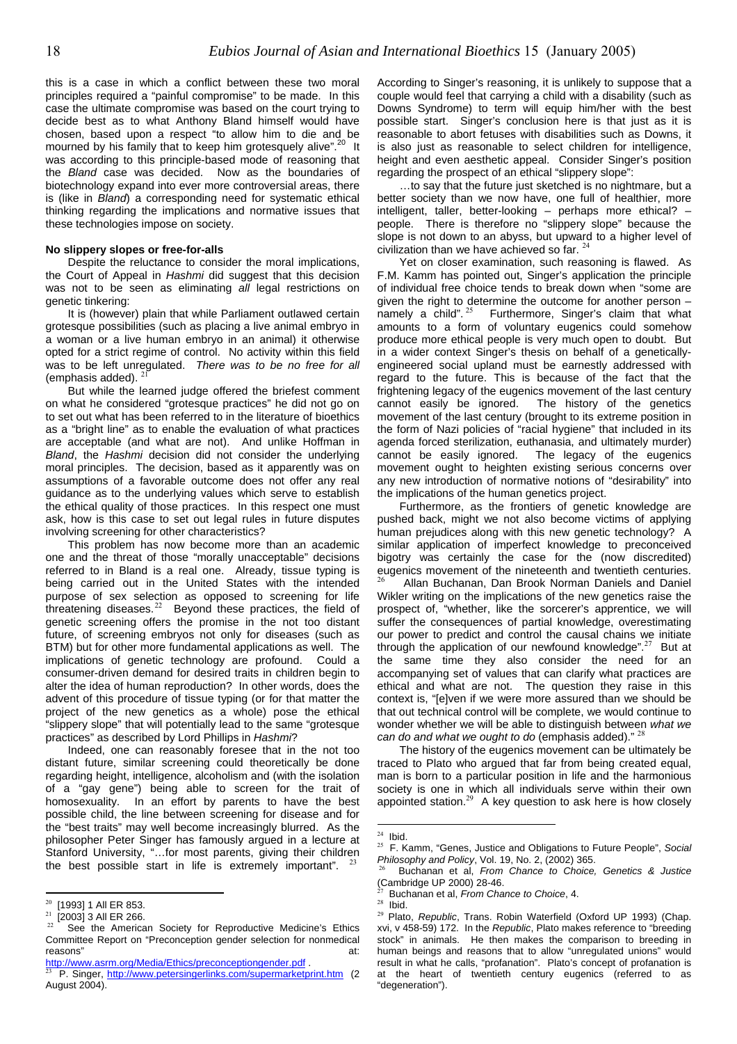this is a case in which a conflict between these two moral principles required a "painful compromise" to be made. In this case the ultimate compromise was based on the court trying to decide best as to what Anthony Bland himself would have chosen, based upon a respect "to allow him to die and be mourned by his family that to keep him grotesquely alive".[20] It was according to this principle-based mode of reasoning that the *Bland* case was decided. Now as the boundaries of biotechnology expand into ever more controversial areas, there is (like in *Bland*) a corresponding need for systematic ethical thinking regarding the implications and normative issues that these technologies impose on society.

#### No slippery slopes or free-for-alls

Despite the reluctance to consider the moral implications, the Court of Appeal in *Hashmi* did suggest that this decision was not to be seen as eliminating *all* legal restrictions on genetic tinkering:

It is (however) plain that while Parliament outlawed certain grotesque possibilities (such as placing a live animal embryo in a woman or a live human embryo in an animal) it otherwise opted for a strict regime of control. No activity within this field was to be left unregulated. *There was to be no free for all* (emphasis added).[21]

But while the learned judge offered the briefest comment on what he considered "grotesque practices" he did not go on to set out what has been referred to in the literature of bioethics as a "bright line" as to enable the evaluation of what practices are acceptable (and what are not). And unlike Hoffman in *Bland*, the *Hashmi* decision did not consider the underlying moral principles. The decision, based as it apparently was on assumptions of a favorable outcome does not offer any real guidance as to the underlying values which serve to establish the ethical quality of those practices. In this respect one must ask, how is this case to set out legal rules in future disputes involving screening for other characteristics?

This problem has now become more than an academic one and the threat of those "morally unacceptable" decisions referred to in Bland is a real one. Already, tissue typing is being carried out in the United States with the intended purpose of sex selection as opposed to screening for life threatening diseases.[22] Beyond these practices, the field of genetic screening offers the promise in the not too distant future, of screening embryos not only for diseases (such as BTM) but for other more fundamental applications as well. The implications of genetic technology are profound. Could a consumer-driven demand for desired traits in children begin to alter the idea of human reproduction? In other words, does the advent of this procedure of tissue typing (or for that matter the project of the new genetics as a whole) pose the ethical "slippery slope" that will potentially lead to the same "grotesque practices" as described by Lord Phillips in *Hashmi*?

Indeed, one can reasonably foresee that in the not too distant future, similar screening could theoretically be done regarding height, intelligence, alcoholism and (with the isolation of a "gay gene") being able to screen for the trait of homosexuality. In an effort by parents to have the best possible child, the line between screening for disease and for the "best traits" may well become increasingly blurred. As the philosopher Peter Singer has famously argued in a lecture at Stanford University, "…for most parents, giving their children the best possible start in life is extremely important".[23]

According to Singer's reasoning, it is unlikely to suppose that a couple would feel that carrying a child with a disability (such as Downs Syndrome) to term will equip him/her with the best possible start. Singer's conclusion here is that just as it is reasonable to abort fetuses with disabilities such as Downs, it is also just as reasonable to select children for intelligence, height and even aesthetic appeal. Consider Singer's position regarding the prospect of an ethical "slippery slope":

…to say that the future just sketched is no nightmare, but a better society than we now have, one full of healthier, more intelligent, taller, better-looking – perhaps more ethical? – people. There is therefore no "slippery slope" because the slope is not down to an abyss, but upward to a higher level of civilization than we have achieved so far.[24]

Yet on closer examination, such reasoning is flawed. As F.M. Kamm has pointed out, Singer's application the principle of individual free choice tends to break down when "some are given the right to determine the outcome for another person – namely a child".[25] Furthermore, Singer's claim that what amounts to a form of voluntary eugenics could somehow produce more ethical people is very much open to doubt. But in a wider context Singer's thesis on behalf of a genetically-engineered social upland must be earnestly addressed with regard to the future. This is because of the fact that the frightening legacy of the eugenics movement of the last century cannot easily be ignored. The history of the genetics movement of the last century (brought to its extreme position in the form of Nazi policies of "racial hygiene" that included in its agenda forced sterilization, euthanasia, and ultimately murder) cannot be easily ignored. The legacy of the eugenics movement ought to heighten existing serious concerns over any new introduction of normative notions of "desirability" into the implications of the human genetics project.

Furthermore, as the frontiers of genetic knowledge are pushed back, might we not also become victims of applying human prejudices along with this new genetic technology? A similar application of imperfect knowledge to preconceived bigotry was certainly the case for the (now discredited) eugenics movement of the nineteenth and twentieth centuries.[26] Allan Buchanan, Dan Brook Norman Daniels and Daniel Wikler writing on the implications of the new genetics raise the prospect of, "whether, like the sorcerer's apprentice, we will suffer the consequences of partial knowledge, overestimating our power to predict and control the causal chains we initiate through the application of our newfound knowledge".[27] But at the same time they also consider the need for an accompanying set of values that can clarify what practices are ethical and what are not. The question they raise in this context is, "[e]ven if we were more assured than we should be that out technical control will be complete, we would continue to wonder whether we will be able to distinguish between *what we can do and what we ought to do* (emphasis added)."[28]

The history of the eugenics movement can be ultimately be traced to Plato who argued that far from being created equal, man is born to a particular position in life and the harmonious society is one in which all individuals serve within their own appointed station.[29] A key question to ask here is how closely

---

[20] [1993] 1 All ER 853.

[21] [2003] 3 All ER 266.

[22] See the American Society for Reproductive Medicine's Ethics Committee Report on "Preconception gender selection for nonmedical reasons" at: http://www.asrm.org/Media/Ethics/preconceptiongender.pdf .

[23] P. Singer, http://www.petersingerlinks.com/supermarketprint.htm (2 August 2004).

[24] Ibid.

[25] F. Kamm, "Genes, Justice and Obligations to Future People", *Social Philosophy and Policy*, Vol. 19, No. 2, (2002) 365.

[26] Buchanan et al, *From Chance to Choice, Genetics & Justice* (Cambridge UP 2000) 28-46.

[27] Buchanan et al, *From Chance to Choice*, 4.

[28] Ibid.

[29] Plato, *Republic*, Trans. Robin Waterfield (Oxford UP 1993) (Chap. xvi, v 458-59) 172. In the *Republic*, Plato makes reference to "breeding stock" in animals. He then makes the comparison to breeding in human beings and reasons that to allow "unregulated unions" would result in what he calls, "profanation". Plato's concept of profanation is at the heart of twentieth century eugenics (referred to as "degeneration").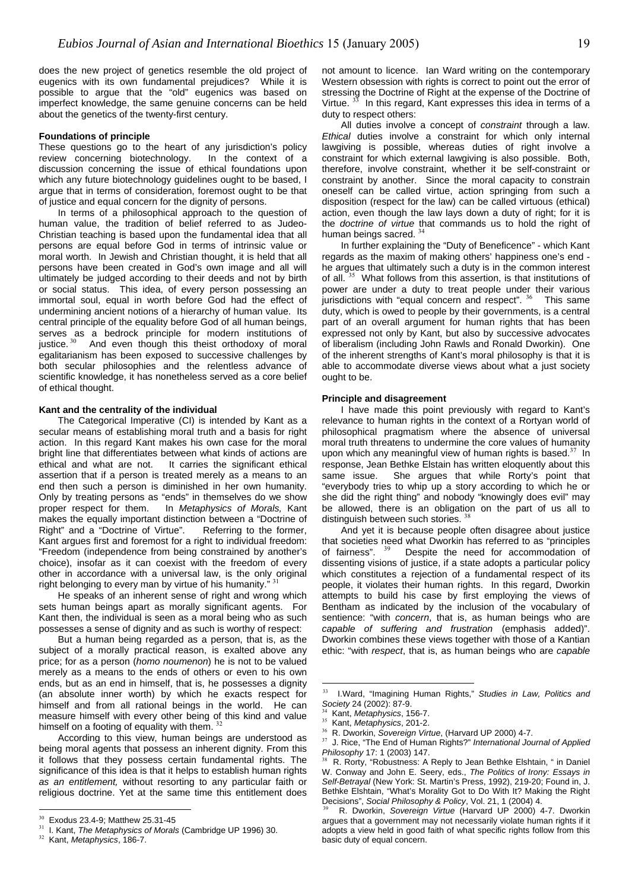does the new project of genetics resemble the old project of eugenics with its own fundamental prejudices? While it is possible to argue that the "old" eugenics was based on imperfect knowledge, the same genuine concerns can be held about the genetics of the twenty-first century.

**Foundations of principle**

These questions go to the heart of any jurisdiction's policy review concerning biotechnology. In the context of a discussion concerning the issue of ethical foundations upon which any future biotechnology guidelines ought to be based, I argue that in terms of consideration, foremost ought to be that of justice and equal concern for the dignity of persons.

In terms of a philosophical approach to the question of human value, the tradition of belief referred to as Judeo-Christian teaching is based upon the fundamental idea that all persons are equal before God in terms of intrinsic value or moral worth. In Jewish and Christian thought, it is held that all persons have been created in God's own image and all will ultimately be judged according to their deeds and not by birth or social status. This idea, of every person possessing an immortal soul, equal in worth before God had the effect of undermining ancient notions of a hierarchy of human value. Its central principle of the equality before God of all human beings, serves as a bedrock principle for modern institutions of justice.[30] And even though this theist orthodoxy of moral egalitarianism has been exposed to successive challenges by both secular philosophies and the relentless advance of scientific knowledge, it has nonetheless served as a core belief of ethical thought.

**Kant and the centrality of the individual**

The Categorical Imperative (CI) is intended by Kant as a secular means of establishing moral truth and a basis for right action. In this regard Kant makes his own case for the moral bright line that differentiates between what kinds of actions are ethical and what are not. It carries the significant ethical assertion that if a person is treated merely as a means to an end then such a person is diminished in her own humanity. Only by treating persons as "ends" in themselves do we show proper respect for them. In *Metaphysics of Morals,* Kant makes the equally important distinction between a "Doctrine of Right" and a "Doctrine of Virtue". Referring to the former, Kant argues first and foremost for a right to individual freedom: "Freedom (independence from being constrained by another's choice), insofar as it can coexist with the freedom of every other in accordance with a universal law, is the only original right belonging to every man by virtue of his humanity."[31]

He speaks of an inherent sense of right and wrong which sets human beings apart as morally significant agents. For Kant then, the individual is seen as a moral being who as such possesses a sense of dignity and as such is worthy of respect:

But a human being regarded as a person, that is, as the subject of a morally practical reason, is exalted above any price; for as a person (*homo noumenon*) he is not to be valued merely as a means to the ends of others or even to his own ends, but as an end in himself, that is, he possesses a dignity (an absolute inner worth) by which he exacts respect for himself and from all rational beings in the world. He can measure himself with every other being of this kind and value himself on a footing of equality with them.[32]

According to this view, human beings are understood as being moral agents that possess an inherent dignity. From this it follows that they possess certain fundamental rights. The significance of this idea is that it helps to establish human rights *as an entitlement,* without resorting to any particular faith or religious doctrine. Yet at the same time this entitlement does not amount to licence. Ian Ward writing on the contemporary Western obsession with rights is correct to point out the error of stressing the Doctrine of Right at the expense of the Doctrine of Virtue.[33] In this regard, Kant expresses this idea in terms of a duty to respect others:

All duties involve a concept of *constraint* through a law. *Ethical* duties involve a constraint for which only internal lawgiving is possible, whereas duties of right involve a constraint for which external lawgiving is also possible. Both, therefore, involve constraint, whether it be self-constraint or constraint by another. Since the moral capacity to constrain oneself can be called virtue, action springing from such a disposition (respect for the law) can be called virtuous (ethical) action, even though the law lays down a duty of right; for it is the *doctrine of virtue* that commands us to hold the right of human beings sacred.[34]

In further explaining the "Duty of Beneficence" - which Kant regards as the maxim of making others' happiness one's end - he argues that ultimately such a duty is in the common interest of all.[35] What follows from this assertion, is that institutions of power are under a duty to treat people under their various jurisdictions with "equal concern and respect".[36] This same duty, which is owed to people by their governments, is a central part of an overall argument for human rights that has been expressed not only by Kant, but also by successive advocates of liberalism (including John Rawls and Ronald Dworkin). One of the inherent strengths of Kant's moral philosophy is that it is able to accommodate diverse views about what a just society ought to be.

**Principle and disagreement**

I have made this point previously with regard to Kant's relevance to human rights in the context of a Rortyan world of philosophical pragmatism where the absence of universal moral truth threatens to undermine the core values of humanity upon which any meaningful view of human rights is based.[37] In response, Jean Bethke Elstain has written eloquently about this same issue. She argues that while Rorty's point that "everybody tries to whip up a story according to which he or she did the right thing" and nobody "knowingly does evil" may be allowed, there is an obligation on the part of us all to distinguish between such stories.[38]

And yet it is because people often disagree about justice that societies need what Dworkin has referred to as "principles of fairness".[39] Despite the need for accommodation of dissenting visions of justice, if a state adopts a particular policy which constitutes a rejection of a fundamental respect of its people, it violates their human rights. In this regard, Dworkin attempts to build his case by first employing the views of Bentham as indicated by the inclusion of the vocabulary of sentience: "with *concern*, that is, as human beings who are *capable of suffering and frustration* (emphasis added)". Dworkin combines these views together with those of a Kantian ethic: "with *respect*, that is, as human beings who are *capable*

---

[30] Exodus 23.4-9; Matthew 25.31-45

[31] I. Kant, *The Metaphysics of Morals* (Cambridge UP 1996) 30.

[32] Kant, *Metaphysics*, 186-7.

[33] I.Ward, "Imagining Human Rights," *Studies in Law, Politics and Society* 24 (2002): 87-9.

[34] Kant, *Metaphysics*, 156-7.

[35] Kant, *Metaphysics*, 201-2.

[36] R. Dworkin, *Sovereign Virtue*, (Harvard UP 2000) 4-7.

[37] J. Rice, "The End of Human Rights?" *International Journal of Applied Philosophy* 17: 1 (2003) 147.

[38] R. Rorty, "Robustness: A Reply to Jean Bethke Elshtain, " in Daniel W. Conway and John E. Seery, eds., *The Politics of Irony: Essays in Self-Betrayal* (New York: St. Martin's Press, 1992), 219-20; Found in, J. Bethke Elshtain, "What's Morality Got to Do With It? Making the Right Decisions", *Social Philosophy & Policy*, Vol. 21, 1 (2004) 4.

[39] R. Dworkin, *Sovereign Virtue* (Harvard UP 2000) 4-7. Dworkin argues that a government may not necessarily violate human rights if it adopts a view held in good faith of what specific rights follow from this basic duty of equal concern.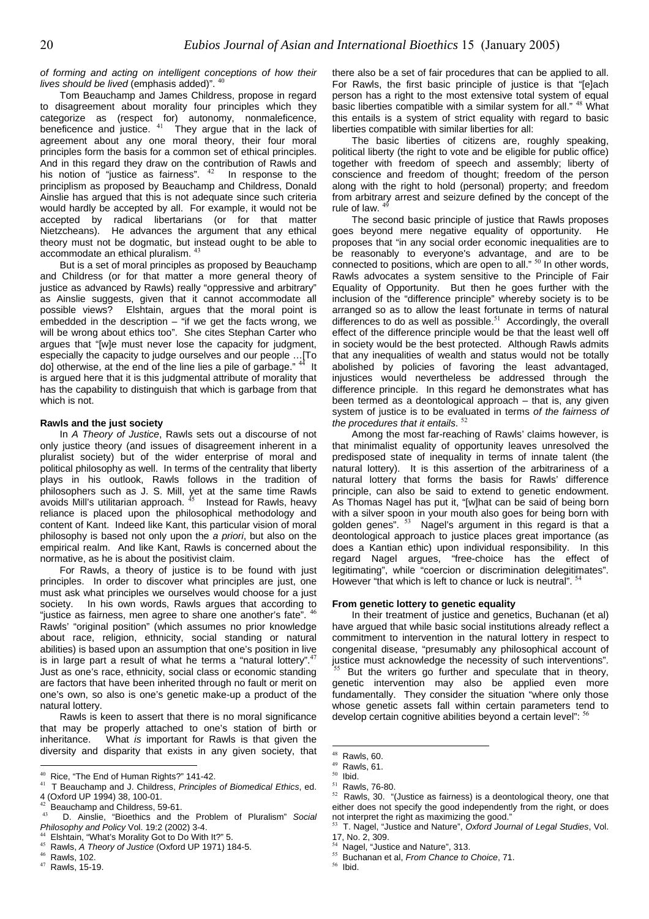*of forming and acting on intelligent conceptions of how their lives should be lived* (emphasis added)". [40]

Tom Beauchamp and James Childress, propose in regard to disagreement about morality four principles which they categorize as (respect for) autonomy, nonmaleficence, beneficence and justice. [41] They argue that in the lack of agreement about any one moral theory, their four moral principles form the basis for a common set of ethical principles. And in this regard they draw on the contribution of Rawls and his notion of "justice as fairness". [42] In response to the principlism as proposed by Beauchamp and Childress, Donald Ainslie has argued that this is not adequate since such criteria would hardly be accepted by all. For example, it would not be accepted by radical libertarians (or for that matter Nietzscheans). He advances the argument that any ethical theory must not be dogmatic, but instead ought to be able to accommodate an ethical pluralism. [43]

But is a set of moral principles as proposed by Beauchamp and Childress (or for that matter a more general theory of justice as advanced by Rawls) really "oppressive and arbitrary" as Ainslie suggests, given that it cannot accommodate all possible views? Elshtain, argues that the moral point is embedded in the description – "if we get the facts wrong, we will be wrong about ethics too". She cites Stephan Carter who argues that "[w]e must never lose the capacity for judgment, especially the capacity to judge ourselves and our people …[To do] otherwise, at the end of the line lies a pile of garbage." [44] It is argued here that it is this judgmental attribute of morality that has the capability to distinguish that which is garbage from that which is not.

#### Rawls and the just society

In *A Theory of Justice*, Rawls sets out a discourse of not only justice theory (and issues of disagreement inherent in a pluralist society) but of the wider enterprise of moral and political philosophy as well. In terms of the centrality that liberty plays in his outlook, Rawls follows in the tradition of philosophers such as J. S. Mill, yet at the same time Rawls avoids Mill's utilitarian approach. [45] Instead for Rawls, heavy reliance is placed upon the philosophical methodology and content of Kant. Indeed like Kant, this particular vision of moral philosophy is based not only upon the *a priori*, but also on the empirical realm. And like Kant, Rawls is concerned about the normative, as he is about the positivist claim.

For Rawls, a theory of justice is to be found with just principles. In order to discover what principles are just, one must ask what principles we ourselves would choose for a just society. In his own words, Rawls argues that according to "justice as fairness, men agree to share one another's fate". [46] Rawls' "original position" (which assumes no prior knowledge about race, religion, ethnicity, social standing or natural abilities) is based upon an assumption that one's position in live is in large part a result of what he terms a "natural lottery". [47] Just as one's race, ethnicity, social class or economic standing are factors that have been inherited through no fault or merit on one's own, so also is one's genetic make-up a product of the natural lottery.

Rawls is keen to assert that there is no moral significance that may be properly attached to one's station of birth or inheritance. What *is* important for Rawls is that given the diversity and disparity that exists in any given society, that there also be a set of fair procedures that can be applied to all. For Rawls, the first basic principle of justice is that "[e]ach person has a right to the most extensive total system of equal basic liberties compatible with a similar system for all." [48] What this entails is a system of strict equality with regard to basic liberties compatible with similar liberties for all:

The basic liberties of citizens are, roughly speaking, political liberty (the right to vote and be eligible for public office) together with freedom of speech and assembly; liberty of conscience and freedom of thought; freedom of the person along with the right to hold (personal) property; and freedom from arbitrary arrest and seizure defined by the concept of the rule of law. [49]

The second basic principle of justice that Rawls proposes goes beyond mere negative equality of opportunity. He proposes that "in any social order economic inequalities are to be reasonably to everyone's advantage, and are to be connected to positions, which are open to all." [50] In other words, Rawls advocates a system sensitive to the Principle of Fair Equality of Opportunity. But then he goes further with the inclusion of the "difference principle" whereby society is to be arranged so as to allow the least fortunate in terms of natural differences to do as well as possible. [51] Accordingly, the overall effect of the difference principle would be that the least well off in society would be the best protected. Although Rawls admits that any inequalities of wealth and status would not be totally abolished by policies of favoring the least advantaged, injustices would nevertheless be addressed through the difference principle. In this regard he demonstrates what has been termed as a deontological approach – that is, any given system of justice is to be evaluated in terms *of the fairness of the procedures that it entails*. [52]

Among the most far-reaching of Rawls' claims however, is that minimalist equality of opportunity leaves unresolved the predisposed state of inequality in terms of innate talent (the natural lottery). It is this assertion of the arbitrariness of a natural lottery that forms the basis for Rawls' difference principle, can also be said to extend to genetic endowment. As Thomas Nagel has put it, "[w]hat can be said of being born with a silver spoon in your mouth also goes for being born with golden genes". [53] Nagel's argument in this regard is that a deontological approach to justice places great importance (as does a Kantian ethic) upon individual responsibility. In this regard Nagel argues, "free-choice has the effect of legitimating", while "coercion or discrimination delegitimates". However "that which is left to chance or luck is neutral". [54]

#### From genetic lottery to genetic equality

In their treatment of justice and genetics, Buchanan (et al) have argued that while basic social institutions already reflect a commitment to intervention in the natural lottery in respect to congenital disease, "presumably any philosophical account of justice must acknowledge the necessity of such interventions". [55] But the writers go further and speculate that in theory, genetic intervention may also be applied even more fundamentally. They consider the situation "where only those whose genetic assets fall within certain parameters tend to develop certain cognitive abilities beyond a certain level": [56]

---

[40] Rice, "The End of Human Rights?" 141-42.
[41] T Beauchamp and J. Childress, *Principles of Biomedical Ethics*, ed. 4 (Oxford UP 1994) 38, 100-01.
[42] Beauchamp and Childress, 59-61.
[43] D. Ainslie, "Bioethics and the Problem of Pluralism" *Social Philosophy and Policy* Vol. 19:2 (2002) 3-4.
[44] Elshtain, "What's Morality Got to Do With It?" 5.
[45] Rawls, *A Theory of Justice* (Oxford UP 1971) 184-5.
[46] Rawls, 102.
[47] Rawls, 15-19.
[48] Rawls, 60.
[49] Rawls, 61.
[50] Ibid.
[51] Rawls, 76-80.
[52] Rawls, 30. "(Justice as fairness) is a deontological theory, one that either does not specify the good independently from the right, or does not interpret the right as maximizing the good."
[53] T. Nagel, "Justice and Nature", *Oxford Journal of Legal Studies*, Vol. 17, No. 2, 309.
[54] Nagel, "Justice and Nature", 313.
[55] Buchanan et al, *From Chance to Choice*, 71.
[56] Ibid.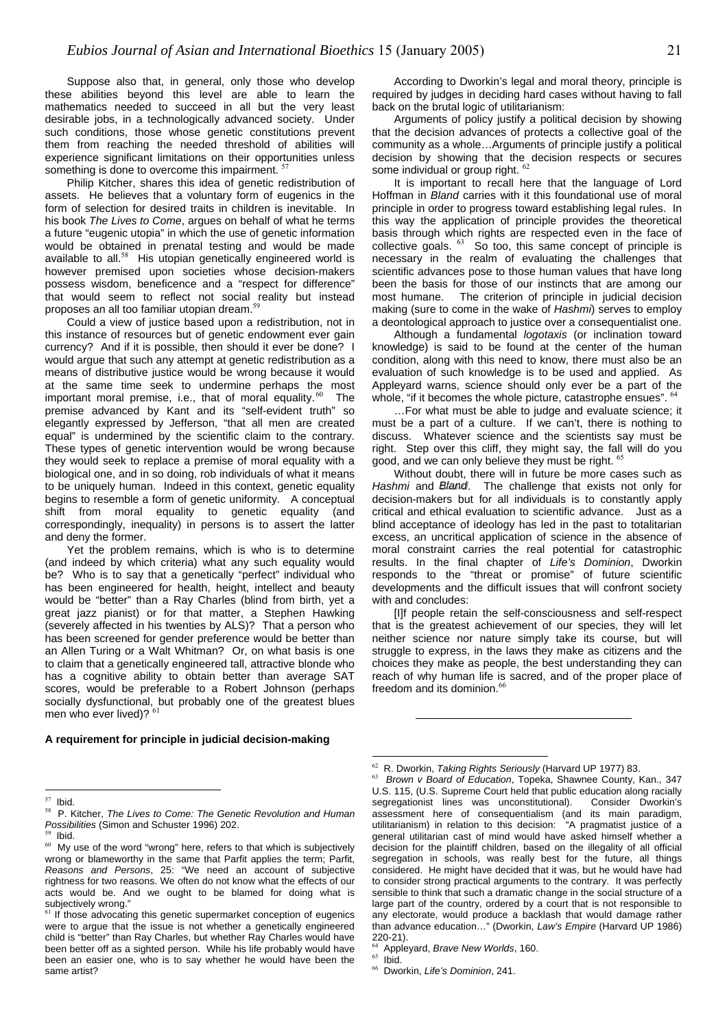Suppose also that, in general, only those who develop these abilities beyond this level are able to learn the mathematics needed to succeed in all but the very least desirable jobs, in a technologically advanced society. Under such conditions, those whose genetic constitutions prevent them from reaching the needed threshold of abilities will experience significant limitations on their opportunities unless something is done to overcome this impairment. [57]

Philip Kitcher, shares this idea of genetic redistribution of assets. He believes that a voluntary form of eugenics in the form of selection for desired traits in children is inevitable. In his book *The Lives to Come*, argues on behalf of what he terms a future "eugenic utopia" in which the use of genetic information would be obtained in prenatal testing and would be made available to all.[58] His utopian genetically engineered world is however premised upon societies whose decision-makers possess wisdom, beneficence and a "respect for difference" that would seem to reflect not social reality but instead proposes an all too familiar utopian dream.[59]

Could a view of justice based upon a redistribution, not in this instance of resources but of genetic endowment ever gain currency? And if it is possible, then should it ever be done? I would argue that such any attempt at genetic redistribution as a means of distributive justice would be wrong because it would at the same time seek to undermine perhaps the most important moral premise, i.e., that of moral equality.[60] The premise advanced by Kant and its "self-evident truth" so elegantly expressed by Jefferson, "that all men are created equal" is undermined by the scientific claim to the contrary. These types of genetic intervention would be wrong because they would seek to replace a premise of moral equality with a biological one, and in so doing, rob individuals of what it means to be uniquely human. Indeed in this context, genetic equality begins to resemble a form of genetic uniformity. A conceptual shift from moral equality to genetic equality (and correspondingly, inequality) in persons is to assert the latter and deny the former.

Yet the problem remains, which is who is to determine (and indeed by which criteria) what any such equality would be? Who is to say that a genetically "perfect" individual who has been engineered for health, height, intellect and beauty would be "better" than a Ray Charles (blind from birth, yet a great jazz pianist) or for that matter, a Stephen Hawking (severely affected in his twenties by ALS)? That a person who has been screened for gender preference would be better than an Allen Turing or a Walt Whitman? Or, on what basis is one to claim that a genetically engineered tall, attractive blonde who has a cognitive ability to obtain better than average SAT scores, would be preferable to a Robert Johnson (perhaps socially dysfunctional, but probably one of the greatest blues men who ever lived)? [61]

### A requirement for principle in judicial decision-making

According to Dworkin's legal and moral theory, principle is required by judges in deciding hard cases without having to fall back on the brutal logic of utilitarianism:

> Arguments of policy justify a political decision by showing that the decision advances of protects a collective goal of the community as a whole…Arguments of principle justify a political decision by showing that the decision respects or secures some individual or group right. [62]

It is important to recall here that the language of Lord Hoffman in *Bland* carries with it this foundational use of moral principle in order to progress toward establishing legal rules. In this way the application of principle provides the theoretical basis through which rights are respected even in the face of collective goals. [63] So too, this same concept of principle is necessary in the realm of evaluating the challenges that scientific advances pose to those human values that have long been the basis for those of our instincts that are among our most humane. The criterion of principle in judicial decision making (sure to come in the wake of *Hashmi*) serves to employ a deontological approach to justice over a consequentialist one.

Although a fundamental *logotaxis* (or inclination toward knowledge) is said to be found at the center of the human condition, along with this need to know, there must also be an evaluation of such knowledge is to be used and applied. As Appleyard warns, science should only ever be a part of the whole, "if it becomes the whole picture, catastrophe ensues". [64]

> …For what must be able to judge and evaluate science; it must be a part of a culture. If we can't, there is nothing to discuss. Whatever science and the scientists say must be right. Step over this cliff, they might say, the fall will do you good, and we can only believe they must be right. [65]

Without doubt, there will in future be more cases such as *Hashmi* and *Bland*. The challenge that exists not only for decision-makers but for all individuals is to constantly apply critical and ethical evaluation to scientific advance. Just as a blind acceptance of ideology has led in the past to totalitarian excess, an uncritical application of science in the absence of moral constraint carries the real potential for catastrophic results. In the final chapter of *Life's Dominion*, Dworkin responds to the "threat or promise" of future scientific developments and the difficult issues that will confront society with and concludes:

> [I]f people retain the self-consciousness and self-respect that is the greatest achievement of our species, they will let neither science nor nature simply take its course, but will struggle to express, in the laws they make as citizens and the choices they make as people, the best understanding they can reach of why human life is sacred, and of the proper place of freedom and its dominion.[66]

---

[57] Ibid.

[58] P. Kitcher, *The Lives to Come: The Genetic Revolution and Human Possibilities* (Simon and Schuster 1996) 202.

[59] Ibid.

[60] My use of the word "wrong" here, refers to that which is subjectively wrong or blameworthy in the same that Parfit applies the term; Parfit, *Reasons and Persons*, 25: "We need an account of subjective rightness for two reasons. We often do not know what the effects of our acts would be. And we ought to be blamed for doing what is subjectively wrong."

[61] If those advocating this genetic supermarket conception of eugenics were to argue that the issue is not whether a genetically engineered child is "better" than Ray Charles, but whether Ray Charles would have been better off as a sighted person. While his life probably would have been an easier one, who is to say whether he would have been the same artist?

[62] R. Dworkin, *Taking Rights Seriously* (Harvard UP 1977) 83.

[63] *Brown v Board of Education*, Topeka, Shawnee County, Kan., 347 U.S. 115, (U.S. Supreme Court held that public education along racially segregationist lines was unconstitutional). Consider Dworkin's assessment here of consequentialism (and its main paradigm, utilitarianism) in relation to this decision: "A pragmatist justice of a general utilitarian cast of mind would have asked himself whether a decision for the plaintiff children, based on the illegality of all official segregation in schools, was really best for the future, all things considered. He might have decided that it was, but he would have had to consider strong practical arguments to the contrary. It was perfectly sensible to think that such a dramatic change in the social structure of a large part of the country, ordered by a court that is not responsible to any electorate, would produce a backlash that would damage rather than advance education…" (Dworkin, *Law's Empire* (Harvard UP 1986) 220-21).

[64] Appleyard, *Brave New Worlds*, 160.

[65] Ibid.

[66] Dworkin, *Life's Dominion*, 241.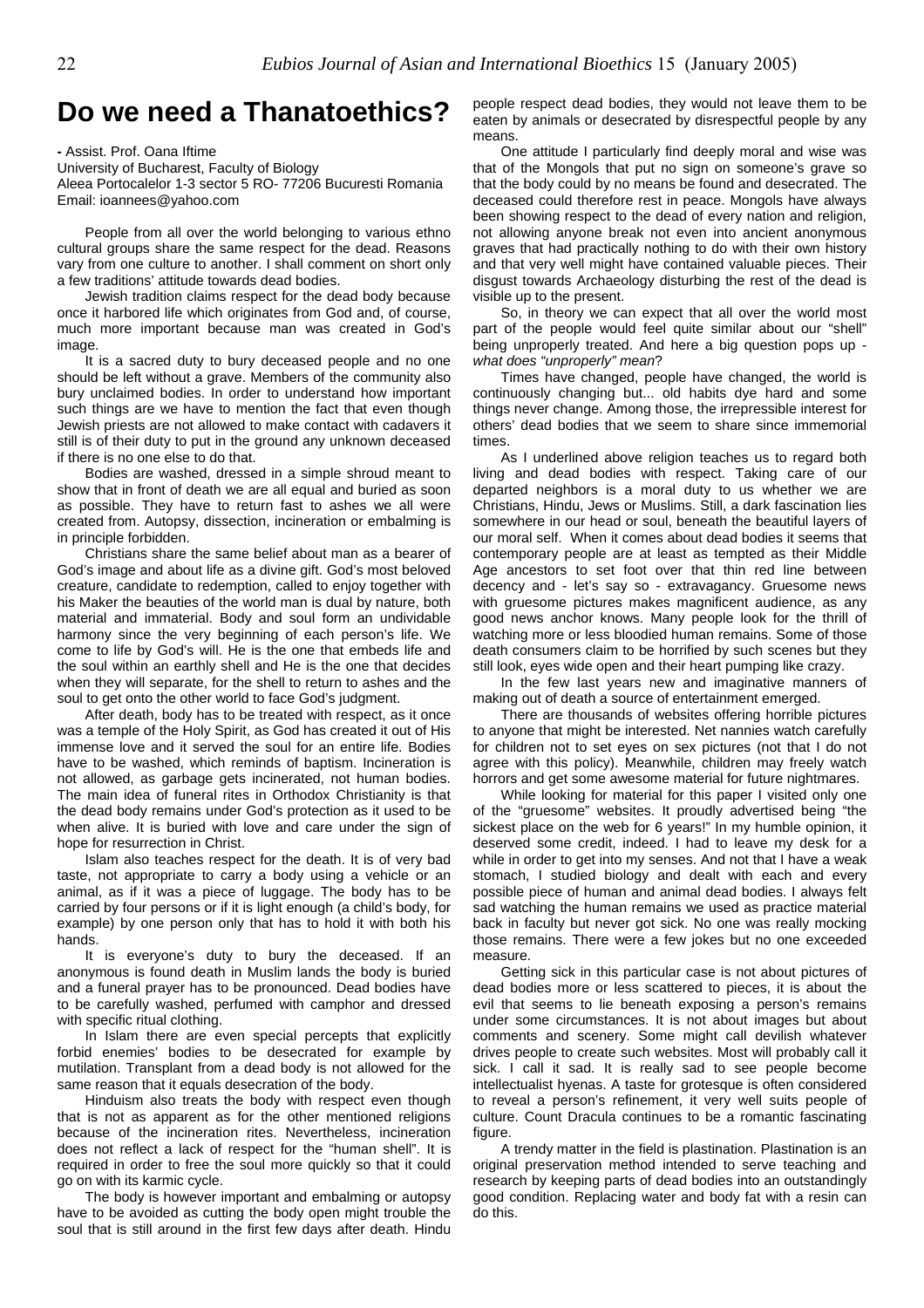# Do we need a Thanatoethics?

**-** Assist. Prof. Oana Iftime

University of Bucharest, Faculty of Biology

Aleea Portocalelor 1-3 sector 5 RO- 77206 Bucuresti Romania

Email: ioannees@yahoo.com

People from all over the world belonging to various ethno cultural groups share the same respect for the dead. Reasons vary from one culture to another. I shall comment on short only a few traditions' attitude towards dead bodies.

Jewish tradition claims respect for the dead body because once it harbored life which originates from God and, of course, much more important because man was created in God's image.

It is a sacred duty to bury deceased people and no one should be left without a grave. Members of the community also bury unclaimed bodies. In order to understand how important such things are we have to mention the fact that even though Jewish priests are not allowed to make contact with cadavers it still is of their duty to put in the ground any unknown deceased if there is no one else to do that.

Bodies are washed, dressed in a simple shroud meant to show that in front of death we are all equal and buried as soon as possible. They have to return fast to ashes we all were created from. Autopsy, dissection, incineration or embalming is in principle forbidden.

Christians share the same belief about man as a bearer of God's image and about life as a divine gift. God's most beloved creature, candidate to redemption, called to enjoy together with his Maker the beauties of the world man is dual by nature, both material and immaterial. Body and soul form an undividable harmony since the very beginning of each person's life. We come to life by God's will. He is the one that embeds life and the soul within an earthly shell and He is the one that decides when they will separate, for the shell to return to ashes and the soul to get onto the other world to face God's judgment.

After death, body has to be treated with respect, as it once was a temple of the Holy Spirit, as God has created it out of His immense love and it served the soul for an entire life. Bodies have to be washed, which reminds of baptism. Incineration is not allowed, as garbage gets incinerated, not human bodies. The main idea of funeral rites in Orthodox Christianity is that the dead body remains under God's protection as it used to be when alive. It is buried with love and care under the sign of hope for resurrection in Christ.

Islam also teaches respect for the death. It is of very bad taste, not appropriate to carry a body using a vehicle or an animal, as if it was a piece of luggage. The body has to be carried by four persons or if it is light enough (a child's body, for example) by one person only that has to hold it with both his hands.

It is everyone's duty to bury the deceased. If an anonymous is found death in Muslim lands the body is buried and a funeral prayer has to be pronounced. Dead bodies have to be carefully washed, perfumed with camphor and dressed with specific ritual clothing.

In Islam there are even special percepts that explicitly forbid enemies' bodies to be desecrated for example by mutilation. Transplant from a dead body is not allowed for the same reason that it equals desecration of the body.

Hinduism also treats the body with respect even though that is not as apparent as for the other mentioned religions because of the incineration rites. Nevertheless, incineration does not reflect a lack of respect for the "human shell". It is required in order to free the soul more quickly so that it could go on with its karmic cycle.

The body is however important and embalming or autopsy have to be avoided as cutting the body open might trouble the soul that is still around in the first few days after death. Hindu people respect dead bodies, they would not leave them to be eaten by animals or desecrated by disrespectful people by any means.

One attitude I particularly find deeply moral and wise was that of the Mongols that put no sign on someone's grave so that the body could by no means be found and desecrated. The deceased could therefore rest in peace. Mongols have always been showing respect to the dead of every nation and religion, not allowing anyone break not even into ancient anonymous graves that had practically nothing to do with their own history and that very well might have contained valuable pieces. Their disgust towards Archaeology disturbing the rest of the dead is visible up to the present.

So, in theory we can expect that all over the world most part of the people would feel quite similar about our "shell" being unproperly treated. And here a big question pops up - *what does "unproperly" mean*?

Times have changed, people have changed, the world is continuously changing but... old habits dye hard and some things never change. Among those, the irrepressible interest for others' dead bodies that we seem to share since immemorial times.

As I underlined above religion teaches us to regard both living and dead bodies with respect. Taking care of our departed neighbors is a moral duty to us whether we are Christians, Hindu, Jews or Muslims. Still, a dark fascination lies somewhere in our head or soul, beneath the beautiful layers of our moral self. When it comes about dead bodies it seems that contemporary people are at least as tempted as their Middle Age ancestors to set foot over that thin red line between decency and - let's say so - extravagancy. Gruesome news with gruesome pictures makes magnificent audience, as any good news anchor knows. Many people look for the thrill of watching more or less bloodied human remains. Some of those death consumers claim to be horrified by such scenes but they still look, eyes wide open and their heart pumping like crazy.

In the few last years new and imaginative manners of making out of death a source of entertainment emerged.

There are thousands of websites offering horrible pictures to anyone that might be interested. Net nannies watch carefully for children not to set eyes on sex pictures (not that I do not agree with this policy). Meanwhile, children may freely watch horrors and get some awesome material for future nightmares.

While looking for material for this paper I visited only one of the "gruesome" websites. It proudly advertised being "the sickest place on the web for 6 years!" In my humble opinion, it deserved some credit, indeed. I had to leave my desk for a while in order to get into my senses. And not that I have a weak stomach, I studied biology and dealt with each and every possible piece of human and animal dead bodies. I always felt sad watching the human remains we used as practice material back in faculty but never got sick. No one was really mocking those remains. There were a few jokes but no one exceeded measure.

Getting sick in this particular case is not about pictures of dead bodies more or less scattered to pieces, it is about the evil that seems to lie beneath exposing a person's remains under some circumstances. It is not about images but about comments and scenery. Some might call devilish whatever drives people to create such websites. Most will probably call it sick. I call it sad. It is really sad to see people become intellectualist hyenas. A taste for grotesque is often considered to reveal a person's refinement, it very well suits people of culture. Count Dracula continues to be a romantic fascinating figure.

A trendy matter in the field is plastination. Plastination is an original preservation method intended to serve teaching and research by keeping parts of dead bodies into an outstandingly good condition. Replacing water and body fat with a resin can do this.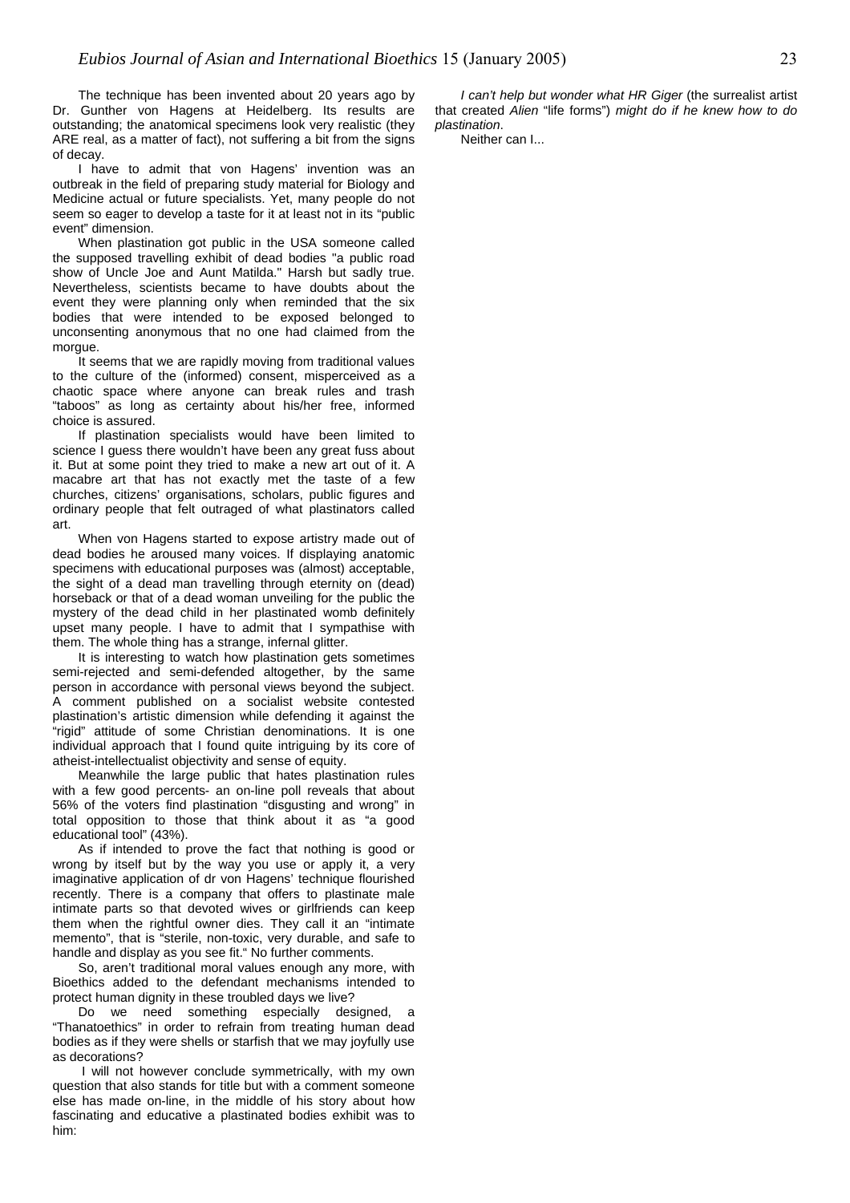The technique has been invented about 20 years ago by Dr. Gunther von Hagens at Heidelberg. Its results are outstanding; the anatomical specimens look very realistic (they ARE real, as a matter of fact), not suffering a bit from the signs of decay.

I have to admit that von Hagens' invention was an outbreak in the field of preparing study material for Biology and Medicine actual or future specialists. Yet, many people do not seem so eager to develop a taste for it at least not in its "public event" dimension.

When plastination got public in the USA someone called the supposed travelling exhibit of dead bodies "a public road show of Uncle Joe and Aunt Matilda." Harsh but sadly true. Nevertheless, scientists became to have doubts about the event they were planning only when reminded that the six bodies that were intended to be exposed belonged to unconsenting anonymous that no one had claimed from the morgue.

It seems that we are rapidly moving from traditional values to the culture of the (informed) consent, misperceived as a chaotic space where anyone can break rules and trash "taboos" as long as certainty about his/her free, informed choice is assured.

If plastination specialists would have been limited to science I guess there wouldn't have been any great fuss about it. But at some point they tried to make a new art out of it. A macabre art that has not exactly met the taste of a few churches, citizens' organisations, scholars, public figures and ordinary people that felt outraged of what plastinators called art.

When von Hagens started to expose artistry made out of dead bodies he aroused many voices. If displaying anatomic specimens with educational purposes was (almost) acceptable, the sight of a dead man travelling through eternity on (dead) horseback or that of a dead woman unveiling for the public the mystery of the dead child in her plastinated womb definitely upset many people. I have to admit that I sympathise with them. The whole thing has a strange, infernal glitter.

It is interesting to watch how plastination gets sometimes semi-rejected and semi-defended altogether, by the same person in accordance with personal views beyond the subject. A comment published on a socialist website contested plastination's artistic dimension while defending it against the "rigid" attitude of some Christian denominations. It is one individual approach that I found quite intriguing by its core of atheist-intellectualist objectivity and sense of equity.

Meanwhile the large public that hates plastination rules with a few good percents- an on-line poll reveals that about 56% of the voters find plastination "disgusting and wrong" in total opposition to those that think about it as "a good educational tool" (43%).

As if intended to prove the fact that nothing is good or wrong by itself but by the way you use or apply it, a very imaginative application of dr von Hagens' technique flourished recently. There is a company that offers to plastinate male intimate parts so that devoted wives or girlfriends can keep them when the rightful owner dies. They call it an "intimate memento", that is "sterile, non-toxic, very durable, and safe to handle and display as you see fit." No further comments.

So, aren't traditional moral values enough any more, with Bioethics added to the defendant mechanisms intended to protect human dignity in these troubled days we live?

Do we need something especially designed, a "Thanatoethics" in order to refrain from treating human dead bodies as if they were shells or starfish that we may joyfully use as decorations?

I will not however conclude symmetrically, with my own question that also stands for title but with a comment someone else has made on-line, in the middle of his story about how fascinating and educative a plastinated bodies exhibit was to him:

*I can't help but wonder what HR Giger* (the surrealist artist that created *Alien* "life forms") *might do if he knew how to do plastination*.

Neither can I...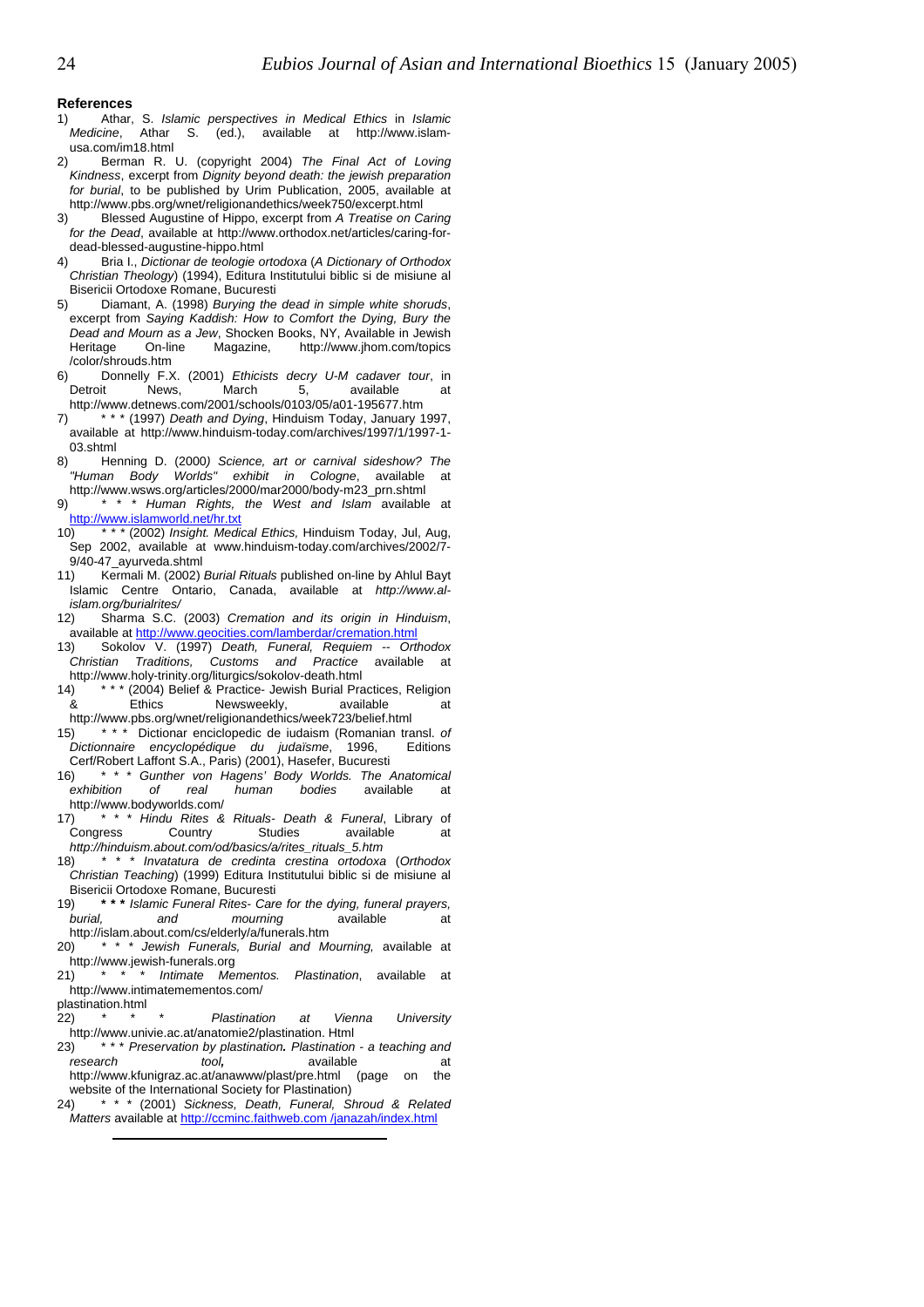**References**

1) Athar, S. *Islamic perspectives in Medical Ethics* in *Islamic Medicine*, Athar S. (ed.), available at http://www.islam-usa.com/im18.html

2) Berman R. U. (copyright 2004) *The Final Act of Loving Kindness*, excerpt from *Dignity beyond death: the jewish preparation for burial*, to be published by Urim Publication, 2005, available at http://www.pbs.org/wnet/religionandethics/week750/excerpt.html

3) Blessed Augustine of Hippo, excerpt from *A Treatise on Caring for the Dead*, available at http://www.orthodox.net/articles/caring-for-dead-blessed-augustine-hippo.html

4) Bria I., *Dictionar de teologie ortodoxa* (*A Dictionary of Orthodox Christian Theology*) (1994), Editura Institutului biblic si de misiune al Bisericii Ortodoxe Romane, Bucuresti

5) Diamant, A. (1998) *Burying the dead in simple white shoruds*, excerpt from *Saying Kaddish: How to Comfort the Dying, Bury the Dead and Mourn as a Jew*, Shocken Books, NY, Available in Jewish Heritage On-line Magazine, http://www.jhom.com/topics /color/shrouds.htm

6) Donnelly F.X. (2001) *Ethicists decry U-M cadaver tour*, in Detroit News, March 5, available at http://www.detnews.com/2001/schools/0103/05/a01-195677.htm

7) * * * (1997) *Death and Dying*, Hinduism Today, January 1997, available at http://www.hinduism-today.com/archives/1997/1/1997-1-03.shtml

8) Henning D. (2000) *Science, art or carnival sideshow? The "Human Body Worlds" exhibit in Cologne*, available at http://www.wsws.org/articles/2000/mar2000/body-m23_prn.shtml

9) * * * *Human Rights, the West and Islam* available at http://www.islamworld.net/hr.txt

10) * * * (2002) *Insight. Medical Ethics,* Hinduism Today, Jul, Aug, Sep 2002, available at www.hinduism-today.com/archives/2002/7-9/40-47_ayurveda.shtml

11) Kermali M. (2002) *Burial Rituals* published on-line by Ahlul Bayt Islamic Centre Ontario, Canada, available at *http://www.al-islam.org/burialrites/*

12) Sharma S.C. (2003) *Cremation and its origin in Hinduism*, available at http://www.geocities.com/lamberdar/cremation.html

13) Sokolov V. (1997) *Death, Funeral, Requiem -- Orthodox Christian Traditions, Customs and Practice* available at http://www.holy-trinity.org/liturgics/sokolov-death.html

14) * * * (2004) Belief & Practice- Jewish Burial Practices, Religion & Ethics Newsweekly, available at http://www.pbs.org/wnet/religionandethics/week723/belief.html

15) * * * Dictionar enciclopedic de iudaism (Romanian transl. *of Dictionnaire encyclopédique du judaïsme*, 1996, Editions Cerf/Robert Laffont S.A., Paris) (2001), Hasefer, Bucuresti

16) * * * *Gunther von Hagens' Body Worlds. The Anatomical exhibition of real human bodies* available at http://www.bodyworlds.com/

17) * * * *Hindu Rites & Rituals- Death & Funeral*, Library of Congress Country Studies available at *http://hinduism.about.com/od/basics/a/rites_rituals_5.htm*

18) * * * *Invatatura de credinta crestina ortodoxa* (*Orthodox Christian Teaching*) (1999) Editura Institutului biblic si de misiune al Bisericii Ortodoxe Romane, Bucuresti

19) *** * * *** *Islamic Funeral Rites- Care for the dying, funeral prayers, burial, and mourning* available at http://islam.about.com/cs/elderly/a/funerals.htm

20) * * * *Jewish Funerals, Burial and Mourning,* available at http://www.jewish-funerals.org

21) * * * *Intimate Mementos. Plastination*, available at http://www.intimatemementos.com/plastination.html

22) * * * *Plastination at Vienna University* http://www.univie.ac.at/anatomie2/plastination. Html

23) * * * *Preservation by plastination. Plastination - a teaching and research tool,* available at http://www.kfunigraz.ac.at/anawww/plast/pre.html (page on the website of the International Society for Plastination)

24) * * * (2001) *Sickness, Death, Funeral, Shroud & Related Matters* available at http://ccminc.faithweb.com /janazah/index.html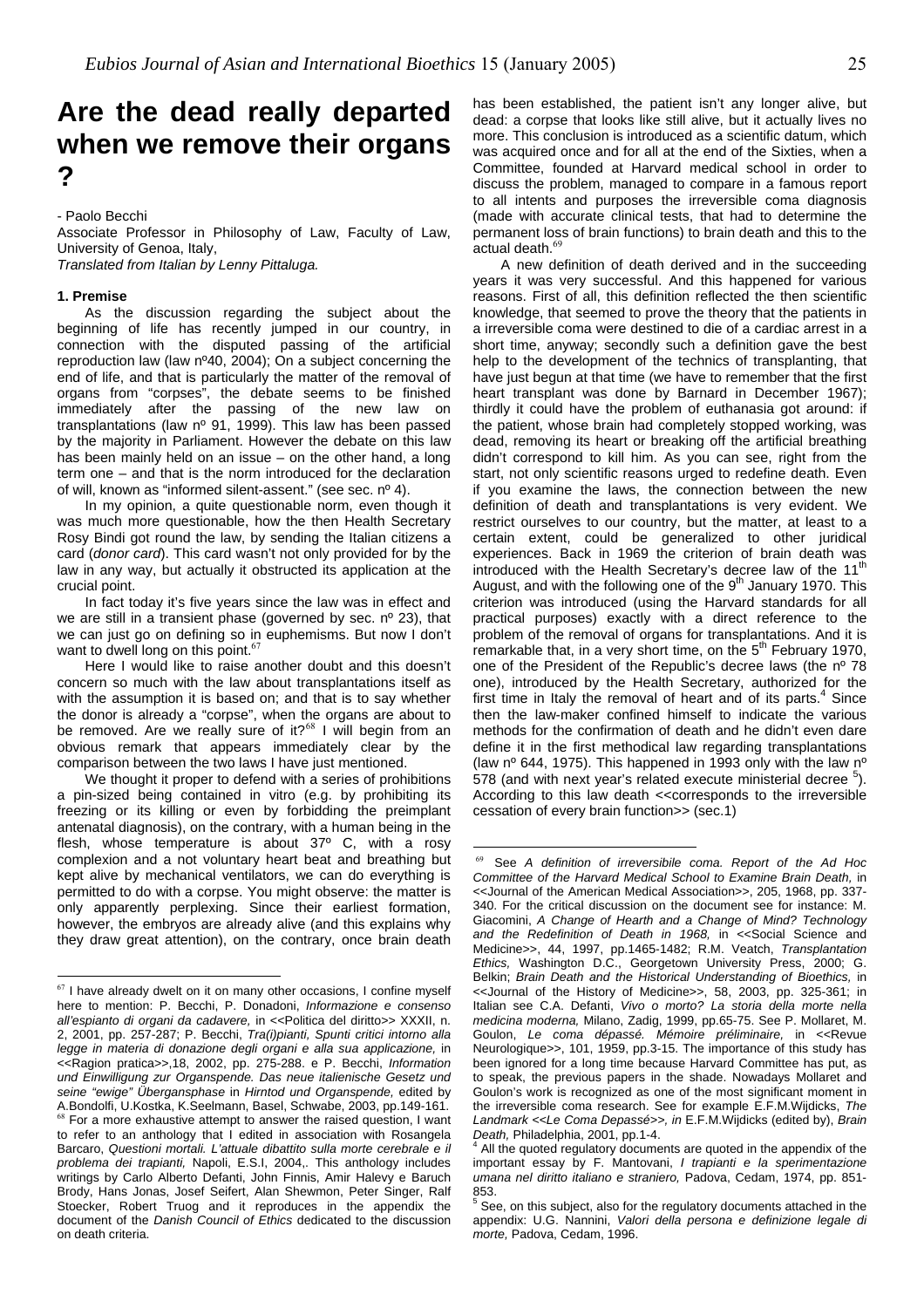# Are the dead really departed when we remove their organs ?

- Paolo Becchi

Associate Professor in Philosophy of Law, Faculty of Law, University of Genoa, Italy,

*Translated from Italian by Lenny Pittaluga.*

## 1. Premise

As the discussion regarding the subject about the beginning of life has recently jumped in our country, in connection with the disputed passing of the artificial reproduction law (law nº40, 2004); On a subject concerning the end of life, and that is particularly the matter of the removal of organs from "corpses", the debate seems to be finished immediately after the passing of the new law on transplantations (law nº 91, 1999). This law has been passed by the majority in Parliament. However the debate on this law has been mainly held on an issue – on the other hand, a long term one – and that is the norm introduced for the declaration of will, known as "informed silent-assent." (see sec. nº 4).

In my opinion, a quite questionable norm, even though it was much more questionable, how the then Health Secretary Rosy Bindi got round the law, by sending the Italian citizens a card (*donor card*). This card wasn't not only provided for by the law in any way, but actually it obstructed its application at the crucial point.

In fact today it's five years since the law was in effect and we are still in a transient phase (governed by sec. nº 23), that we can just go on defining so in euphemisms. But now I don't want to dwell long on this point.[67]

Here I would like to raise another doubt and this doesn't concern so much with the law about transplantations itself as with the assumption it is based on; and that is to say whether the donor is already a "corpse", when the organs are about to be removed. Are we really sure of it?[68] I will begin from an obvious remark that appears immediately clear by the comparison between the two laws I have just mentioned.

We thought it proper to defend with a series of prohibitions a pin-sized being contained in vitro (e.g. by prohibiting its freezing or its killing or even by forbidding the preimplant antenatal diagnosis), on the contrary, with a human being in the flesh, whose temperature is about 37º C, with a rosy complexion and a not voluntary heart beat and breathing but kept alive by mechanical ventilators, we can do everything is permitted to do with a corpse. You might observe: the matter is only apparently perplexing. Since their earliest formation, however, the embryos are already alive (and this explains why they draw great attention), on the contrary, once brain death has been established, the patient isn't any longer alive, but dead: a corpse that looks like still alive, but it actually lives no more. This conclusion is introduced as a scientific datum, which was acquired once and for all at the end of the Sixties, when a Committee, founded at Harvard medical school in order to discuss the problem, managed to compare in a famous report to all intents and purposes the irreversible coma diagnosis (made with accurate clinical tests, that had to determine the permanent loss of brain functions) to brain death and this to the actual death.[69]

A new definition of death derived and in the succeeding years it was very successful. And this happened for various reasons. First of all, this definition reflected the then scientific knowledge, that seemed to prove the theory that the patients in a irreversible coma were destined to die of a cardiac arrest in a short time, anyway; secondly such a definition gave the best help to the development of the technics of transplanting, that have just begun at that time (we have to remember that the first heart transplant was done by Barnard in December 1967); thirdly it could have the problem of euthanasia got around: if the patient, whose brain had completely stopped working, was dead, removing its heart or breaking off the artificial breathing didn't correspond to kill him. As you can see, right from the start, not only scientific reasons urged to redefine death. Even if you examine the laws, the connection between the new definition of death and transplantations is very evident. We restrict ourselves to our country, but the matter, at least to a certain extent, could be generalized to other juridical experiences. Back in 1969 the criterion of brain death was introduced with the Health Secretary's decree law of the 11th August, and with the following one of the 9th January 1970. This criterion was introduced (using the Harvard standards for all practical purposes) exactly with a direct reference to the problem of the removal of organs for transplantations. And it is remarkable that, in a very short time, on the 5th February 1970, one of the President of the Republic's decree laws (the nº 78 one), introduced by the Health Secretary, authorized for the first time in Italy the removal of heart and of its parts.[4] Since then the law-maker confined himself to indicate the various methods for the confirmation of death and he didn't even dare define it in the first methodical law regarding transplantations (law nº 644, 1975). This happened in 1993 only with the law nº 578 (and with next year's related execute ministerial decree [5]). According to this law death <<corresponds to the irreversible cessation of every brain function>> (sec.1)

---

[67] I have already dwelt on it on many other occasions, I confine myself here to mention: P. Becchi, P. Donadoni, *Informazione e consenso all'espianto di organi da cadavere,* in <<Politica del diritto>> XXXII, n. 2, 2001, pp. 257-287; P. Becchi, *Tra(i)pianti, Spunti critici intorno alla legge in materia di donazione degli organi e alla sua applicazione,* in <<Ragion pratica>>,18, 2002, pp. 275-288. e P. Becchi, *Information und Einwilligung zur Organspende. Das neue italienische Gesetz und seine "ewige" Übergansphase* in *Hirntod und Organspende,* edited by A.Bondolfi, U.Kostka, K.Seelmann, Basel, Schwabe, 2003, pp.149-161.

[68] For a more exhaustive attempt to answer the raised question, I want to refer to an anthology that I edited in association with Rosangela Barcaro, *Questioni mortali. L'attuale dibattito sulla morte cerebrale e il problema dei trapianti,* Napoli, E.S.I, 2004,. This anthology includes writings by Carlo Alberto Defanti, John Finnis, Amir Halevy e Baruch Brody, Hans Jonas, Josef Seifert, Alan Shewmon, Peter Singer, Ralf Stoecker, Robert Truog and it reproduces in the appendix the document of the *Danish Council of Ethics* dedicated to the discussion on death criteria.

[69] See *A definition of irreversibile coma. Report of the Ad Hoc Committee of the Harvard Medical School to Examine Brain Death,* in <<Journal of the American Medical Association>>, 205, 1968, pp. 337-340. For the critical discussion on the document see for instance: M. Giacomini, *A Change of Hearth and a Change of Mind? Technology and the Redefinition of Death in 1968,* in <<Social Science and Medicine>>, 44, 1997, pp.1465-1482; R.M. Veatch, *Transplantation Ethics,* Washington D.C., Georgetown University Press, 2000; G. Belkin; *Brain Death and the Historical Understanding of Bioethics,* in <<Journal of the History of Medicine>>, 58, 2003, pp. 325-361; in Italian see C.A. Defanti, *Vivo o morto? La storia della morte nella medicina moderna,* Milano, Zadig, 1999, pp.65-75. See P. Mollaret, M. Goulon, *Le coma dépassé. Mémoire préliminaire,* in <<Revue Neurologique>>, 101, 1959, pp.3-15. The importance of this study has been ignored for a long time because Harvard Committee has put, as to speak, the previous papers in the shade. Nowadays Mollaret and Goulon's work is recognized as one of the most significant moment in the irreversible coma research. See for example E.F.M.Wijdicks, *The Landmark <<Le Coma Depassé>>, in* E.F.M.Wijdicks (edited by), *Brain Death,* Philadelphia, 2001, pp.1-4.

[4] All the quoted regulatory documents are quoted in the appendix of the important essay by F. Mantovani, *I trapianti e la sperimentazione umana nel diritto italiano e straniero,* Padova, Cedam, 1974, pp. 851-853.

[5] See, on this subject, also for the regulatory documents attached in the appendix: U.G. Nannini, *Valori della persona e definizione legale di morte,* Padova, Cedam, 1996.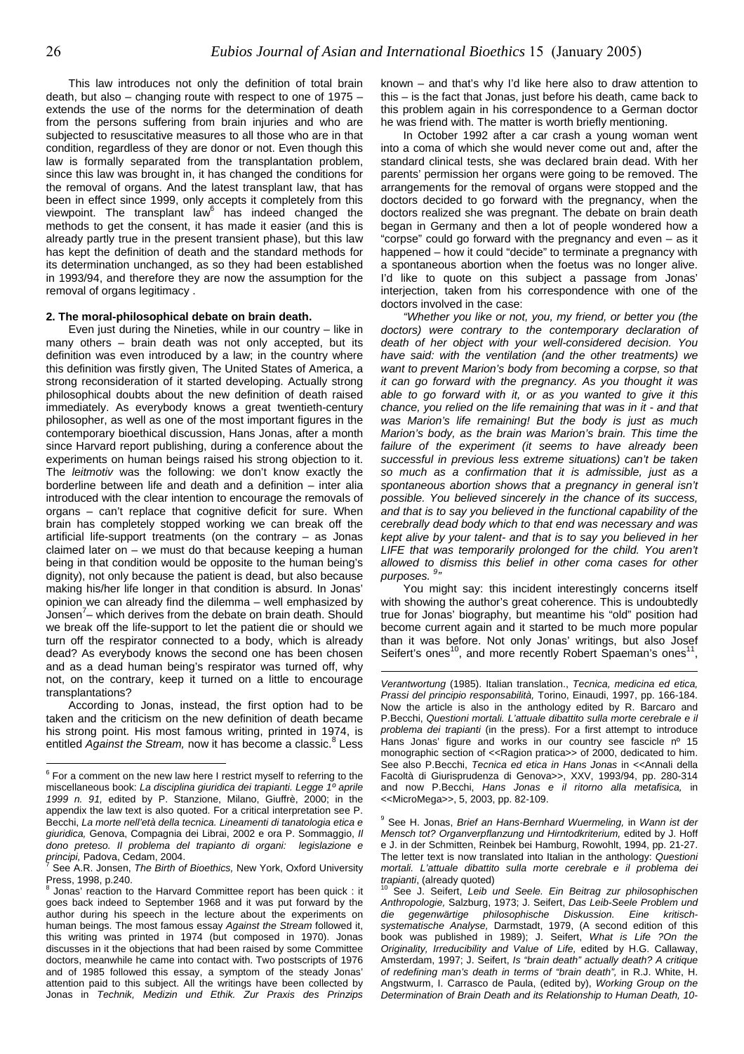This law introduces not only the definition of total brain death, but also – changing route with respect to one of 1975 – extends the use of the norms for the determination of death from the persons suffering from brain injuries and who are subjected to resuscitative measures to all those who are in that condition, regardless of they are donor or not. Even though this law is formally separated from the transplantation problem, since this law was brought in, it has changed the conditions for the removal of organs. And the latest transplant law, that has been in effect since 1999, only accepts it completely from this viewpoint. The transplant law[6] has indeed changed the methods to get the consent, it has made it easier (and this is already partly true in the present transient phase), but this law has kept the definition of death and the standard methods for its determination unchanged, as so they had been established in 1993/94, and therefore they are now the assumption for the removal of organs legitimacy .

## 2. The moral-philosophical debate on brain death.

Even just during the Nineties, while in our country – like in many others – brain death was not only accepted, but its definition was even introduced by a law; in the country where this definition was firstly given, The United States of America, a strong reconsideration of it started developing. Actually strong philosophical doubts about the new definition of death raised immediately. As everybody knows a great twentieth-century philosopher, as well as one of the most important figures in the contemporary bioethical discussion, Hans Jonas, after a month since Harvard report publishing, during a conference about the experiments on human beings raised his strong objection to it. The *leitmotiv* was the following: we don't know exactly the borderline between life and death and a definition – inter alia introduced with the clear intention to encourage the removals of organs – can't replace that cognitive deficit for sure. When brain has completely stopped working we can break off the artificial life-support treatments (on the contrary – as Jonas claimed later on – we must do that because keeping a human being in that condition would be opposite to the human being's dignity), not only because the patient is dead, but also because making his/her life longer in that condition is absurd. In Jonas' opinion we can already find the dilemma – well emphasized by Jonsen[7]– which derives from the debate on brain death. Should we break off the life-support to let the patient die or should we turn off the respirator connected to a body, which is already dead? As everybody knows the second one has been chosen and as a dead human being's respirator was turned off, why not, on the contrary, keep it turned on a little to encourage transplantations?

According to Jonas, instead, the first option had to be taken and the criticism on the new definition of death became his strong point. His most famous writing, printed in 1974, is entitled *Against the Stream,* now it has become a classic.[8] Less known – and that's why I'd like here also to draw attention to this – is the fact that Jonas, just before his death, came back to this problem again in his correspondence to a German doctor he was friend with. The matter is worth briefly mentioning.

In October 1992 after a car crash a young woman went into a coma of which she would never come out and, after the standard clinical tests, she was declared brain dead. With her parents' permission her organs were going to be removed. The arrangements for the removal of organs were stopped and the doctors decided to go forward with the pregnancy, when the doctors realized she was pregnant. The debate on brain death began in Germany and then a lot of people wondered how a "corpse" could go forward with the pregnancy and even – as it happened – how it could "decide" to terminate a pregnancy with a spontaneous abortion when the foetus was no longer alive. I'd like to quote on this subject a passage from Jonas' interjection, taken from his correspondence with one of the doctors involved in the case:

*"Whether you like or not, you, my friend, or better you (the doctors) were contrary to the contemporary declaration of death of her object with your well-considered decision. You have said: with the ventilation (and the other treatments) we want to prevent Marion's body from becoming a corpse, so that it can go forward with the pregnancy. As you thought it was able to go forward with it, or as you wanted to give it this chance, you relied on the life remaining that was in it - and that was Marion's life remaining! But the body is just as much Marion's body, as the brain was Marion's brain. This time the failure of the experiment (it seems to have already been successful in previous less extreme situations) can't be taken so much as a confirmation that it is admissible, just as a spontaneous abortion shows that a pregnancy in general isn't possible. You believed sincerely in the chance of its success, and that is to say you believed in the functional capability of the cerebrally dead body which to that end was necessary and was kept alive by your talent- and that is to say you believed in her LIFE that was temporarily prolonged for the child. You aren't allowed to dismiss this belief in other coma cases for other purposes.* [9]*"*

You might say: this incident interestingly concerns itself with showing the author's great coherence. This is undoubtedly true for Jonas' biography, but meantime his "old" position had become current again and it started to be much more popular than it was before. Not only Jonas' writings, but also Josef Seifert's ones[10], and more recently Robert Spaeman's ones[11],

---

[6] For a comment on the new law here I restrict myself to referring to the miscellaneous book: *La disciplina giuridica dei trapianti. Legge 1º aprile 1999 n. 91,* edited by P. Stanzione, Milano, Giuffrè, 2000; in the appendix the law text is also quoted. For a critical interpretation see P. Becchi, *La morte nell'età della tecnica. Lineamenti di tanatologia etica e giuridica,* Genova, Compagnia dei Librai, 2002 e ora P. Sommaggio, *Il dono preteso. Il problema del trapianto di organi: legislazione e principi,* Padova, Cedam, 2004.

[7] See A.R. Jonsen, *The Birth of Bioethics,* New York, Oxford University Press, 1998, p.240.

[8] Jonas' reaction to the Harvard Committee report has been quick : it goes back indeed to September 1968 and it was put forward by the author during his speech in the lecture about the experiments on human beings. The most famous essay *Against the Stream* followed it, this writing was printed in 1974 (but composed in 1970). Jonas discusses in it the objections that had been raised by some Committee doctors, meanwhile he came into contact with. Two postscripts of 1976 and of 1985 followed this essay, a symptom of the steady Jonas' attention paid to this subject. All the writings have been collected by Jonas in *Technik, Medizin und Ethik. Zur Praxis des Prinzips Verantwortung* (1985). Italian translation., *Tecnica, medicina ed etica, Prassi del principio responsabilità,* Torino, Einaudi, 1997, pp. 166-184. Now the article is also in the anthology edited by R. Barcaro and P.Becchi, *Questioni mortali. L'attuale dibattito sulla morte cerebrale e il problema dei trapianti* (in the press). For a first attempt to introduce Hans Jonas' figure and works in our country see fascicle nº 15 monographic section of <<Ragion pratica>> of 2000, dedicated to him. See also P.Becchi, *Tecnica ed etica in Hans Jonas* in <<Annali della Facoltà di Giurisprudenza di Genova>>, XXV, 1993/94, pp. 280-314 and now P.Becchi, *Hans Jonas e il ritorno alla metafisica,* in <<MicroMega>>, 5, 2003, pp. 82-109.

[9] See H. Jonas, *Brief an Hans-Bernhard Wuermeling,* in *Wann ist der Mensch tot? Organverpflanzung und Hirntodkriterium,* edited by J. Hoff e J. in der Schmitten, Reinbek bei Hamburg, Rowohlt, 1994, pp. 21-27. The letter text is now translated into Italian in the anthology: *Questioni mortali. L'attuale dibattito sulla morte cerebrale e il problema dei trapianti*, (already quoted)

[10] See J. Seifert, *Leib und Seele. Ein Beitrag zur philosophischen Anthropologie,* Salzburg, 1973; J. Seifert, *Das Leib-Seele Problem und die gegenwärtige philosophische Diskussion. Eine kritisch-systematische Analyse,* Darmstadt, 1979, (A second edition of this book was published in 1989); J. Seifert, *What is Life ?On the Originality, Irreducibility and Value of Life,* edited by H.G. Callaway, Amsterdam, 1997; J. Seifert, *Is "brain death" actually death? A critique of redefining man's death in terms of "brain death",* in R.J. White, H. Angstwurm, I. Carrasco de Paula, (edited by), *Working Group on the Determination of Brain Death and its Relationship to Human Death, 10-*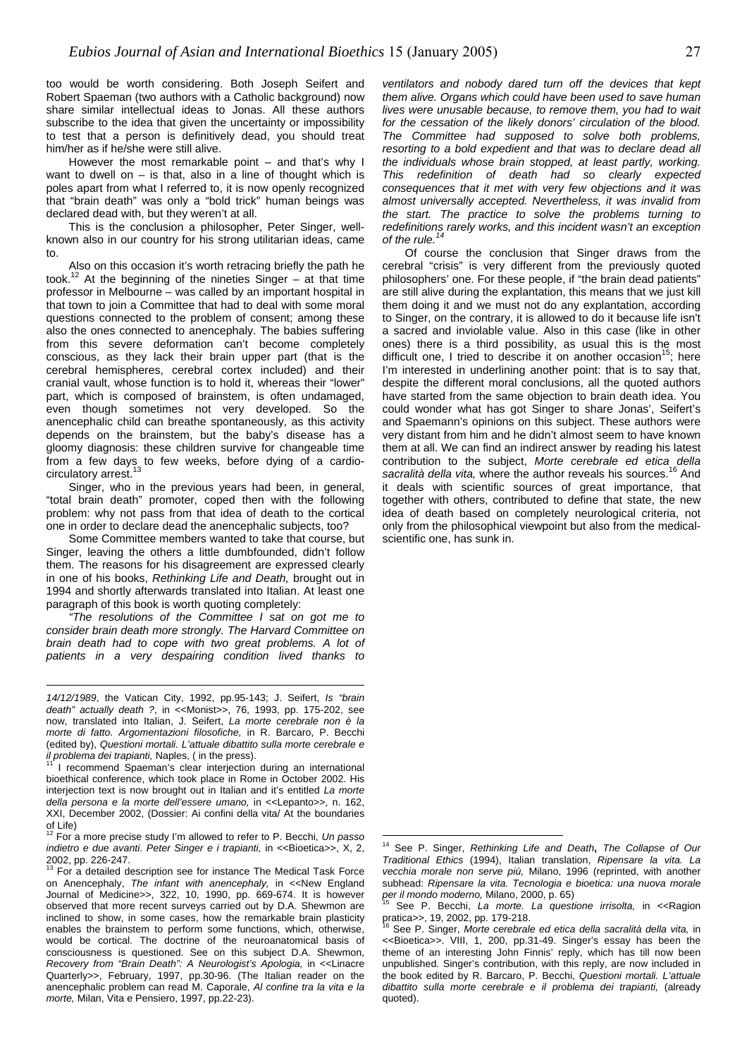too would be worth considering. Both Joseph Seifert and Robert Spaeman (two authors with a Catholic background) now share similar intellectual ideas to Jonas. All these authors subscribe to the idea that given the uncertainty or impossibility to test that a person is definitively dead, you should treat him/her as if he/she were still alive.

However the most remarkable point – and that's why I want to dwell on – is that, also in a line of thought which is poles apart from what I referred to, it is now openly recognized that "brain death" was only a "bold trick" human beings was declared dead with, but they weren't at all.

This is the conclusion a philosopher, Peter Singer, well-known also in our country for his strong utilitarian ideas, came to.

Also on this occasion it's worth retracing briefly the path he took.[12] At the beginning of the nineties Singer – at that time professor in Melbourne – was called by an important hospital in that town to join a Committee that had to deal with some moral questions connected to the problem of consent; among these also the ones connected to anencephaly. The babies suffering from this severe deformation can't become completely conscious, as they lack their brain upper part (that is the cerebral hemispheres, cerebral cortex included) and their cranial vault, whose function is to hold it, whereas their "lower" part, which is composed of brainstem, is often undamaged, even though sometimes not very developed. So the anencephalic child can breathe spontaneously, as this activity depends on the brainstem, but the baby's disease has a gloomy diagnosis: these children survive for changeable time from a few days to few weeks, before dying of a cardio-circulatory arrest.[13]

Singer, who in the previous years had been, in general, "total brain death" promoter, coped then with the following problem: why not pass from that idea of death to the cortical one in order to declare dead the anencephalic subjects, too?

Some Committee members wanted to take that course, but Singer, leaving the others a little dumbfounded, didn't follow them. The reasons for his disagreement are expressed clearly in one of his books, *Rethinking Life and Death,* brought out in 1994 and shortly afterwards translated into Italian. At least one paragraph of this book is worth quoting completely:

*"The resolutions of the Committee I sat on got me to consider brain death more strongly. The Harvard Committee on brain death had to cope with two great problems. A lot of patients in a very despairing condition lived thanks to ventilators and nobody dared turn off the devices that kept them alive. Organs which could have been used to save human lives were unusable because, to remove them, you had to wait for the cessation of the likely donors' circulation of the blood. The Committee had supposed to solve both problems, resorting to a bold expedient and that was to declare dead all the individuals whose brain stopped, at least partly, working. This redefinition of death had so clearly expected consequences that it met with very few objections and it was almost universally accepted. Nevertheless, it was invalid from the start. The practice to solve the problems turning to redefinitions rarely works, and this incident wasn't an exception of the rule.*[14]

Of course the conclusion that Singer draws from the cerebral "crisis" is very different from the previously quoted philosophers' one. For these people, if "the brain dead patients" are still alive during the explantation, this means that we just kill them doing it and we must not do any explantation, according to Singer, on the contrary, it is allowed to do it because life isn't a sacred and inviolable value. Also in this case (like in other ones) there is a third possibility, as usual this is the most difficult one, I tried to describe it on another occasion[15]; here I'm interested in underlining another point: that is to say that, despite the different moral conclusions, all the quoted authors have started from the same objection to brain death idea. You could wonder what has got Singer to share Jonas', Seifert's and Spaemann's opinions on this subject. These authors were very distant from him and he didn't almost seem to have known them at all. We can find an indirect answer by reading his latest contribution to the subject, *Morte cerebrale ed etica della sacralità della vita,* where the author reveals his sources.[16] And it deals with scientific sources of great importance, that together with others, contributed to define that state, the new idea of death based on completely neurological criteria, not only from the philosophical viewpoint but also from the medical-scientific one, has sunk in.

---

*14/12/1989*, the Vatican City, 1992, pp.95-143; J. Seifert, *Is "brain death" actually death ?*, in <<Monist>>, 76, 1993, pp. 175-202, see now, translated into Italian, J. Seifert, *La morte cerebrale non è la morte di fatto. Argomentazioni filosofiche,* in R. Barcaro, P. Becchi (edited by), *Questioni mortali. L'attuale dibattito sulla morte cerebrale e il problema dei trapianti,* Naples, ( in the press).

[11] I recommend Spaeman's clear interjection during an international bioethical conference, which took place in Rome in October 2002. His interjection text is now brought out in Italian and it's entitled *La morte della persona e la morte dell'essere umano,* in <<Lepanto>>, n. 162, XXI, December 2002, (Dossier: Ai confini della vita/ At the boundaries of Life)

[12] For a more precise study I'm allowed to refer to P. Becchi, *Un passo indietro e due avanti. Peter Singer e i trapianti,* in <<Bioetica>>, X, 2, 2002, pp. 226-247.

[13] For a detailed description see for instance The Medical Task Force on Anencephaly, *The infant with anencephaly,* in <<New England Journal of Medicine>>, 322, 10, 1990, pp. 669-674. It is however observed that more recent surveys carried out by D.A. Shewmon are inclined to show, in some cases, how the remarkable brain plasticity enables the brainstem to perform some functions, which, otherwise, would be cortical. The doctrine of the neuroanatomical basis of consciousness is questioned. See on this subject D.A. Shewmon, *Recovery from "Brain Death": A Neurologist's Apologia,* in <<Linacre Quarterly>>, February, 1997, pp.30-96. (The Italian reader on the anencephalic problem can read M. Caporale, *Al confine tra la vita e la morte,* Milan, Vita e Pensiero, 1997, pp.22-23).

[14] See P. Singer, *Rethinking Life and Death***,** *The Collapse of Our Traditional Ethics* (1994), Italian translation, *Ripensare la vita. La vecchia morale non serve più,* Milano, 1996 (reprinted, with another subhead: *Ripensare la vita. Tecnologia e bioetica: una nuova morale per il mondo moderno,* Milano, 2000, p. 65)

[15] See P. Becchi, *La morte. La questione irrisolta,* in <<Ragion pratica>>, 19, 2002, pp. 179-218.

[16] See P. Singer, *Morte cerebrale ed etica della sacralità della vita,* in <<Bioetica>>. VIII, 1, 200, pp.31-49. Singer's essay has been the theme of an interesting John Finnis' reply, which has till now been unpublished. Singer's contribution, with this reply, are now included in the book edited by R. Barcaro, P. Becchi, *Questioni mortali. L'attuale dibattito sulla morte cerebrale e il problema dei trapianti,* (already quoted).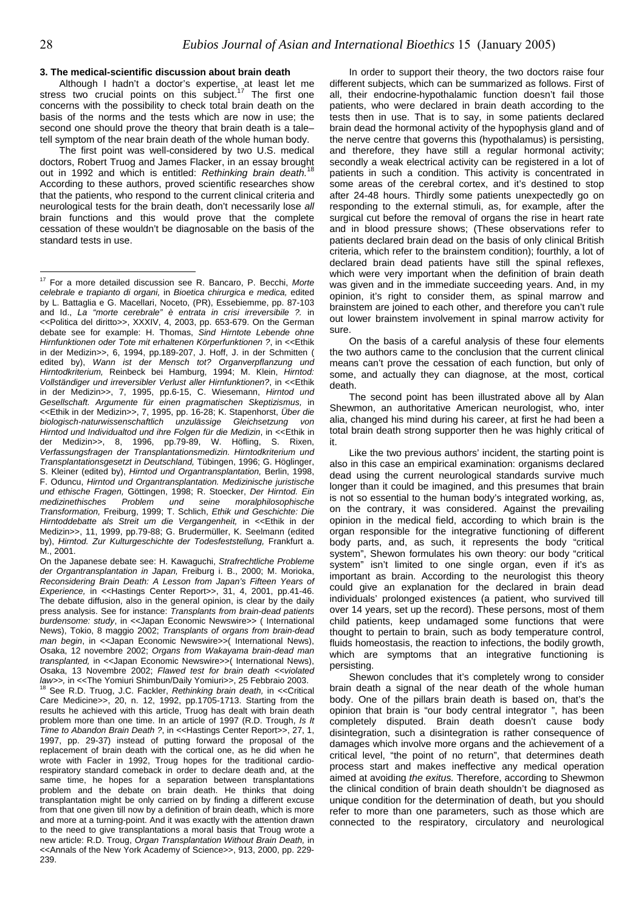### 3. The medical-scientific discussion about brain death

Although I hadn't a doctor's expertise, at least let me stress two crucial points on this subject.[17] The first one concerns with the possibility to check total brain death on the basis of the norms and the tests which are now in use; the second one should prove the theory that brain death is a tale–tell symptom of the near brain death of the whole human body.

The first point was well-considered by two U.S. medical doctors, Robert Truog and James Flacker, in an essay brought out in 1992 and which is entitled: *Rethinking brain death.*[18] According to these authors, proved scientific researches show that the patients, who respond to the current clinical criteria and neurological tests for the brain death, don't necessarily lose *all* brain functions and this would prove that the complete cessation of these wouldn't be diagnosable on the basis of the standard tests in use.

In order to support their theory, the two doctors raise four different subjects, which can be summarized as follows. First of all, their endocrine-hypothalamic function doesn't fail those patients, who were declared in brain death according to the tests then in use. That is to say, in some patients declared brain dead the hormonal activity of the hypophysis gland and of the nerve centre that governs this (hypothalamus) is persisting, and therefore, they have still a regular hormonal activity; secondly a weak electrical activity can be registered in a lot of patients in such a condition. This activity is concentrated in some areas of the cerebral cortex, and it's destined to stop after 24-48 hours. Thirdly some patients unexpectedly go on responding to the external stimuli, as, for example, after the surgical cut before the removal of organs the rise in heart rate and in blood pressure shows; (These observations refer to patients declared brain dead on the basis of only clinical British criteria, which refer to the brainstem condition); fourthly, a lot of declared brain dead patients have still the spinal reflexes, which were very important when the definition of brain death was given and in the immediate succeeding years. And, in my opinion, it's right to consider them, as spinal marrow and brainstem are joined to each other, and therefore you can't rule out lower brainstem involvement in spinal marrow activity for sure.

On the basis of a careful analysis of these four elements the two authors came to the conclusion that the current clinical means can't prove the cessation of each function, but only of some, and actually they can diagnose, at the most, cortical death.

The second point has been illustrated above all by Alan Shewmon, an authoritative American neurologist, who, inter alia, changed his mind during his career, at first he had been a total brain death strong supporter then he was highly critical of it.

Like the two previous authors' incident, the starting point is also in this case an empirical examination: organisms declared dead using the current neurological standards survive much longer than it could be imagined, and this presumes that brain is not so essential to the human body's integrated working, as, on the contrary, it was considered. Against the prevailing opinion in the medical field, according to which brain is the organ responsible for the integrative functioning of different body parts, and, as such, it represents the body "critical system", Shewon formulates his own theory: our body "critical system" isn't limited to one single organ, even if it's as important as brain. According to the neurologist this theory could give an explanation for the declared in brain dead individuals' prolonged existences (a patient, who survived till over 14 years, set up the record). These persons, most of them child patients, keep undamaged some functions that were thought to pertain to brain, such as body temperature control, fluids homeostasis, the reaction to infections, the bodily growth, which are symptoms that an integrative functioning is persisting.

Shewon concludes that it's completely wrong to consider brain death a signal of the near death of the whole human body. One of the pillars brain death is based on, that's the opinion that brain is "our body central integrator ", has been completely disputed. Brain death doesn't cause body disintegration, such a disintegration is rather consequence of damages which involve more organs and the achievement of a critical level, "the point of no return", that determines death process start and makes ineffective any medical operation aimed at avoiding *the exitus.* Therefore, according to Shewmon the clinical condition of brain death shouldn't be diagnosed as unique condition for the determination of death, but you should refer to more than one parameters, such as those which are connected to the respiratory, circulatory and neurological

---

[17] For a more detailed discussion see R. Bancaro, P. Becchi, *Morte celebrale e trapianto di organi,* in *Bioetica chirurgica e medica,* edited by L. Battaglia e G. Macellari, Noceto, (PR), Essebiemme, pp. 87-103 and Id., *La "morte cerebrale" è entrata in crisi irreversibile ?.* in <<Politica del diritto>>, XXXIV, 4, 2003, pp. 653-679. On the German debate see for example: H. Thomas, *Sind Hirntote Lebende ohne Hirnfunktionen oder Tote mit erhaltenen Körperfunktionen ?*, in <<Ethik in der Medizin>>, 6, 1994, pp.189-207, J. Hoff, J. in der Schmitten ( edited by), *Wann ist der Mensch tot? Organverpflanzung und Hirntodkriterium,* Reinbeck bei Hamburg, 1994; M. Klein, *Hirntod: Vollständiger und irreversibler Verlust aller Hirnfunktionen?*, in <<Ethik in der Medizin>>, 7, 1995, pp.6-15, C. Wiesemann, *Hirntod und Gesellschaft. Argumente für einen pragmatischen Skeptizismus,* in <<Ethik in der Medizin>>, 7, 1995, pp. 16-28; K. Stapenhorst, *Über die biologisch-naturwissenschaftlich unzulässige Gleichsetzung von Hirntod und Individualtod und ihre Folgen für die Medizin*, in <<Ethik in der Medizin>>, 8, 1996, pp.79-89, W. Höfling, S. Rixen, *Verfassungsfragen der Transplantationsmedizin. Hirntodkriterium und Transplantationsgesetzt in Deutschland,* Tübingen, 1996; G. Höglinger, S. Kleiner (edited by), *Hirntod und Organtransplantation,* Berlin, 1998, F. Oduncu, *Hirntod und Organtransplantation. Medizinische juristische und ethische Fragen,* Göttingen, 1998; R. Stoecker, *Der Hirntod. Ein medizinethisches Problem und seine moralphilosophische Transformation,* Freiburg, 1999; T. Schlich, *Ethik und Geschichte: Die Hirntoddebatte als Streit um die Vergangenheit,* in <<Ethik in der Medizin>>, 11, 1999, pp.79-88; G. Brudermüller, K. Seelmann (edited by), *Hirntod. Zur Kulturgeschichte der Todesfeststellung,* Frankfurt a. M., 2001.

On the Japanese debate see: H. Kawaguchi, *Strafrechtliche Probleme der Organtransplantation in Japan,* Freiburg i. B., 2000; M. Morioka, *Reconsidering Brain Death: A Lesson from Japan's Fifteen Years of Experience,* in <<Hastings Center Report>>, 31, 4, 2001, pp.41-46. The debate diffusion, also in the general opinion, is clear by the daily press analysis. See for instance: *Transplants from brain-dead patients burdensome: study*, in <<Japan Economic Newswire>> ( International News), Tokio, 8 maggio 2002; *Transplants of organs from brain-dead man begin*, in <<Japan Economic Newswire>>( International News), Osaka, 12 novembre 2002; *Organs from Wakayama brain-dead man transplanted,* in <<Japan Economic Newswire>>( International News), Osaka, 13 Novembre 2002; *Flawed test for brain death <<violated law>>,* in <<The Yomiuri Shimbun/Daily Yomiuri>>, 25 Febbraio 2003.

[18] See R.D. Truog, J.C. Fackler, *Rethinking brain death,* in <<Critical Care Medicine>>, 20, n. 12, 1992, pp.1705-1713. Starting from the results he achieved with this article, Truog has dealt with brain death problem more than one time. In an article of 1997 (R.D. Trough, *Is It Time to Abandon Brain Death ?*, in <<Hastings Center Report>>, 27, 1, 1997, pp. 29-37) instead of putting forward the proposal of the replacement of brain death with the cortical one, as he did when he wrote with Facler in 1992, Troug hopes for the traditional cardio-respiratory standard comeback in order to declare death and, at the same time, he hopes for a separation between transplantations problem and the debate on brain death. He thinks that doing transplantation might be only carried on by finding a different excuse from that one given till now by a definition of brain death, which is more and more at a turning-point. And it was exactly with the attention drawn to the need to give transplantations a moral basis that Troug wrote a new article: R.D. Troug, *Organ Transplantation Without Brain Death,* in <<Annals of the New York Academy of Science>>, 913, 2000, pp. 229-239.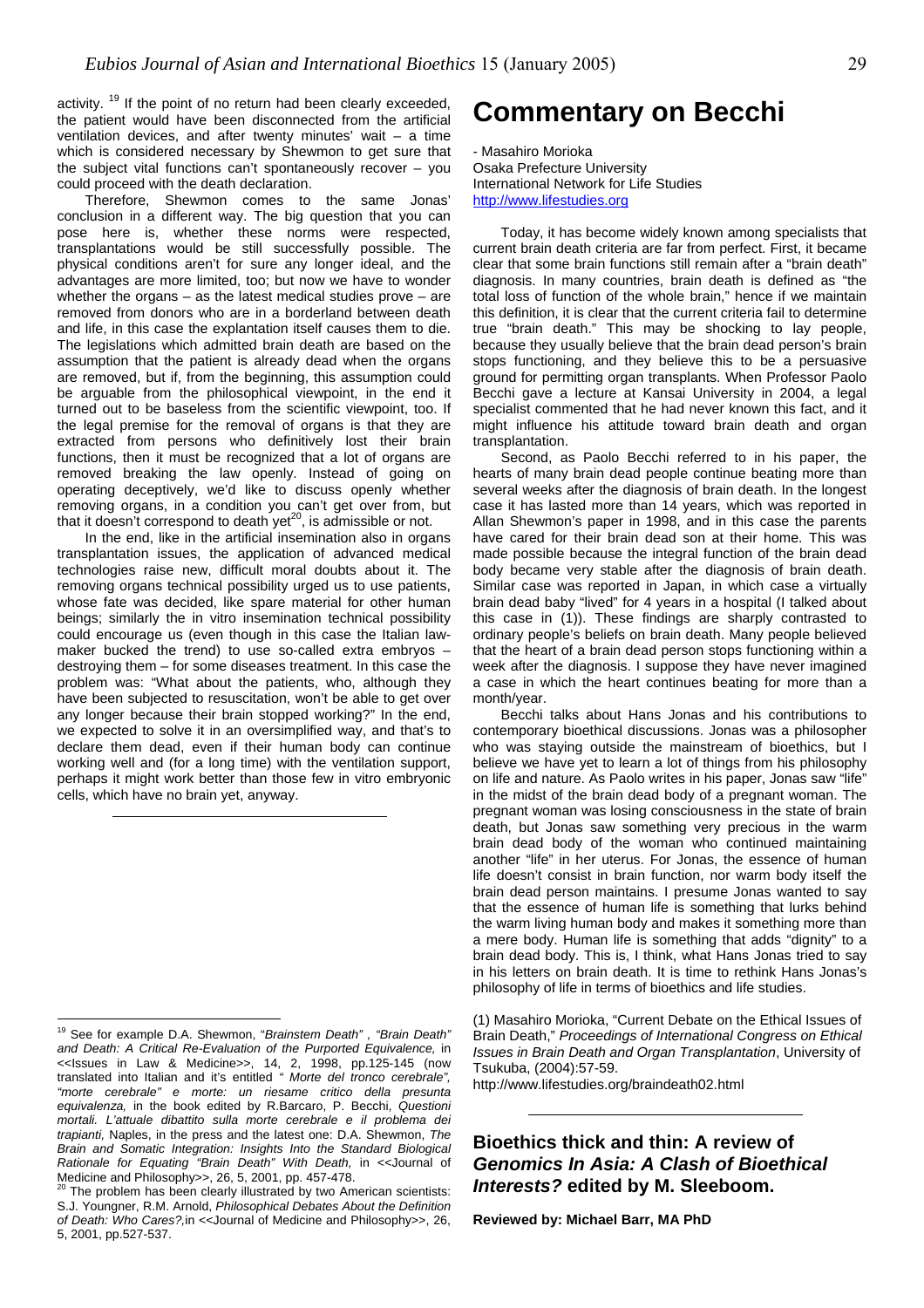activity. [19] If the point of no return had been clearly exceeded, the patient would have been disconnected from the artificial ventilation devices, and after twenty minutes' wait – a time which is considered necessary by Shewmon to get sure that the subject vital functions can't spontaneously recover – you could proceed with the death declaration.

Therefore, Shewmon comes to the same Jonas' conclusion in a different way. The big question that you can pose here is, whether these norms were respected, transplantations would be still successfully possible. The physical conditions aren't for sure any longer ideal, and the advantages are more limited, too; but now we have to wonder whether the organs – as the latest medical studies prove – are removed from donors who are in a borderland between death and life, in this case the explantation itself causes them to die. The legislations which admitted brain death are based on the assumption that the patient is already dead when the organs are removed, but if, from the beginning, this assumption could be arguable from the philosophical viewpoint, in the end it turned out to be baseless from the scientific viewpoint, too. If the legal premise for the removal of organs is that they are extracted from persons who definitively lost their brain functions, then it must be recognized that a lot of organs are removed breaking the law openly. Instead of going on operating deceptively, we'd like to discuss openly whether removing organs, in a condition you can't get over from, but that it doesn't correspond to death yet[20], is admissible or not.

In the end, like in the artificial insemination also in organs transplantation issues, the application of advanced medical technologies raise new, difficult moral doubts about it. The removing organs technical possibility urged us to use patients, whose fate was decided, like spare material for other human beings; similarly the in vitro insemination technical possibility could encourage us (even though in this case the Italian law-maker bucked the trend) to use so-called extra embryos – destroying them – for some diseases treatment. In this case the problem was: "What about the patients, who, although they have been subjected to resuscitation, won't be able to get over any longer because their brain stopped working?" In the end, we expected to solve it in an oversimplified way, and that's to declare them dead, even if their human body can continue working well and (for a long time) with the ventilation support, perhaps it might work better than those few in vitro embryonic cells, which have no brain yet, anyway.

[19] See for example D.A. Shewmon, "*Brainstem Death" , "Brain Death" and Death: A Critical Re-Evaluation of the Purported Equivalence,* in <<Issues in Law & Medicine>>, 14, 2, 1998, pp.125-145 (now translated into Italian and it's entitled *" Morte del tronco cerebrale", "morte cerebrale" e morte: un riesame critico della presunta equivalenza,* in the book edited by R.Barcaro, P. Becchi, *Questioni mortali. L'attuale dibattito sulla morte cerebrale e il problema dei trapianti,* Naples, in the press and the latest one: D.A. Shewmon, *The Brain and Somatic Integration: Insights Into the Standard Biological Rationale for Equating "Brain Death" With Death,* in <<Journal of Medicine and Philosophy>>, 26, 5, 2001, pp. 457-478.

[20] The problem has been clearly illustrated by two American scientists: S.J. Youngner, R.M. Arnold, *Philosophical Debates About the Definition of Death: Who Cares?,*in <<Journal of Medicine and Philosophy>>, 26, 5, 2001, pp.527-537.

# Commentary on Becchi

- Masahiro Morioka
Osaka Prefecture University
International Network for Life Studies
http://www.lifestudies.org

Today, it has become widely known among specialists that current brain death criteria are far from perfect. First, it became clear that some brain functions still remain after a "brain death" diagnosis. In many countries, brain death is defined as "the total loss of function of the whole brain," hence if we maintain this definition, it is clear that the current criteria fail to determine true "brain death." This may be shocking to lay people, because they usually believe that the brain dead person's brain stops functioning, and they believe this to be a persuasive ground for permitting organ transplants. When Professor Paolo Becchi gave a lecture at Kansai University in 2004, a legal specialist commented that he had never known this fact, and it might influence his attitude toward brain death and organ transplantation.

Second, as Paolo Becchi referred to in his paper, the hearts of many brain dead people continue beating more than several weeks after the diagnosis of brain death. In the longest case it has lasted more than 14 years, which was reported in Allan Shewmon's paper in 1998, and in this case the parents have cared for their brain dead son at their home. This was made possible because the integral function of the brain dead body became very stable after the diagnosis of brain death. Similar case was reported in Japan, in which case a virtually brain dead baby "lived" for 4 years in a hospital (I talked about this case in (1)). These findings are sharply contrasted to ordinary people's beliefs on brain death. Many people believed that the heart of a brain dead person stops functioning within a week after the diagnosis. I suppose they have never imagined a case in which the heart continues beating for more than a month/year.

Becchi talks about Hans Jonas and his contributions to contemporary bioethical discussions. Jonas was a philosopher who was staying outside the mainstream of bioethics, but I believe we have yet to learn a lot of things from his philosophy on life and nature. As Paolo writes in his paper, Jonas saw "life" in the midst of the brain dead body of a pregnant woman. The pregnant woman was losing consciousness in the state of brain death, but Jonas saw something very precious in the warm brain dead body of the woman who continued maintaining another "life" in her uterus. For Jonas, the essence of human life doesn't consist in brain function, nor warm body itself the brain dead person maintains. I presume Jonas wanted to say that the essence of human life is something that lurks behind the warm living human body and makes it something more than a mere body. Human life is something that adds "dignity" to a brain dead body. This is, I think, what Hans Jonas tried to say in his letters on brain death. It is time to rethink Hans Jonas's philosophy of life in terms of bioethics and life studies.

(1) Masahiro Morioka, "Current Debate on the Ethical Issues of Brain Death," *Proceedings of International Congress on Ethical Issues in Brain Death and Organ Transplantation*, University of Tsukuba, (2004):57-59.
http://www.lifestudies.org/braindeath02.html

## Bioethics thick and thin: A review of *Genomics In Asia: A Clash of Bioethical Interests?* edited by M. Sleeboom.

**Reviewed by: Michael Barr, MA PhD**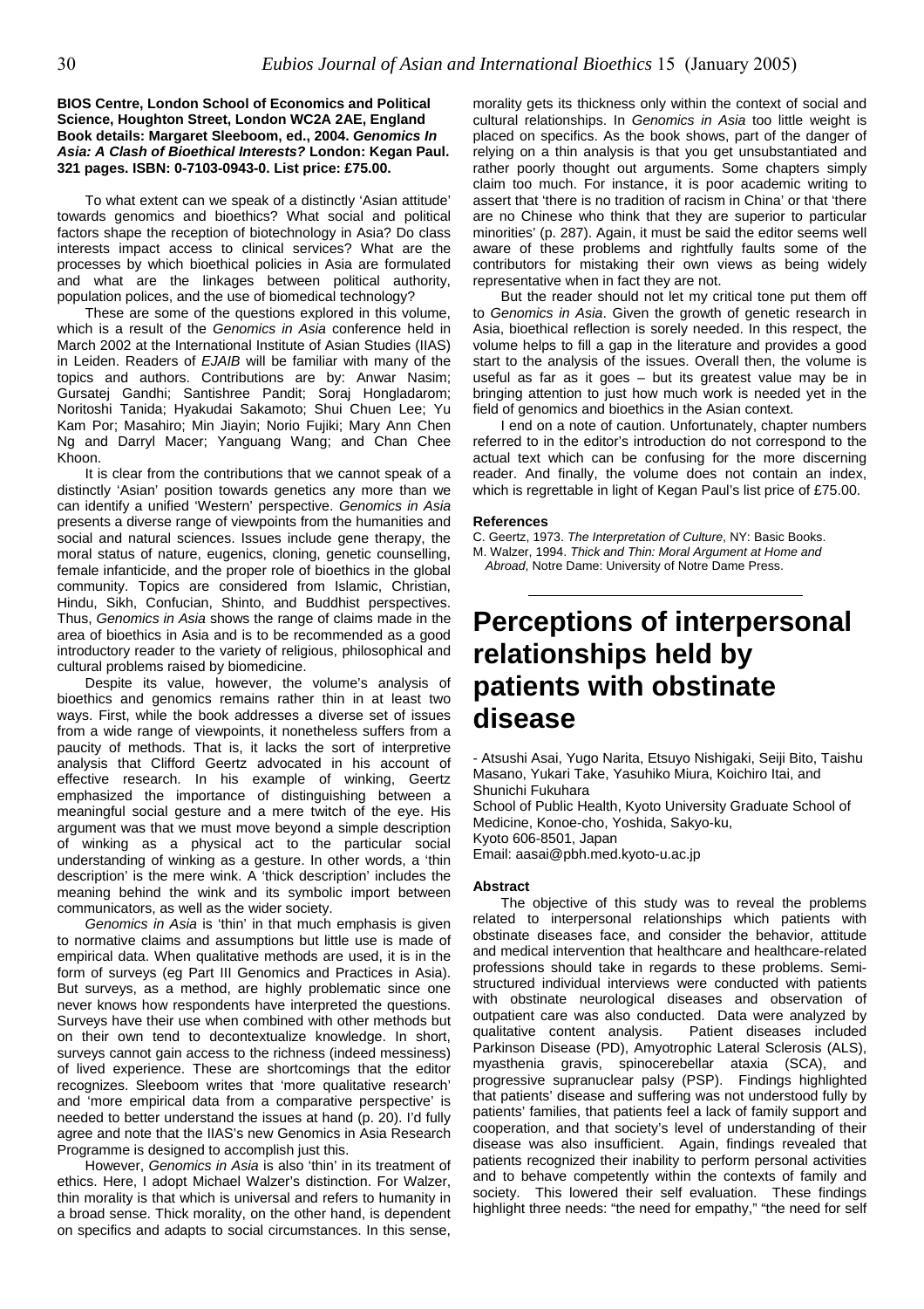**BIOS Centre, London School of Economics and Political Science, Houghton Street, London WC2A 2AE, England**
**Book details: Margaret Sleeboom, ed., 2004. *Genomics In Asia: A Clash of Bioethical Interests?* London: Kegan Paul. 321 pages. ISBN: 0-7103-0943-0. List price: £75.00.**

To what extent can we speak of a distinctly 'Asian attitude' towards genomics and bioethics? What social and political factors shape the reception of biotechnology in Asia? Do class interests impact access to clinical services? What are the processes by which bioethical policies in Asia are formulated and what are the linkages between political authority, population polices, and the use of biomedical technology?

These are some of the questions explored in this volume, which is a result of the *Genomics in Asia* conference held in March 2002 at the International Institute of Asian Studies (IIAS) in Leiden. Readers of *EJAIB* will be familiar with many of the topics and authors. Contributions are by: Anwar Nasim; Gursatej Gandhi; Santishree Pandit; Soraj Hongladarom; Noritoshi Tanida; Hyakudai Sakamoto; Shui Chuen Lee; Yu Kam Por; Masahiro; Min Jiayin; Norio Fujiki; Mary Ann Chen Ng and Darryl Macer; Yanguang Wang; and Chan Chee Khoon.

It is clear from the contributions that we cannot speak of a distinctly 'Asian' position towards genetics any more than we can identify a unified 'Western' perspective. *Genomics in Asia* presents a diverse range of viewpoints from the humanities and social and natural sciences. Issues include gene therapy, the moral status of nature, eugenics, cloning, genetic counselling, female infanticide, and the proper role of bioethics in the global community. Topics are considered from Islamic, Christian, Hindu, Sikh, Confucian, Shinto, and Buddhist perspectives. Thus, *Genomics in Asia* shows the range of claims made in the area of bioethics in Asia and is to be recommended as a good introductory reader to the variety of religious, philosophical and cultural problems raised by biomedicine.

Despite its value, however, the volume's analysis of bioethics and genomics remains rather thin in at least two ways. First, while the book addresses a diverse set of issues from a wide range of viewpoints, it nonetheless suffers from a paucity of methods. That is, it lacks the sort of interpretive analysis that Clifford Geertz advocated in his account of effective research. In his example of winking, Geertz emphasized the importance of distinguishing between a meaningful social gesture and a mere twitch of the eye. His argument was that we must move beyond a simple description of winking as a physical act to the particular social understanding of winking as a gesture. In other words, a 'thin description' is the mere wink. A 'thick description' includes the meaning behind the wink and its symbolic import between communicators, as well as the wider society.

*Genomics in Asia* is 'thin' in that much emphasis is given to normative claims and assumptions but little use is made of empirical data. When qualitative methods are used, it is in the form of surveys (eg Part III Genomics and Practices in Asia). But surveys, as a method, are highly problematic since one never knows how respondents have interpreted the questions. Surveys have their use when combined with other methods but on their own tend to decontextualize knowledge. In short, surveys cannot gain access to the richness (indeed messiness) of lived experience. These are shortcomings that the editor recognizes. Sleeboom writes that 'more qualitative research' and 'more empirical data from a comparative perspective' is needed to better understand the issues at hand (p. 20). I'd fully agree and note that the IIAS's new Genomics in Asia Research Programme is designed to accomplish just this.

However, *Genomics in Asia* is also 'thin' in its treatment of ethics. Here, I adopt Michael Walzer's distinction. For Walzer, thin morality is that which is universal and refers to humanity in a broad sense. Thick morality, on the other hand, is dependent on specifics and adapts to social circumstances. In this sense, morality gets its thickness only within the context of social and cultural relationships. In *Genomics in Asia* too little weight is placed on specifics. As the book shows, part of the danger of relying on a thin analysis is that you get unsubstantiated and rather poorly thought out arguments. Some chapters simply claim too much. For instance, it is poor academic writing to assert that 'there is no tradition of racism in China' or that 'there are no Chinese who think that they are superior to particular minorities' (p. 287). Again, it must be said the editor seems well aware of these problems and rightfully faults some of the contributors for mistaking their own views as being widely representative when in fact they are not.

But the reader should not let my critical tone put them off to *Genomics in Asia*. Given the growth of genetic research in Asia, bioethical reflection is sorely needed. In this respect, the volume helps to fill a gap in the literature and provides a good start to the analysis of the issues. Overall then, the volume is useful as far as it goes – but its greatest value may be in bringing attention to just how much work is needed yet in the field of genomics and bioethics in the Asian context.

I end on a note of caution. Unfortunately, chapter numbers referred to in the editor's introduction do not correspond to the actual text which can be confusing for the more discerning reader. And finally, the volume does not contain an index, which is regrettable in light of Kegan Paul's list price of £75.00.

**References**

C. Geertz, 1973. *The Interpretation of Culture*, NY: Basic Books.
M. Walzer, 1994. *Thick and Thin: Moral Argument at Home and Abroad*, Notre Dame: University of Notre Dame Press.

---

# Perceptions of interpersonal relationships held by patients with obstinate disease

- Atsushi Asai, Yugo Narita, Etsuyo Nishigaki, Seiji Bito, Taishu Masano, Yukari Take, Yasuhiko Miura, Koichiro Itai, and Shunichi Fukuhara
School of Public Health, Kyoto University Graduate School of Medicine, Konoe-cho, Yoshida, Sakyo-ku,
Kyoto 606-8501, Japan
Email: aasai@pbh.med.kyoto-u.ac.jp

**Abstract**

The objective of this study was to reveal the problems related to interpersonal relationships which patients with obstinate diseases face, and consider the behavior, attitude and medical intervention that healthcare and healthcare-related professions should take in regards to these problems. Semi-structured individual interviews were conducted with patients with obstinate neurological diseases and observation of outpatient care was also conducted. Data were analyzed by qualitative content analysis. Patient diseases included Parkinson Disease (PD), Amyotrophic Lateral Sclerosis (ALS), myasthenia gravis, spinocerebellar ataxia (SCA), and progressive supranuclear palsy (PSP). Findings highlighted that patients' disease and suffering was not understood fully by patients' families, that patients feel a lack of family support and cooperation, and that society's level of understanding of their disease was also insufficient. Again, findings revealed that patients recognized their inability to perform personal activities and to behave competently within the contexts of family and society. This lowered their self evaluation. These findings highlight three needs: "the need for empathy," "the need for self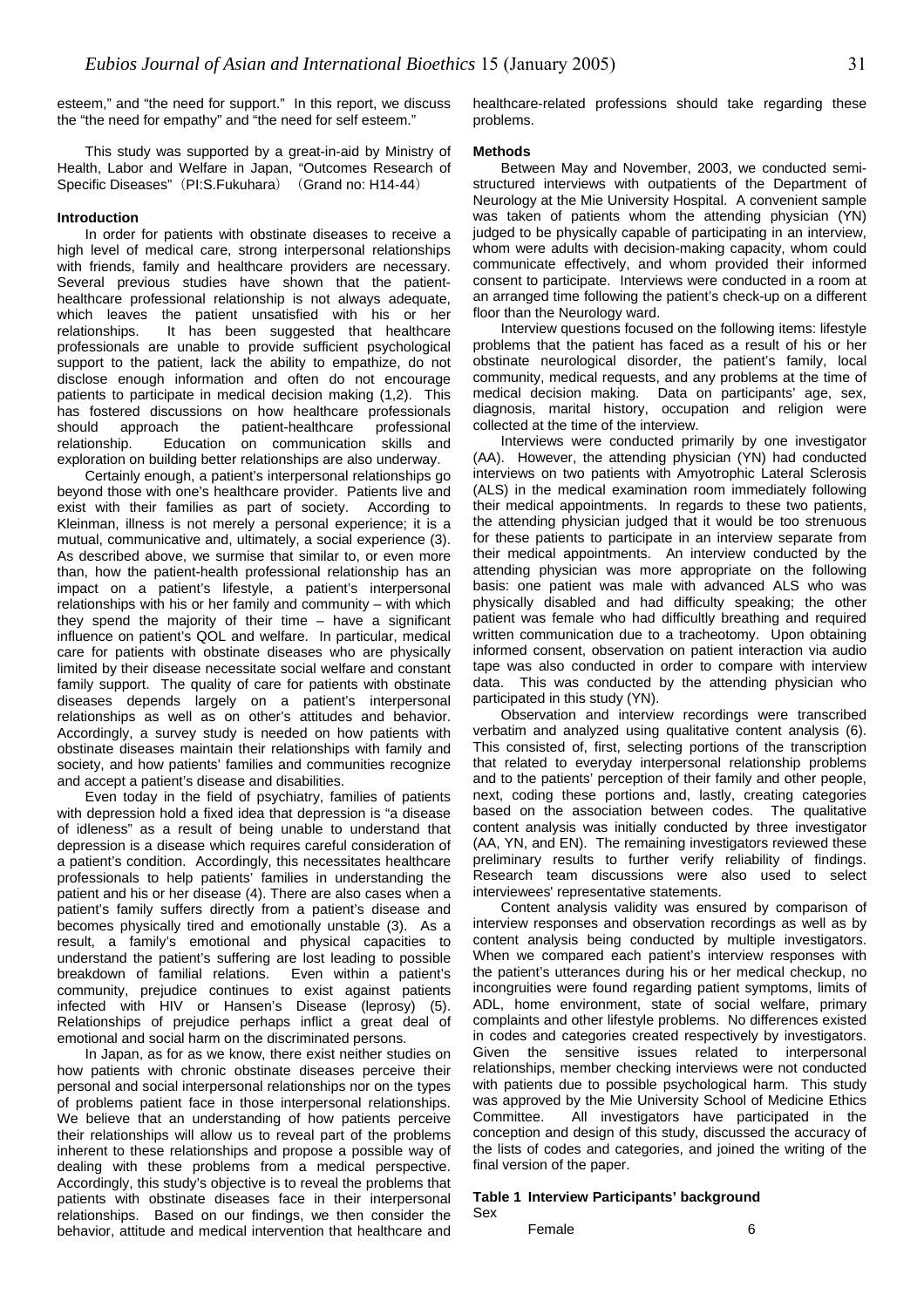esteem," and "the need for support." In this report, we discuss the "the need for empathy" and "the need for self esteem."

This study was supported by a great-in-aid by Ministry of Health, Labor and Welfare in Japan, "Outcomes Research of Specific Diseases"（PI:S.Fukuhara）（Grand no: H14-44）

**Introduction**

In order for patients with obstinate diseases to receive a high level of medical care, strong interpersonal relationships with friends, family and healthcare providers are necessary. Several previous studies have shown that the patient-healthcare professional relationship is not always adequate, which leaves the patient unsatisfied with his or her relationships. It has been suggested that healthcare professionals are unable to provide sufficient psychological support to the patient, lack the ability to empathize, do not disclose enough information and often do not encourage patients to participate in medical decision making (1,2). This has fostered discussions on how healthcare professionals should approach the patient-healthcare professional relationship. Education on communication skills and exploration on building better relationships are also underway.

Certainly enough, a patient's interpersonal relationships go beyond those with one's healthcare provider. Patients live and exist with their families as part of society. According to Kleinman, illness is not merely a personal experience; it is a mutual, communicative and, ultimately, a social experience (3). As described above, we surmise that similar to, or even more than, how the patient-health professional relationship has an impact on a patient's lifestyle, a patient's interpersonal relationships with his or her family and community – with which they spend the majority of their time – have a significant influence on patient's QOL and welfare. In particular, medical care for patients with obstinate diseases who are physically limited by their disease necessitate social welfare and constant family support. The quality of care for patients with obstinate diseases depends largely on a patient's interpersonal relationships as well as on other's attitudes and behavior. Accordingly, a survey study is needed on how patients with obstinate diseases maintain their relationships with family and society, and how patients' families and communities recognize and accept a patient's disease and disabilities.

Even today in the field of psychiatry, families of patients with depression hold a fixed idea that depression is "a disease of idleness" as a result of being unable to understand that depression is a disease which requires careful consideration of a patient's condition. Accordingly, this necessitates healthcare professionals to help patients' families in understanding the patient and his or her disease (4). There are also cases when a patient's family suffers directly from a patient's disease and becomes physically tired and emotionally unstable (3). As a result, a family's emotional and physical capacities to understand the patient's suffering are lost leading to possible breakdown of familial relations. Even within a patient's community, prejudice continues to exist against patients infected with HIV or Hansen's Disease (leprosy) (5). Relationships of prejudice perhaps inflict a great deal of emotional and social harm on the discriminated persons.

In Japan, as for as we know, there exist neither studies on how patients with chronic obstinate diseases perceive their personal and social interpersonal relationships nor on the types of problems patient face in those interpersonal relationships. We believe that an understanding of how patients perceive their relationships will allow us to reveal part of the problems inherent to these relationships and propose a possible way of dealing with these problems from a medical perspective. Accordingly, this study's objective is to reveal the problems that patients with obstinate diseases face in their interpersonal relationships. Based on our findings, we then consider the behavior, attitude and medical intervention that healthcare and healthcare-related professions should take regarding these problems.

**Methods**

Between May and November, 2003, we conducted semi-structured interviews with outpatients of the Department of Neurology at the Mie University Hospital. A convenient sample was taken of patients whom the attending physician (YN) judged to be physically capable of participating in an interview, whom were adults with decision-making capacity, whom could communicate effectively, and whom provided their informed consent to participate. Interviews were conducted in a room at an arranged time following the patient's check-up on a different floor than the Neurology ward.

Interview questions focused on the following items: lifestyle problems that the patient has faced as a result of his or her obstinate neurological disorder, the patient's family, local community, medical requests, and any problems at the time of medical decision making. Data on participants' age, sex, diagnosis, marital history, occupation and religion were collected at the time of the interview.

Interviews were conducted primarily by one investigator (AA). However, the attending physician (YN) had conducted interviews on two patients with Amyotrophic Lateral Sclerosis (ALS) in the medical examination room immediately following their medical appointments. In regards to these two patients, the attending physician judged that it would be too strenuous for these patients to participate in an interview separate from their medical appointments. An interview conducted by the attending physician was more appropriate on the following basis: one patient was male with advanced ALS who was physically disabled and had difficulty speaking; the other patient was female who had difficultly breathing and required written communication due to a tracheotomy. Upon obtaining informed consent, observation on patient interaction via audio tape was also conducted in order to compare with interview data. This was conducted by the attending physician who participated in this study (YN).

Observation and interview recordings were transcribed verbatim and analyzed using qualitative content analysis (6). This consisted of, first, selecting portions of the transcription that related to everyday interpersonal relationship problems and to the patients' perception of their family and other people, next, coding these portions and, lastly, creating categories based on the association between codes. The qualitative content analysis was initially conducted by three investigator (AA, YN, and EN). The remaining investigators reviewed these preliminary results to further verify reliability of findings. Research team discussions were also used to select interviewees' representative statements.

Content analysis validity was ensured by comparison of interview responses and observation recordings as well as by content analysis being conducted by multiple investigators. When we compared each patient's interview responses with the patient's utterances during his or her medical checkup, no incongruities were found regarding patient symptoms, limits of ADL, home environment, state of social welfare, primary complaints and other lifestyle problems. No differences existed in codes and categories created respectively by investigators. Given the sensitive issues related to interpersonal relationships, member checking interviews were not conducted with patients due to possible psychological harm. This study was approved by the Mie University School of Medicine Ethics Committee. All investigators have participated in the conception and design of this study, discussed the accuracy of the lists of codes and categories, and joined the writing of the final version of the paper.

**Table 1 Interview Participants' background**

| | |
|---|---|
| Sex | |
| Female | 6 |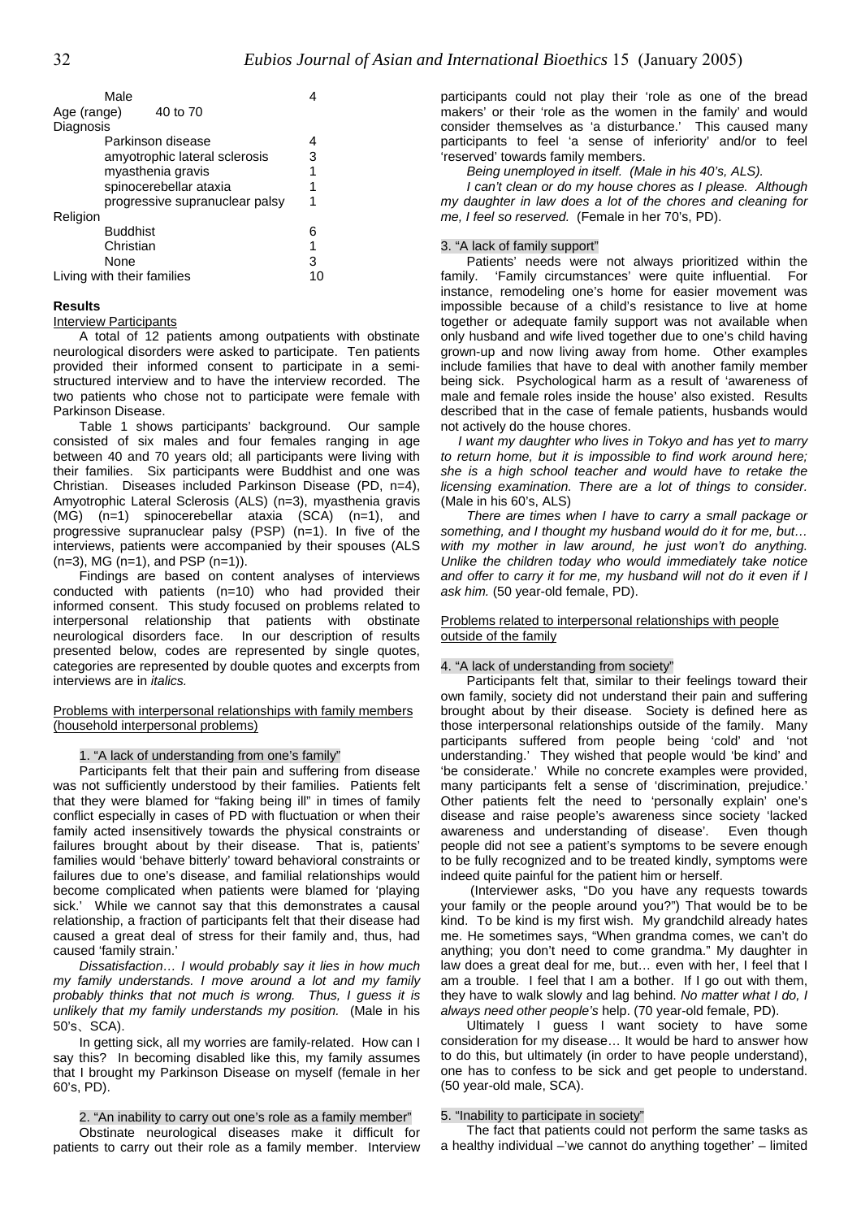| | |
|---|---|
| Male | 4 |
| Age (range) 40 to 70 | |
| Diagnosis | |
| Parkinson disease | 4 |
| amyotrophic lateral sclerosis | 3 |
| myasthenia gravis | 1 |
| spinocerebellar ataxia | 1 |
| progressive supranuclear palsy | 1 |
| Religion | |
| Buddhist | 6 |
| Christian | 1 |
| None | 3 |
| Living with their families | 10 |

**Results**

Interview Participants

A total of 12 patients among outpatients with obstinate neurological disorders were asked to participate. Ten patients provided their informed consent to participate in a semi-structured interview and to have the interview recorded. The two patients who chose not to participate were female with Parkinson Disease.

Table 1 shows participants' background. Our sample consisted of six males and four females ranging in age between 40 and 70 years old; all participants were living with their families. Six participants were Buddhist and one was Christian. Diseases included Parkinson Disease (PD, n=4), Amyotrophic Lateral Sclerosis (ALS) (n=3), myasthenia gravis (MG) (n=1) spinocerebellar ataxia (SCA) (n=1), and progressive supranuclear palsy (PSP) (n=1). In five of the interviews, patients were accompanied by their spouses (ALS (n=3), MG (n=1), and PSP (n=1)).

Findings are based on content analyses of interviews conducted with patients (n=10) who had provided their informed consent. This study focused on problems related to interpersonal relationship that patients with obstinate neurological disorders face. In our description of results presented below, codes are represented by single quotes, categories are represented by double quotes and excerpts from interviews are in *italics.*

Problems with interpersonal relationships with family members (household interpersonal problems)

1. "A lack of understanding from one's family"

Participants felt that their pain and suffering from disease was not sufficiently understood by their families. Patients felt that they were blamed for "faking being ill" in times of family conflict especially in cases of PD with fluctuation or when their family acted insensitively towards the physical constraints or failures brought about by their disease. That is, patients' families would 'behave bitterly' toward behavioral constraints or failures due to one's disease, and familial relationships would become complicated when patients were blamed for 'playing sick.' While we cannot say that this demonstrates a causal relationship, a fraction of participants felt that their disease had caused a great deal of stress for their family and, thus, had caused 'family strain.'

*Dissatisfaction… I would probably say it lies in how much my family understands. I move around a lot and my family probably thinks that not much is wrong. Thus, I guess it is unlikely that my family understands my position.* (Male in his 50's、SCA).

In getting sick, all my worries are family-related. How can I say this? In becoming disabled like this, my family assumes that I brought my Parkinson Disease on myself (female in her 60's, PD).

2. "An inability to carry out one's role as a family member"

Obstinate neurological diseases make it difficult for patients to carry out their role as a family member. Interview participants could not play their 'role as one of the bread makers' or their 'role as the women in the family' and would consider themselves as 'a disturbance.' This caused many participants to feel 'a sense of inferiority' and/or to feel 'reserved' towards family members.

*Being unemployed in itself. (Male in his 40's, ALS).*

*I can't clean or do my house chores as I please. Although my daughter in law does a lot of the chores and cleaning for me, I feel so reserved.* (Female in her 70's, PD).

3. "A lack of family support"

Patients' needs were not always prioritized within the family. 'Family circumstances' were quite influential. For instance, remodeling one's home for easier movement was impossible because of a child's resistance to live at home together or adequate family support was not available when only husband and wife lived together due to one's child having grown-up and now living away from home. Other examples include families that have to deal with another family member being sick. Psychological harm as a result of 'awareness of male and female roles inside the house' also existed. Results described that in the case of female patients, husbands would not actively do the house chores.

*I want my daughter who lives in Tokyo and has yet to marry to return home, but it is impossible to find work around here; she is a high school teacher and would have to retake the licensing examination. There are a lot of things to consider.* (Male in his 60's, ALS)

*There are times when I have to carry a small package or something, and I thought my husband would do it for me, but… with my mother in law around, he just won't do anything. Unlike the children today who would immediately take notice and offer to carry it for me, my husband will not do it even if I ask him.* (50 year-old female, PD).

Problems related to interpersonal relationships with people outside of the family

4. "A lack of understanding from society"

Participants felt that, similar to their feelings toward their own family, society did not understand their pain and suffering brought about by their disease. Society is defined here as those interpersonal relationships outside of the family. Many participants suffered from people being 'cold' and 'not understanding.' They wished that people would 'be kind' and 'be considerate.' While no concrete examples were provided, many participants felt a sense of 'discrimination, prejudice.' Other patients felt the need to 'personally explain' one's disease and raise people's awareness since society 'lacked awareness and understanding of disease'. Even though people did not see a patient's symptoms to be severe enough to be fully recognized and to be treated kindly, symptoms were indeed quite painful for the patient him or herself.

(Interviewer asks, "Do you have any requests towards your family or the people around you?") That would be to be kind. To be kind is my first wish. My grandchild already hates me. He sometimes says, "When grandma comes, we can't do anything; you don't need to come grandma." My daughter in law does a great deal for me, but… even with her, I feel that I am a trouble. I feel that I am a bother. If I go out with them, they have to walk slowly and lag behind. *No matter what I do, I always need other people's* help. (70 year-old female, PD).

Ultimately I guess I want society to have some consideration for my disease… It would be hard to answer how to do this, but ultimately (in order to have people understand), one has to confess to be sick and get people to understand. (50 year-old male, SCA).

5. "Inability to participate in society"

The fact that patients could not perform the same tasks as a healthy individual –'we cannot do anything together' – limited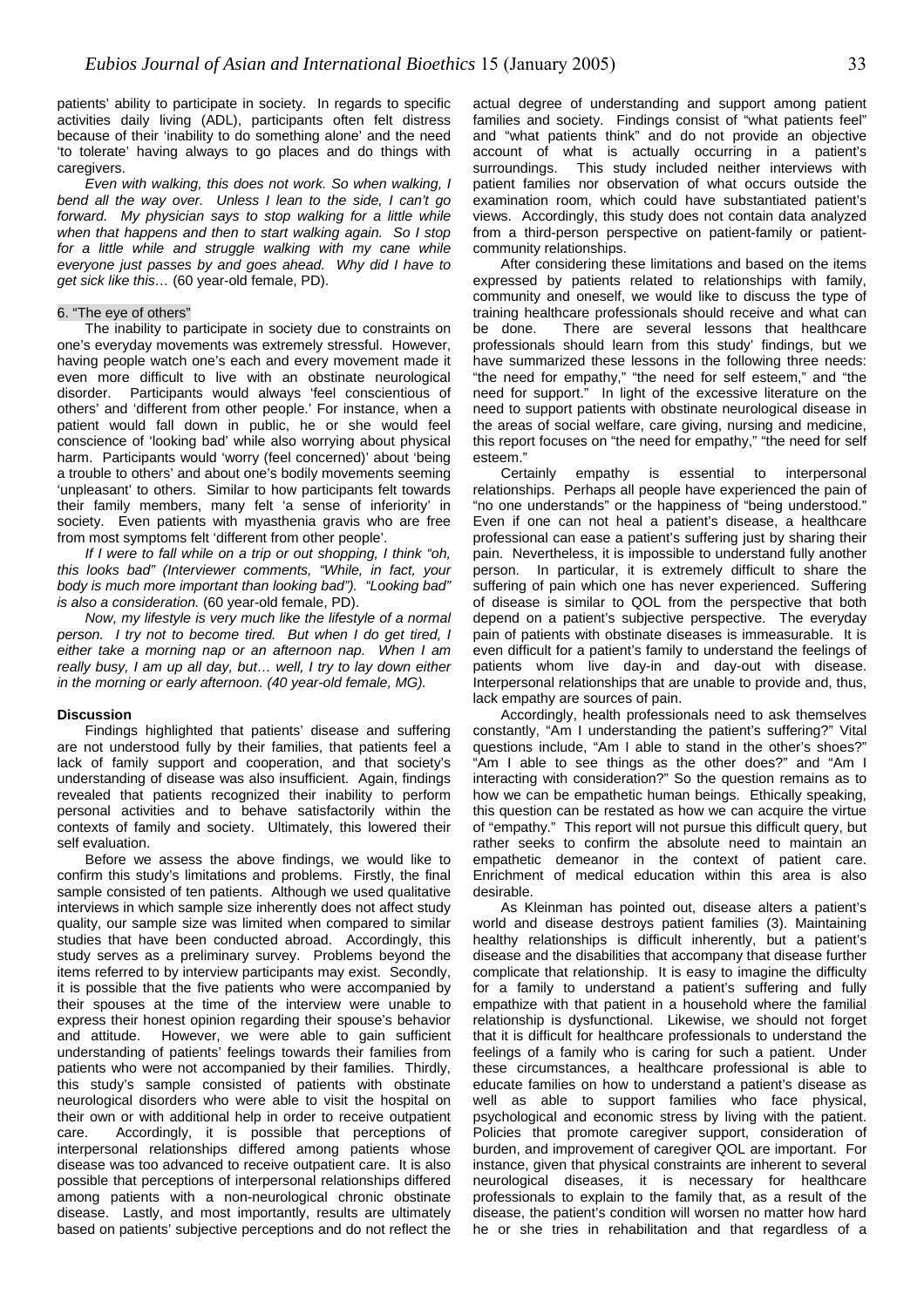patients' ability to participate in society. In regards to specific activities daily living (ADL), participants often felt distress because of their 'inability to do something alone' and the need 'to tolerate' having always to go places and do things with caregivers.

*Even with walking, this does not work. So when walking, I bend all the way over. Unless I lean to the side, I can't go forward. My physician says to stop walking for a little while when that happens and then to start walking again. So I stop for a little while and struggle walking with my cane while everyone just passes by and goes ahead. Why did I have to get sick like this…* (60 year-old female, PD).

### 6. "The eye of others"

The inability to participate in society due to constraints on one's everyday movements was extremely stressful. However, having people watch one's each and every movement made it even more difficult to live with an obstinate neurological disorder. Participants would always 'feel conscientious of others' and 'different from other people.' For instance, when a patient would fall down in public, he or she would feel conscience of 'looking bad' while also worrying about physical harm. Participants would 'worry (feel concerned)' about 'being a trouble to others' and about one's bodily movements seeming 'unpleasant' to others. Similar to how participants felt towards their family members, many felt 'a sense of inferiority' in society. Even patients with myasthenia gravis who are free from most symptoms felt 'different from other people'.

*If I were to fall while on a trip or out shopping, I think "oh, this looks bad" (Interviewer comments, "While, in fact, your body is much more important than looking bad"). "Looking bad" is also a consideration.* (60 year-old female, PD).

*Now, my lifestyle is very much like the lifestyle of a normal person. I try not to become tired. But when I do get tired, I either take a morning nap or an afternoon nap. When I am really busy, I am up all day, but… well, I try to lay down either in the morning or early afternoon. (40 year-old female, MG).*

## Discussion

Findings highlighted that patients' disease and suffering are not understood fully by their families, that patients feel a lack of family support and cooperation, and that society's understanding of disease was also insufficient. Again, findings revealed that patients recognized their inability to perform personal activities and to behave satisfactorily within the contexts of family and society. Ultimately, this lowered their self evaluation.

Before we assess the above findings, we would like to confirm this study's limitations and problems. Firstly, the final sample consisted of ten patients. Although we used qualitative interviews in which sample size inherently does not affect study quality, our sample size was limited when compared to similar studies that have been conducted abroad. Accordingly, this study serves as a preliminary survey. Problems beyond the items referred to by interview participants may exist. Secondly, it is possible that the five patients who were accompanied by their spouses at the time of the interview were unable to express their honest opinion regarding their spouse's behavior and attitude. However, we were able to gain sufficient understanding of patients' feelings towards their families from patients who were not accompanied by their families. Thirdly, this study's sample consisted of patients with obstinate neurological disorders who were able to visit the hospital on their own or with additional help in order to receive outpatient care. Accordingly, it is possible that perceptions of interpersonal relationships differed among patients whose disease was too advanced to receive outpatient care. It is also possible that perceptions of interpersonal relationships differed among patients with a non-neurological chronic obstinate disease. Lastly, and most importantly, results are ultimately based on patients' subjective perceptions and do not reflect the actual degree of understanding and support among patient families and society. Findings consist of "what patients feel" and "what patients think" and do not provide an objective account of what is actually occurring in a patient's surroundings. This study included neither interviews with patient families nor observation of what occurs outside the examination room, which could have substantiated patient's views. Accordingly, this study does not contain data analyzed from a third-person perspective on patient-family or patient-community relationships.

After considering these limitations and based on the items expressed by patients related to relationships with family, community and oneself, we would like to discuss the type of training healthcare professionals should receive and what can be done. There are several lessons that healthcare professionals should learn from this study' findings, but we have summarized these lessons in the following three needs: "the need for empathy," "the need for self esteem," and "the need for support." In light of the excessive literature on the need to support patients with obstinate neurological disease in the areas of social welfare, care giving, nursing and medicine, this report focuses on "the need for empathy," "the need for self esteem."

Certainly empathy is essential to interpersonal relationships. Perhaps all people have experienced the pain of "no one understands" or the happiness of "being understood." Even if one can not heal a patient's disease, a healthcare professional can ease a patient's suffering just by sharing their pain. Nevertheless, it is impossible to understand fully another person. In particular, it is extremely difficult to share the suffering of pain which one has never experienced. Suffering of disease is similar to QOL from the perspective that both depend on a patient's subjective perspective. The everyday pain of patients with obstinate diseases is immeasurable. It is even difficult for a patient's family to understand the feelings of patients whom live day-in and day-out with disease. Interpersonal relationships that are unable to provide and, thus, lack empathy are sources of pain.

Accordingly, health professionals need to ask themselves constantly, "Am I understanding the patient's suffering?" Vital questions include, "Am I able to stand in the other's shoes?" "Am I able to see things as the other does?" and "Am I interacting with consideration?" So the question remains as to how we can be empathetic human beings. Ethically speaking, this question can be restated as how we can acquire the virtue of "empathy." This report will not pursue this difficult query, but rather seeks to confirm the absolute need to maintain an empathetic demeanor in the context of patient care. Enrichment of medical education within this area is also desirable.

As Kleinman has pointed out, disease alters a patient's world and disease destroys patient families (3). Maintaining healthy relationships is difficult inherently, but a patient's disease and the disabilities that accompany that disease further complicate that relationship. It is easy to imagine the difficulty for a family to understand a patient's suffering and fully empathize with that patient in a household where the familial relationship is dysfunctional. Likewise, we should not forget that it is difficult for healthcare professionals to understand the feelings of a family who is caring for such a patient. Under these circumstances, a healthcare professional is able to educate families on how to understand a patient's disease as well as able to support families who face physical, psychological and economic stress by living with the patient. Policies that promote caregiver support, consideration of burden, and improvement of caregiver QOL are important. For instance, given that physical constraints are inherent to several neurological diseases, it is necessary for healthcare professionals to explain to the family that, as a result of the disease, the patient's condition will worsen no matter how hard he or she tries in rehabilitation and that regardless of a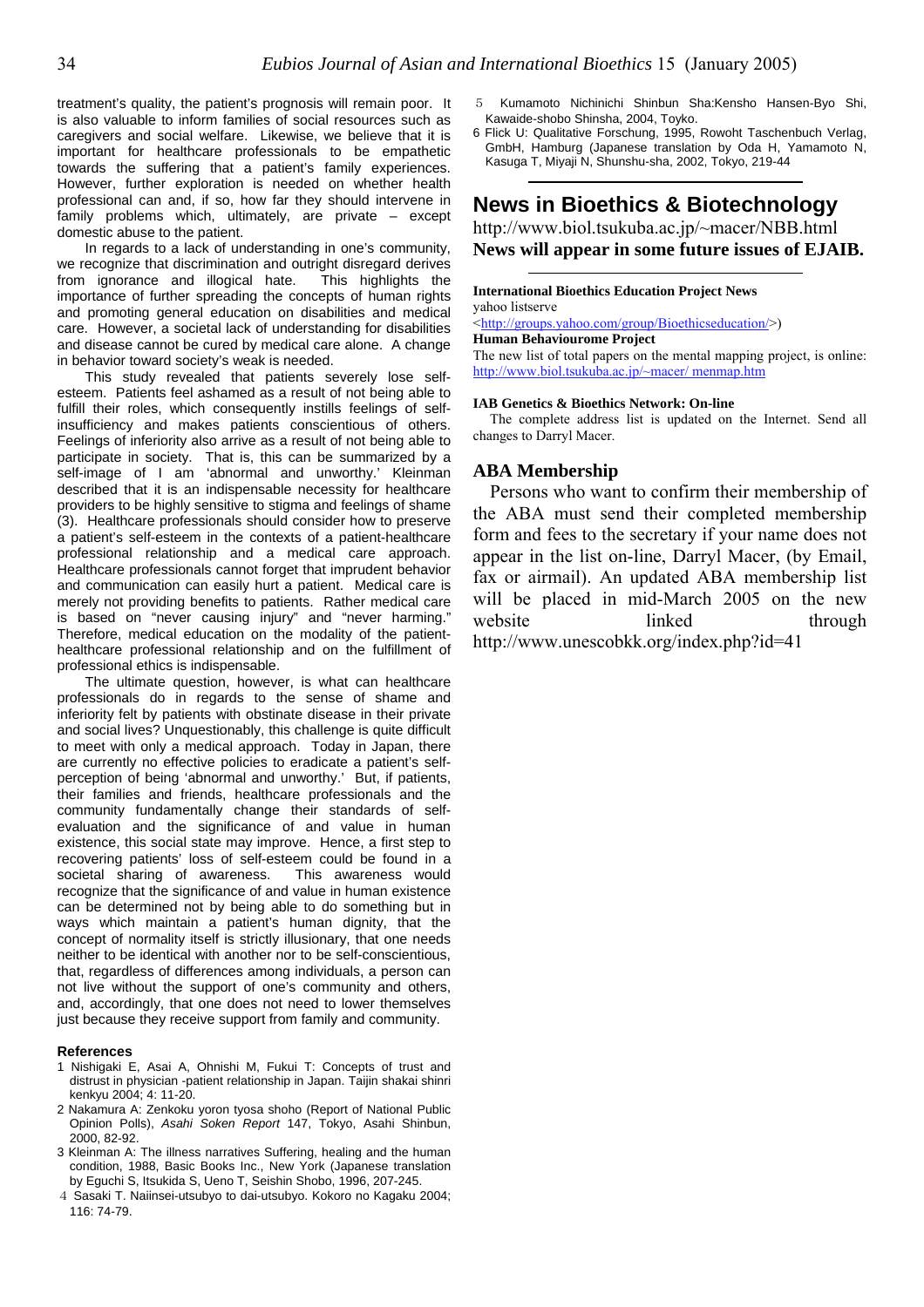treatment's quality, the patient's prognosis will remain poor. It is also valuable to inform families of social resources such as caregivers and social welfare. Likewise, we believe that it is important for healthcare professionals to be empathetic towards the suffering that a patient's family experiences. However, further exploration is needed on whether health professional can and, if so, how far they should intervene in family problems which, ultimately, are private – except domestic abuse to the patient.

In regards to a lack of understanding in one's community, we recognize that discrimination and outright disregard derives from ignorance and illogical hate. This highlights the importance of further spreading the concepts of human rights and promoting general education on disabilities and medical care. However, a societal lack of understanding for disabilities and disease cannot be cured by medical care alone. A change in behavior toward society's weak is needed.

This study revealed that patients severely lose self-esteem. Patients feel ashamed as a result of not being able to fulfill their roles, which consequently instills feelings of self-insufficiency and makes patients conscientious of others. Feelings of inferiority also arrive as a result of not being able to participate in society. That is, this can be summarized by a self-image of I am 'abnormal and unworthy.' Kleinman described that it is an indispensable necessity for healthcare providers to be highly sensitive to stigma and feelings of shame (3). Healthcare professionals should consider how to preserve a patient's self-esteem in the contexts of a patient-healthcare professional relationship and a medical care approach. Healthcare professionals cannot forget that imprudent behavior and communication can easily hurt a patient. Medical care is merely not providing benefits to patients. Rather medical care is based on "never causing injury" and "never harming." Therefore, medical education on the modality of the patient-healthcare professional relationship and on the fulfillment of professional ethics is indispensable.

The ultimate question, however, is what can healthcare professionals do in regards to the sense of shame and inferiority felt by patients with obstinate disease in their private and social lives? Unquestionably, this challenge is quite difficult to meet with only a medical approach. Today in Japan, there are currently no effective policies to eradicate a patient's self-perception of being 'abnormal and unworthy.' But, if patients, their families and friends, healthcare professionals and the community fundamentally change their standards of self-evaluation and the significance of and value in human existence, this social state may improve. Hence, a first step to recovering patients' loss of self-esteem could be found in a societal sharing of awareness. This awareness would recognize that the significance of and value in human existence can be determined not by being able to do something but in ways which maintain a patient's human dignity, that the concept of normality itself is strictly illusionary, that one needs neither to be identical with another nor to be self-conscientious, that, regardless of differences among individuals, a person can not live without the support of one's community and others, and, accordingly, that one does not need to lower themselves just because they receive support from family and community.

### References

1 Nishigaki E, Asai A, Ohnishi M, Fukui T: Concepts of trust and distrust in physician -patient relationship in Japan. Taijin shakai shinri kenkyu 2004; 4: 11-20.

2 Nakamura A: Zenkoku yoron tyosa shoho (Report of National Public Opinion Polls), *Asahi Soken Report* 147, Tokyo, Asahi Shinbun, 2000, 82-92.

3 Kleinman A: The illness narratives Suffering, healing and the human condition, 1988, Basic Books Inc., New York (Japanese translation by Eguchi S, Itsukida S, Ueno T, Seishin Shobo, 1996, 207-245.

4 Sasaki T. Naiinsei-utsubyo to dai-utsubyo. Kokoro no Kagaku 2004; 116: 74-79.

5 Kumamoto Nichinichi Shinbun Sha:Kensho Hansen-Byo Shi, Kawaide-shobo Shinsha, 2004, Toyko.

6 Flick U: Qualitative Forschung, 1995, Rowoht Taschenbuch Verlag, GmbH, Hamburg (Japanese translation by Oda H, Yamamoto N, Kasuga T, Miyaji N, Shunshu-sha, 2002, Tokyo, 219-44

## News in Bioethics & Biotechnology

http://www.biol.tsukuba.ac.jp/~macer/NBB.html

**News will appear in some future issues of EJAIB.**

**International Bioethics Education Project News**

yahoo listserve

<http://groups.yahoo.com/group/Bioethicseducation/>)

**Human Behaviourome Project**

The new list of total papers on the mental mapping project, is online: http://www.biol.tsukuba.ac.jp/~macer/ menmap.htm

**IAB Genetics & Bioethics Network: On-line**

The complete address list is updated on the Internet. Send all changes to Darryl Macer.

### ABA Membership

Persons who want to confirm their membership of the ABA must send their completed membership form and fees to the secretary if your name does not appear in the list on-line, Darryl Macer, (by Email, fax or airmail). An updated ABA membership list will be placed in mid-March 2005 on the new website linked through http://www.unescobkk.org/index.php?id=41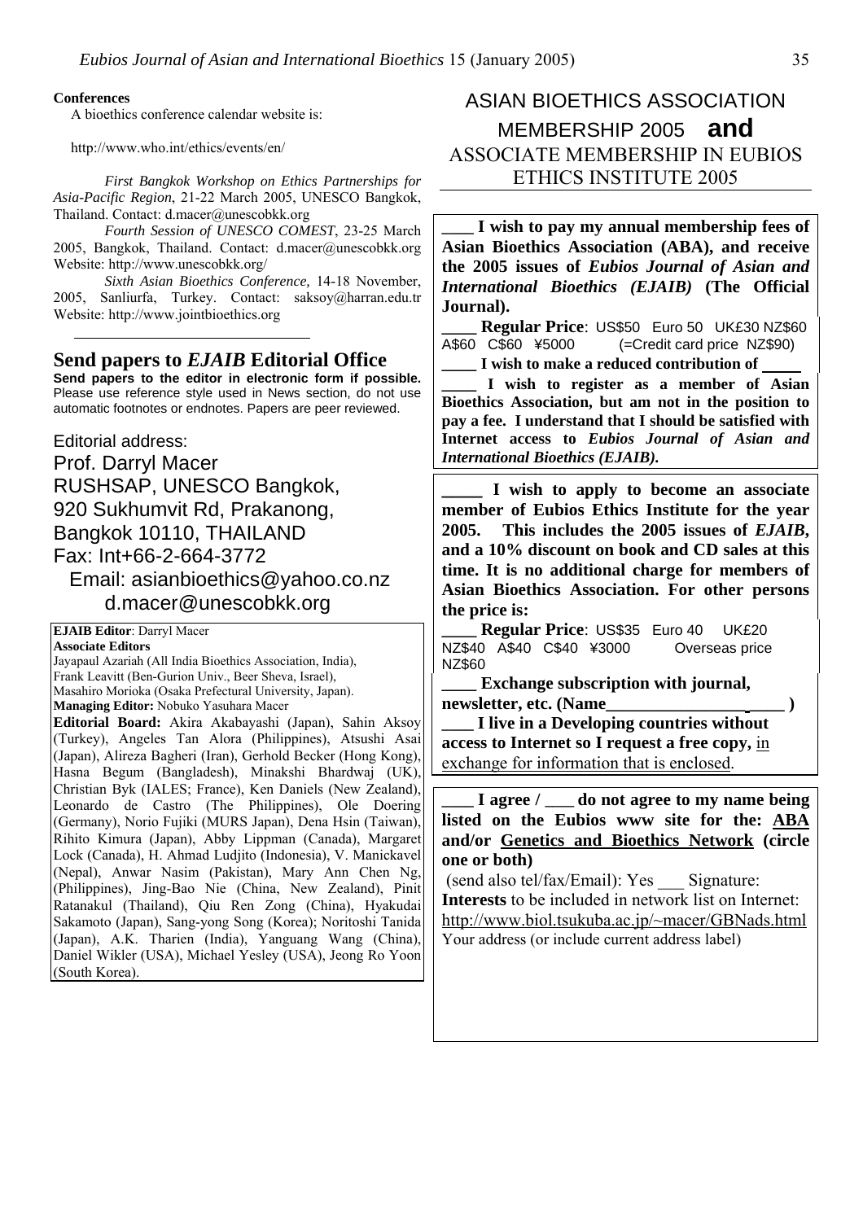**Conferences**

A bioethics conference calendar website is:

http://www.who.int/ethics/events/en/

*First Bangkok Workshop on Ethics Partnerships for Asia-Pacific Region*, 21-22 March 2005, UNESCO Bangkok, Thailand. Contact: d.macer@unescobkk.org

*Fourth Session of UNESCO COMEST*, 23-25 March 2005, Bangkok, Thailand. Contact: d.macer@unescobkk.org Website: http://www.unescobkk.org/

*Sixth Asian Bioethics Conference,* 14-18 November, 2005, Sanliurfa, Turkey. Contact: saksoy@harran.edu.tr Website: http://www.jointbioethics.org

## Send papers to *EJAIB* Editorial Office

**Send papers to the editor in electronic form if possible.** Please use reference style used in News section, do not use automatic footnotes or endnotes. Papers are peer reviewed.

Editorial address:

Prof. Darryl Macer
RUSHSAP, UNESCO Bangkok,
920 Sukhumvit Rd, Prakanong,
Bangkok 10110, THAILAND
Fax: Int+66-2-664-3772
Email: asianbioethics@yahoo.co.nz
d.macer@unescobkk.org

**EJAIB Editor**: Darryl Macer

**Associate Editors**

Jayapaul Azariah (All India Bioethics Association, India),
Frank Leavitt (Ben-Gurion Univ., Beer Sheva, Israel),
Masahiro Morioka (Osaka Prefectural University, Japan).

**Managing Editor:** Nobuko Yasuhara Macer

**Editorial Board:** Akira Akabayashi (Japan), Sahin Aksoy (Turkey), Angeles Tan Alora (Philippines), Atsushi Asai (Japan), Alireza Bagheri (Iran), Gerhold Becker (Hong Kong), Hasna Begum (Bangladesh), Minakshi Bhardwaj (UK), Christian Byk (IALES; France), Ken Daniels (New Zealand), Leonardo de Castro (The Philippines), Ole Doering (Germany), Norio Fujiki (MURS Japan), Dena Hsin (Taiwan), Rihito Kimura (Japan), Abby Lippman (Canada), Margaret Lock (Canada), H. Ahmad Ludjito (Indonesia), V. Manickavel (Nepal), Anwar Nasim (Pakistan), Mary Ann Chen Ng, (Philippines), Jing-Bao Nie (China, New Zealand), Pinit Ratanakul (Thailand), Qiu Ren Zong (China), Hyakudai Sakamoto (Japan), Sang-yong Song (Korea); Noritoshi Tanida (Japan), A.K. Tharien (India), Yanguang Wang (China), Daniel Wikler (USA), Michael Yesley (USA), Jeong Ro Yoon (South Korea).

## ASIAN BIOETHICS ASSOCIATION MEMBERSHIP 2005 **and** ASSOCIATE MEMBERSHIP IN EUBIOS ETHICS INSTITUTE 2005

**\_\_\_\_ I wish to pay my annual membership fees of Asian Bioethics Association (ABA), and receive the 2005 issues of *Eubios Journal of Asian and International Bioethics (EJAIB)* (The Official Journal).**

**\_\_\_\_ Regular Price**: US$50 Euro 50 UK£30 NZ$60 A$60 C$60 ¥5000 (=Credit card price NZ$90)

**\_\_\_\_ I wish to make a reduced contribution of \_\_\_\_**

**\_\_\_\_ I wish to register as a member of Asian Bioethics Association, but am not in the position to pay a fee. I understand that I should be satisfied with Internet access to *Eubios Journal of Asian and International Bioethics (EJAIB)*.**

**\_\_\_\_ I wish to apply to become an associate member of Eubios Ethics Institute for the year 2005. This includes the 2005 issues of *EJAIB*, and a 10% discount on book and CD sales at this time. It is no additional charge for members of Asian Bioethics Association. For other persons the price is:**

**\_\_\_\_ Regular Price**: US$35 Euro 40 UK£20 NZ$40 A$40 C$40 ¥3000 Overseas price NZ$60

**\_\_\_\_ Exchange subscription with journal, newsletter, etc. (Name\_\_\_\_\_\_\_\_\_\_\_\_\_\_\_\_\_\_\_\_ )**

**\_\_\_\_ I live in a Developing countries without access to Internet so I request a free copy,** in exchange for information that is enclosed.

**\_\_\_\_ I agree / \_\_\_\_ do not agree to my name being listed on the Eubios www site for the: ABA and/or Genetics and Bioethics Network (circle one or both)**

(send also tel/fax/Email): Yes \_\_\_ Signature:

**Interests** to be included in network list on Internet: http://www.biol.tsukuba.ac.jp/~macer/GBNads.html

Your address (or include current address label)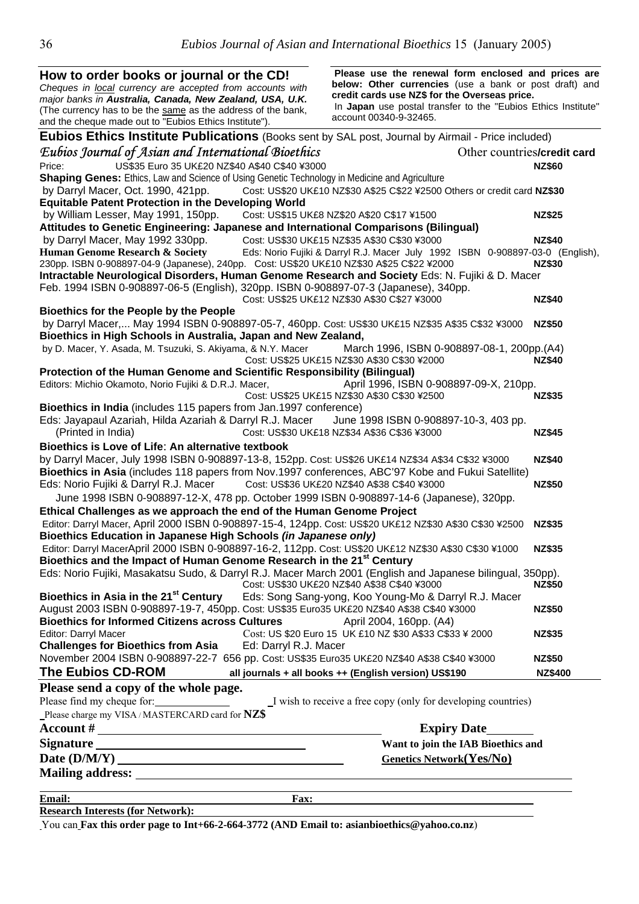## How to order books or journal or the CD!

*Cheques in local currency are accepted from accounts with major banks in* ***Australia, Canada, New Zealand, USA, U.K.*** (The currency has to be the same as the address of the bank, and the cheque made out to "Eubios Ethics Institute").

**Please use the renewal form enclosed and prices are below: Other currencies** (use a bank or post draft) and **credit cards use NZ$ for the Overseas price.**
In **Japan** use postal transfer to the "Eubios Ethics Institute" account 00340-9-32465.

## Eubios Ethics Institute Publications (Books sent by SAL post, Journal by Airmail - Price included)

| | Other countries/credit card |
|---|---|
| ***Eubios Journal of Asian and International Bioethics*** <br> Price: US$35 Euro 35 UK£20 NZ$40 A$40 C$40 ¥3000 | **NZ$60** |
| **Shaping Genes:** Ethics, Law and Science of Using Genetic Technology in Medicine and Agriculture <br> by Darryl Macer, Oct. 1990, 421pp. Cost: US$20 UK£10 NZ$30 A$25 C$22 ¥2500 Others or credit card | **NZ$30** |
| **Equitable Patent Protection in the Developing World** <br> by William Lesser, May 1991, 150pp. Cost: US$15 UK£8 NZ$20 A$20 C$17 ¥1500 | **NZ$25** |
| **Attitudes to Genetic Engineering: Japanese and International Comparisons (Bilingual)** <br> by Darryl Macer, May 1992 330pp. Cost: US$30 UK£15 NZ$35 A$30 C$30 ¥3000 | **NZ$40** |
| **Human Genome Research & Society** Eds: Norio Fujiki & Darryl R.J. Macer July 1992 ISBN 0-908897-03-0 (English), 230pp. ISBN 0-908897-04-9 (Japanese), 240pp. Cost: US$20 UK£10 NZ$30 A$25 C$22 ¥2000 | **NZ$30** |
| **Intractable Neurological Disorders, Human Genome Research and Society** Eds: N. Fujiki & D. Macer <br> Feb. 1994 ISBN 0-908897-06-5 (English), 320pp. ISBN 0-908897-07-3 (Japanese), 340pp. <br> Cost: US$25 UK£12 NZ$30 A$30 C$27 ¥3000 | **NZ$40** |
| **Bioethics for the People by the People** <br> by Darryl Macer,... May 1994 ISBN 0-908897-05-7, 460pp. Cost: US$30 UK£15 NZ$35 A$35 C$32 ¥3000 | **NZ$50** |
| **Bioethics in High Schools in Australia, Japan and New Zealand,** <br> by D. Macer, Y. Asada, M. Tsuzuki, S. Akiyama, & N.Y. Macer March 1996, ISBN 0-908897-08-1, 200pp.(A4) <br> Cost: US$25 UK£15 NZ$30 A$30 C$30 ¥2000 | **NZ$40** |
| **Protection of the Human Genome and Scientific Responsibility (Bilingual)** <br> Editors: Michio Okamoto, Norio Fujiki & D.R.J. Macer, April 1996, ISBN 0-908897-09-X, 210pp. <br> Cost: US$25 UK£15 NZ$30 A$30 C$30 ¥2500 | **NZ$35** |
| **Bioethics in India** (includes 115 papers from Jan.1997 conference) <br> Eds: Jayapaul Azariah, Hilda Azariah & Darryl R.J. Macer June 1998 ISBN 0-908897-10-3, 403 pp. <br> (Printed in India) Cost: US$30 UK£18 NZ$34 A$36 C$36 ¥3000 | **NZ$45** |
| **Bioethics is Love of Life: An alternative textbook** <br> by Darryl Macer, July 1998 ISBN 0-908897-13-8, 152pp. Cost: US$26 UK£14 NZ$34 A$34 C$32 ¥3000 | **NZ$40** |
| **Bioethics in Asia** (includes 118 papers from Nov.1997 conferences, ABC'97 Kobe and Fukui Satellite) <br> Eds: Norio Fujiki & Darryl R.J. Macer Cost: US$36 UK£20 NZ$40 A$38 C$40 ¥3000 <br> June 1998 ISBN 0-908897-12-X, 478 pp. October 1999 ISBN 0-908897-14-6 (Japanese), 320pp. | **NZ$50** |
| **Ethical Challenges as we approach the end of the Human Genome Project** <br> Editor: Darryl Macer, April 2000 ISBN 0-908897-15-4, 124pp. Cost: US$20 UK£12 NZ$30 A$30 C$30 ¥2500 | **NZ$35** |
| **Bioethics Education in Japanese High Schools *(in Japanese only)*** <br> Editor: Darryl MacerApril 2000 ISBN 0-908897-16-2, 112pp. Cost: US$20 UK£12 NZ$30 A$30 C$30 ¥1000 | **NZ$35** |
| **Bioethics and the Impact of Human Genome Research in the 21st Century** <br> Eds: Norio Fujiki, Masakatsu Sudo, & Darryl R.J. Macer March 2001 (English and Japanese bilingual, 350pp). <br> Cost: US$30 UK£20 NZ$40 A$38 C$40 ¥3000 | **NZ$50** |
| **Bioethics in Asia in the 21st Century** Eds: Song Sang-yong, Koo Young-Mo & Darryl R.J. Macer <br> August 2003 ISBN 0-908897-19-7, 450pp. Cost: US$35 Euro35 UK£20 NZ$40 A$38 C$40 ¥3000 | **NZ$50** |
| **Bioethics for Informed Citizens across Cultures** April 2004, 160pp. (A4) <br> Editor: Darryl Macer Cost: US $20 Euro 15 UK £10 NZ $30 A$33 C$33 ¥ 2000 | **NZ$35** |
| **Challenges for Bioethics from Asia** Ed: Darryl R.J. Macer <br> November 2004 ISBN 0-908897-22-7 656 pp. Cost: US$35 Euro35 UK£20 NZ$40 A$38 C$40 ¥3000 | **NZ$50** |
| **The Eubios CD-ROM** all journals + all books ++ (English version) US$190 | **NZ$400** |

**Please send a copy of the whole page.**

Please find my cheque for:_____________ _I wish to receive a free copy (only for developing countries)

_Please charge my VISA / MASTERCARD card for **NZ$**

**Account #** ______________________ **Expiry Date**________

**Signature** ______________________ **Want to join the IAB Bioethics and Genetics Network(Yes/No)**

**Date (D/M/Y)** ______________________

**Mailing address:** ______________________

**Email:** ______________ **Fax:** ______________

**Research Interests (for Network):** ______________

_You can **Fax this order page to Int+66-2-664-3772 (AND Email to: asianbioethics@yahoo.co.nz**)